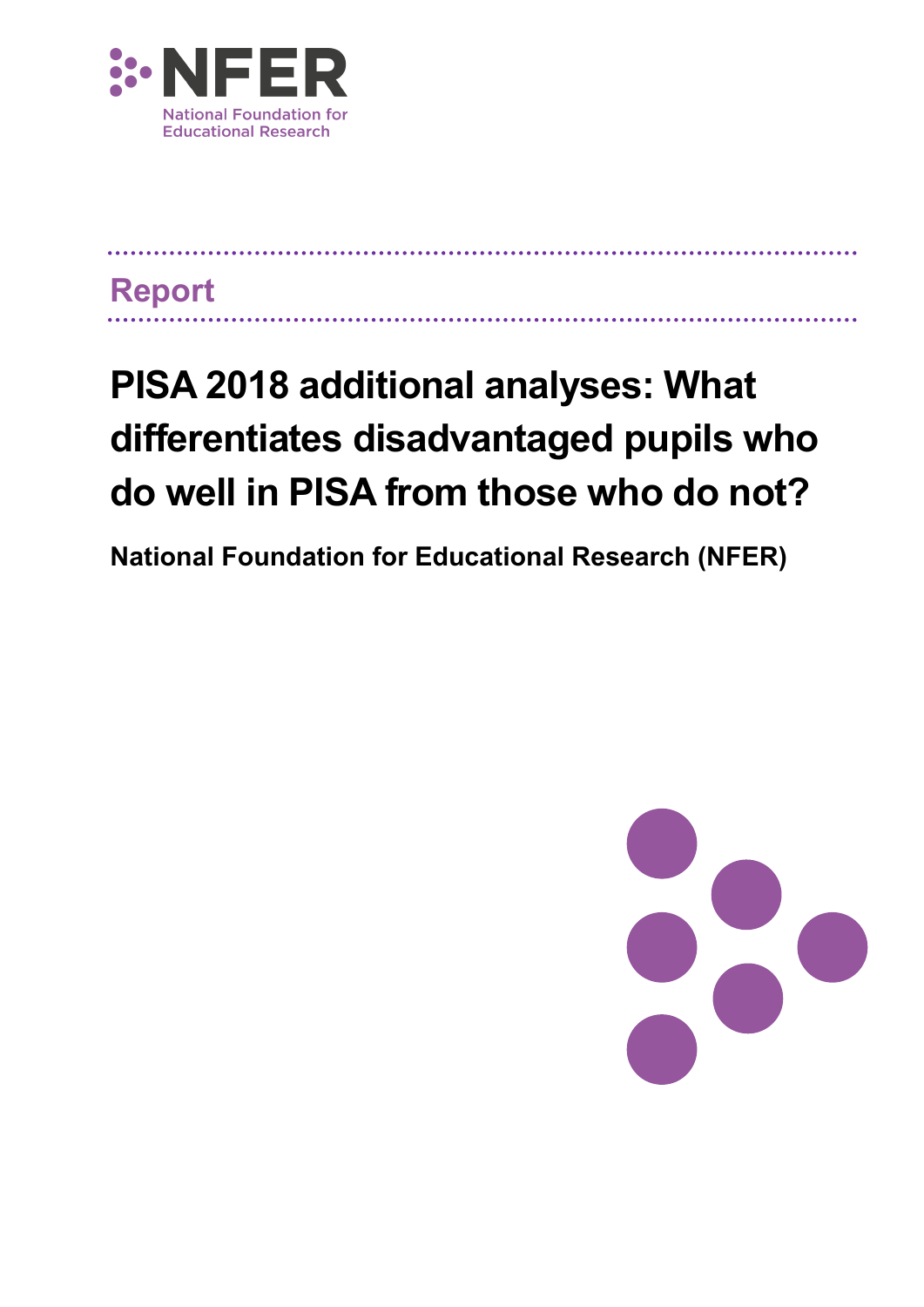NFER

National Foundation for Educational Research

Report

# PISA 2018 additional analyses: What differentiates disadvantaged pupils who do well in PISA from those who do not?

**National Foundation for Educational Research (NFER)**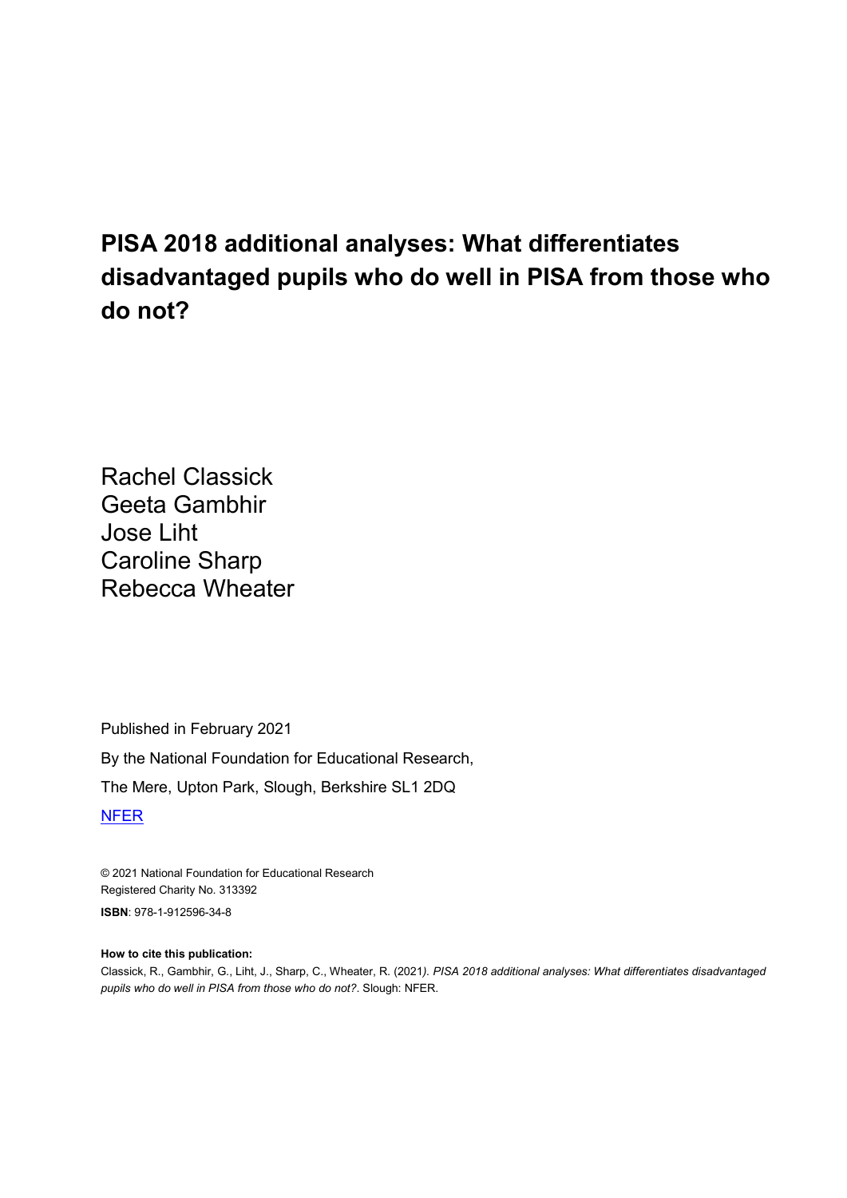# PISA 2018 additional analyses: What differentiates disadvantaged pupils who do well in PISA from those who do not?

Rachel Classick
Geeta Gambhir
Jose Liht
Caroline Sharp
Rebecca Wheater

Published in February 2021

By the National Foundation for Educational Research,

The Mere, Upton Park, Slough, Berkshire SL1 2DQ

NFER

© 2021 National Foundation for Educational Research
Registered Charity No. 313392

**ISBN**: 978-1-912596-34-8

**How to cite this publication:**

Classick, R., Gambhir, G., Liht, J., Sharp, C., Wheater, R. (2021). *PISA 2018 additional analyses: What differentiates disadvantaged pupils who do well in PISA from those who do not?*. Slough: NFER.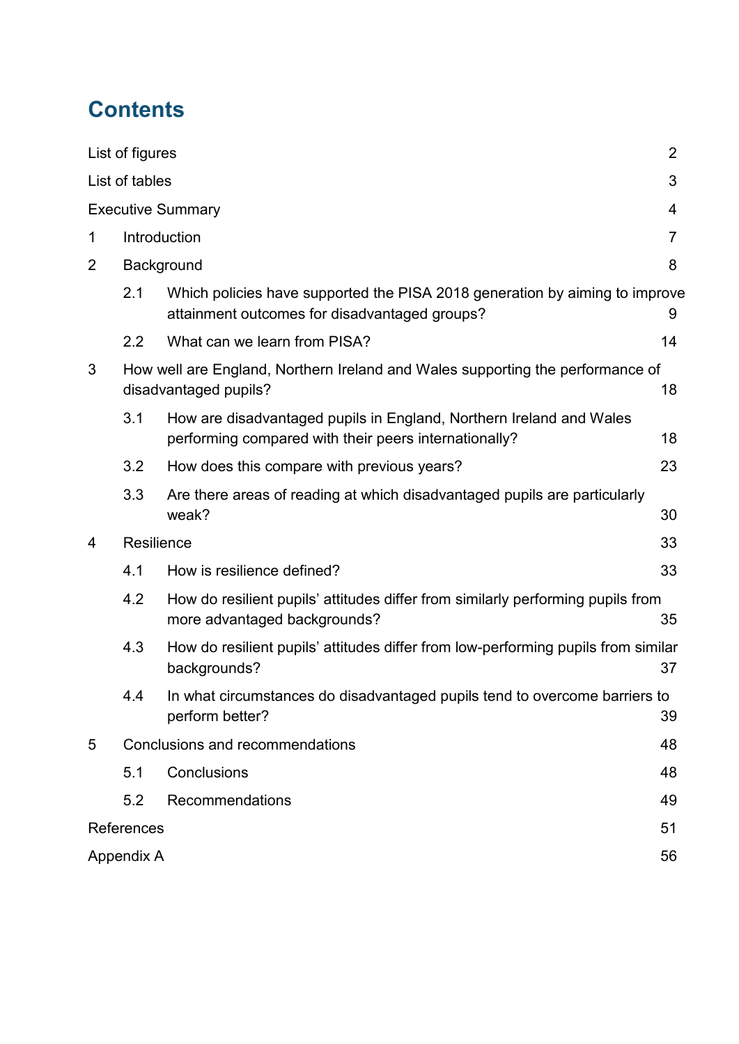# Contents

List of figures 2

List of tables 3

Executive Summary 4

1 Introduction 7

2 Background 8

- 2.1 Which policies have supported the PISA 2018 generation by aiming to improve attainment outcomes for disadvantaged groups? 9
- 2.2 What can we learn from PISA? 14

3 How well are England, Northern Ireland and Wales supporting the performance of disadvantaged pupils? 18

- 3.1 How are disadvantaged pupils in England, Northern Ireland and Wales performing compared with their peers internationally? 18
- 3.2 How does this compare with previous years? 23
- 3.3 Are there areas of reading at which disadvantaged pupils are particularly weak? 30

4 Resilience 33

- 4.1 How is resilience defined? 33
- 4.2 How do resilient pupils' attitudes differ from similarly performing pupils from more advantaged backgrounds? 35
- 4.3 How do resilient pupils' attitudes differ from low-performing pupils from similar backgrounds? 37
- 4.4 In what circumstances do disadvantaged pupils tend to overcome barriers to perform better? 39

5 Conclusions and recommendations 48

- 5.1 Conclusions 48
- 5.2 Recommendations 49

References 51

Appendix A 56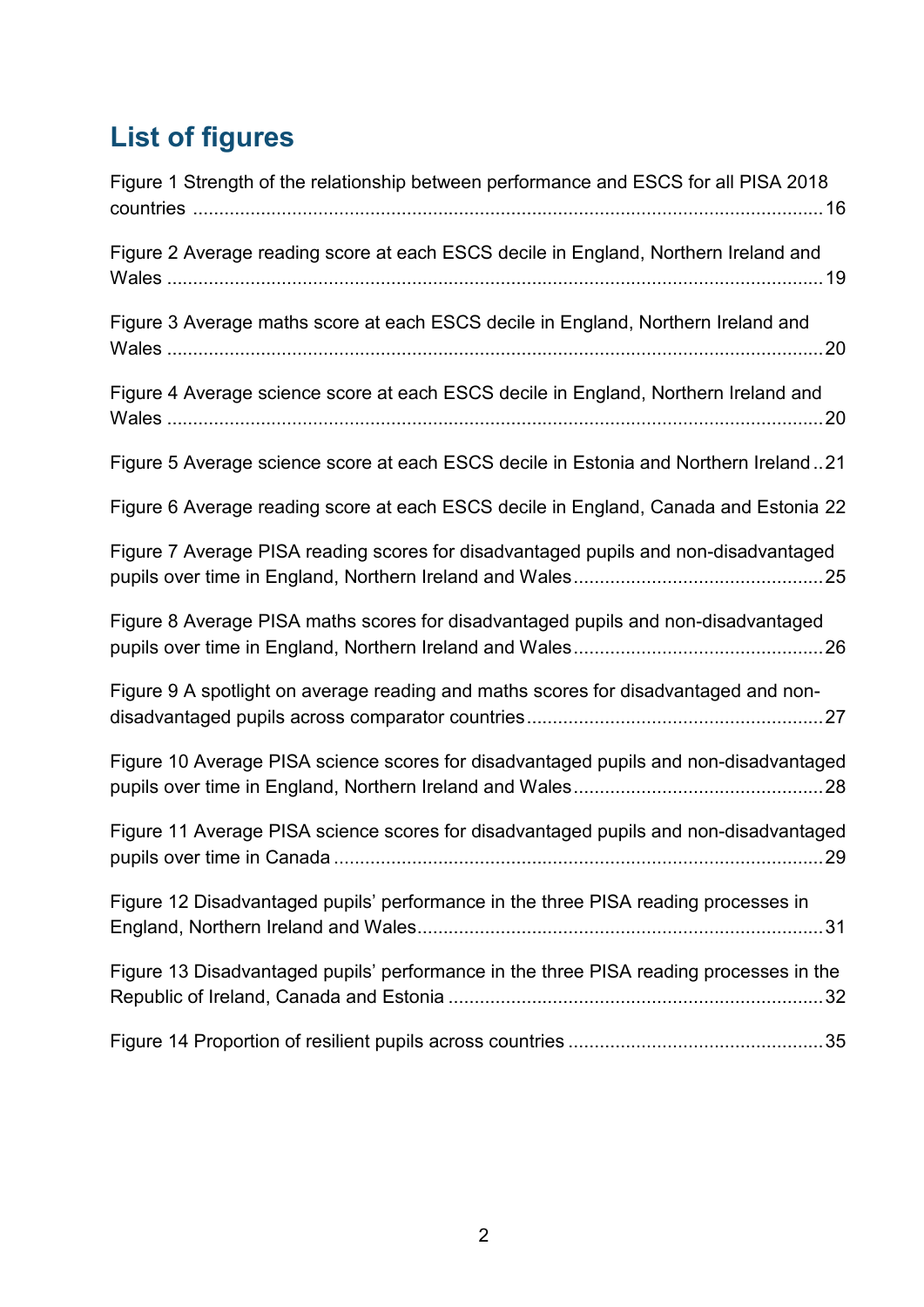# List of figures

Figure 1 Strength of the relationship between performance and ESCS for all PISA 2018 countries ........................................................................................................................ 16

Figure 2 Average reading score at each ESCS decile in England, Northern Ireland and Wales ............................................................................................................................. 19

Figure 3 Average maths score at each ESCS decile in England, Northern Ireland and Wales ............................................................................................................................. 20

Figure 4 Average science score at each ESCS decile in England, Northern Ireland and Wales ............................................................................................................................. 20

Figure 5 Average science score at each ESCS decile in Estonia and Northern Ireland .. 21

Figure 6 Average reading score at each ESCS decile in England, Canada and Estonia 22

Figure 7 Average PISA reading scores for disadvantaged pupils and non-disadvantaged pupils over time in England, Northern Ireland and Wales ................................................ 25

Figure 8 Average PISA maths scores for disadvantaged pupils and non-disadvantaged pupils over time in England, Northern Ireland and Wales ................................................ 26

Figure 9 A spotlight on average reading and maths scores for disadvantaged and non-disadvantaged pupils across comparator countries ........................................................ 27

Figure 10 Average PISA science scores for disadvantaged pupils and non-disadvantaged pupils over time in England, Northern Ireland and Wales ................................................ 28

Figure 11 Average PISA science scores for disadvantaged pupils and non-disadvantaged pupils over time in Canada ............................................................................................. 29

Figure 12 Disadvantaged pupils' performance in the three PISA reading processes in England, Northern Ireland and Wales ............................................................................. 31

Figure 13 Disadvantaged pupils' performance in the three PISA reading processes in the Republic of Ireland, Canada and Estonia ....................................................................... 32

Figure 14 Proportion of resilient pupils across countries ................................................ 35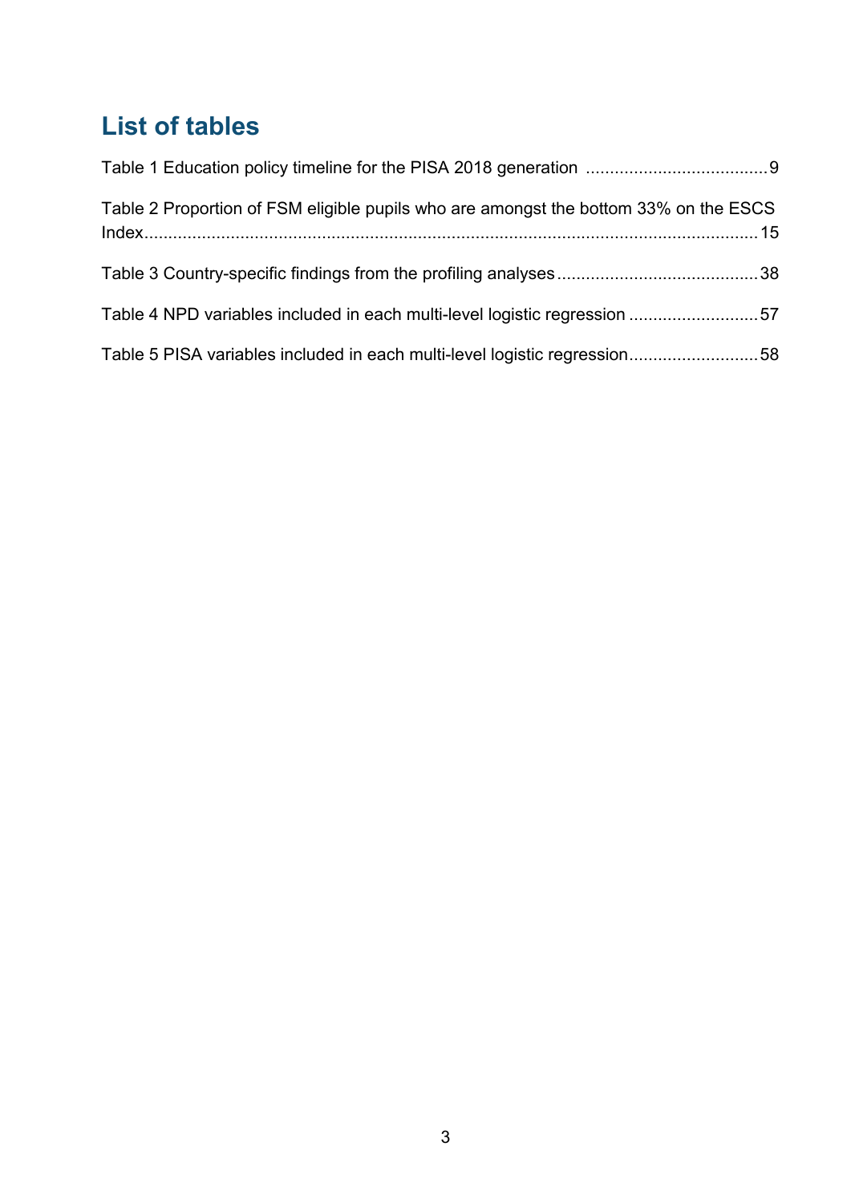# List of tables

Table 1 Education policy timeline for the PISA 2018 generation ...................................... 9

Table 2 Proportion of FSM eligible pupils who are amongst the bottom 33% on the ESCS Index................................................................................................................................ 15

Table 3 Country-specific findings from the profiling analyses .......................................... 38

Table 4 NPD variables included in each multi-level logistic regression ........................... 57

Table 5 PISA variables included in each multi-level logistic regression........................... 58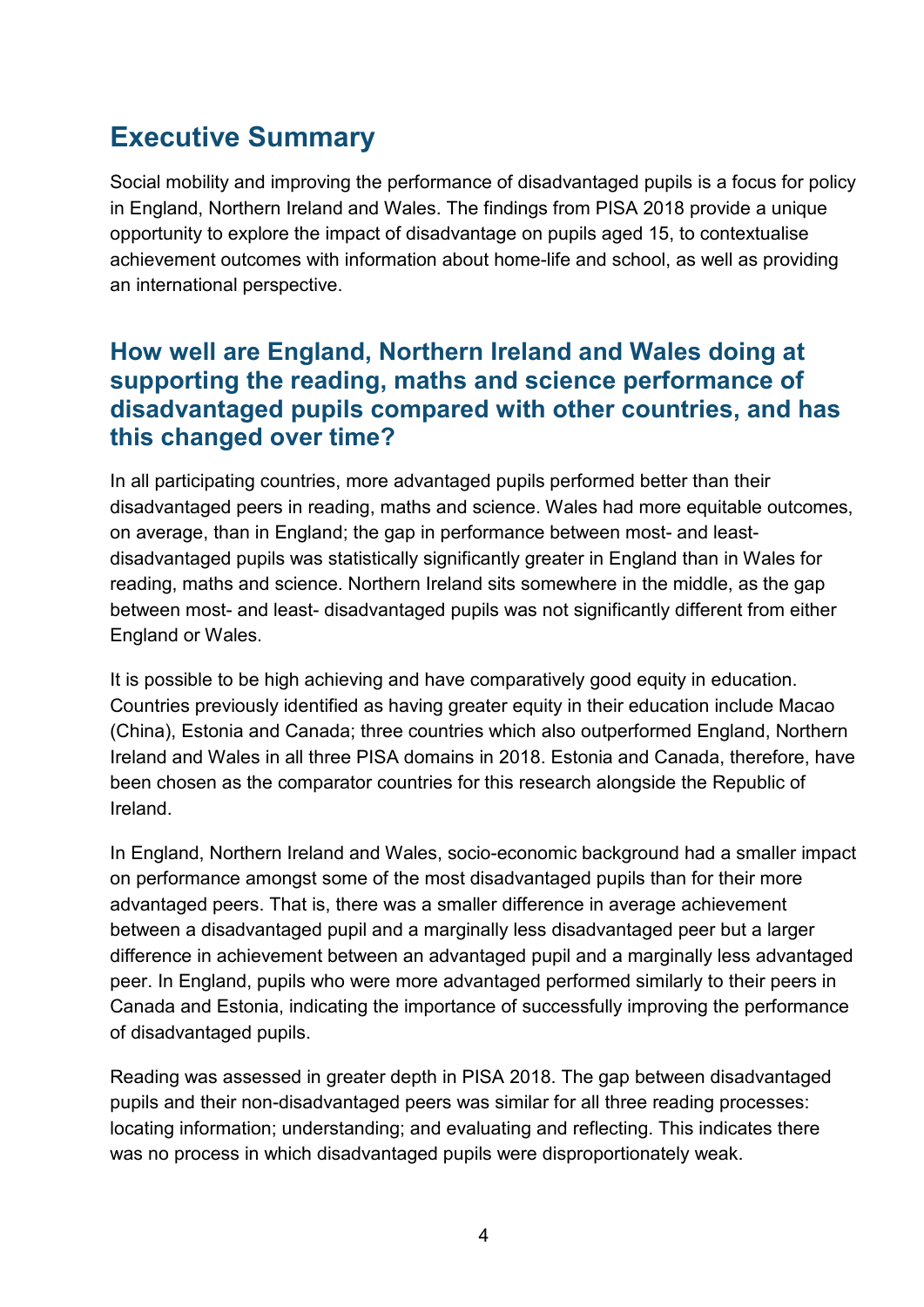# Executive Summary

Social mobility and improving the performance of disadvantaged pupils is a focus for policy in England, Northern Ireland and Wales. The findings from PISA 2018 provide a unique opportunity to explore the impact of disadvantage on pupils aged 15, to contextualise achievement outcomes with information about home-life and school, as well as providing an international perspective.

## How well are England, Northern Ireland and Wales doing at supporting the reading, maths and science performance of disadvantaged pupils compared with other countries, and has this changed over time?

In all participating countries, more advantaged pupils performed better than their disadvantaged peers in reading, maths and science. Wales had more equitable outcomes, on average, than in England; the gap in performance between most- and least-disadvantaged pupils was statistically significantly greater in England than in Wales for reading, maths and science. Northern Ireland sits somewhere in the middle, as the gap between most- and least- disadvantaged pupils was not significantly different from either England or Wales.

It is possible to be high achieving and have comparatively good equity in education. Countries previously identified as having greater equity in their education include Macao (China), Estonia and Canada; three countries which also outperformed England, Northern Ireland and Wales in all three PISA domains in 2018. Estonia and Canada, therefore, have been chosen as the comparator countries for this research alongside the Republic of Ireland.

In England, Northern Ireland and Wales, socio-economic background had a smaller impact on performance amongst some of the most disadvantaged pupils than for their more advantaged peers. That is, there was a smaller difference in average achievement between a disadvantaged pupil and a marginally less disadvantaged peer but a larger difference in achievement between an advantaged pupil and a marginally less advantaged peer. In England, pupils who were more advantaged performed similarly to their peers in Canada and Estonia, indicating the importance of successfully improving the performance of disadvantaged pupils.

Reading was assessed in greater depth in PISA 2018. The gap between disadvantaged pupils and their non-disadvantaged peers was similar for all three reading processes: locating information; understanding; and evaluating and reflecting. This indicates there was no process in which disadvantaged pupils were disproportionately weak.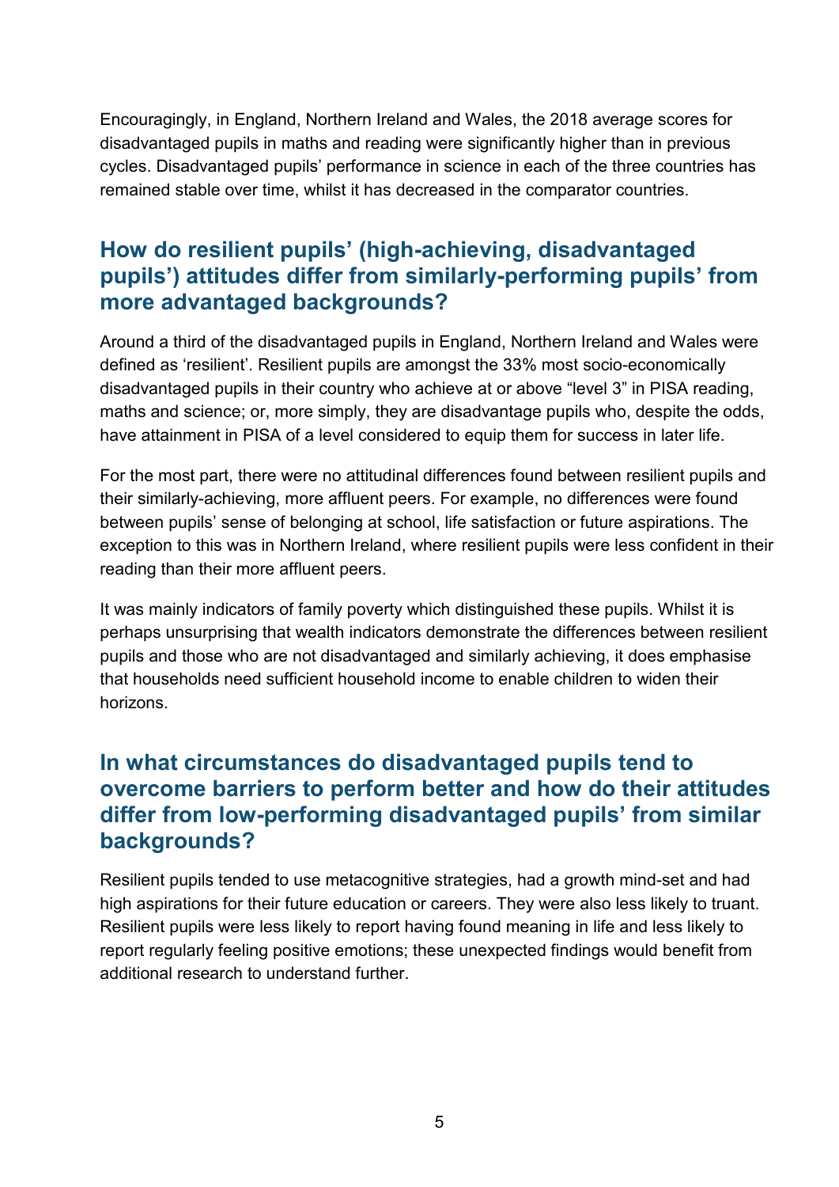Encouragingly, in England, Northern Ireland and Wales, the 2018 average scores for disadvantaged pupils in maths and reading were significantly higher than in previous cycles. Disadvantaged pupils' performance in science in each of the three countries has remained stable over time, whilst it has decreased in the comparator countries.

## How do resilient pupils' (high-achieving, disadvantaged pupils') attitudes differ from similarly-performing pupils' from more advantaged backgrounds?

Around a third of the disadvantaged pupils in England, Northern Ireland and Wales were defined as 'resilient'. Resilient pupils are amongst the 33% most socio-economically disadvantaged pupils in their country who achieve at or above "level 3" in PISA reading, maths and science; or, more simply, they are disadvantage pupils who, despite the odds, have attainment in PISA of a level considered to equip them for success in later life.

For the most part, there were no attitudinal differences found between resilient pupils and their similarly-achieving, more affluent peers. For example, no differences were found between pupils' sense of belonging at school, life satisfaction or future aspirations. The exception to this was in Northern Ireland, where resilient pupils were less confident in their reading than their more affluent peers.

It was mainly indicators of family poverty which distinguished these pupils. Whilst it is perhaps unsurprising that wealth indicators demonstrate the differences between resilient pupils and those who are not disadvantaged and similarly achieving, it does emphasise that households need sufficient household income to enable children to widen their horizons.

## In what circumstances do disadvantaged pupils tend to overcome barriers to perform better and how do their attitudes differ from low-performing disadvantaged pupils' from similar backgrounds?

Resilient pupils tended to use metacognitive strategies, had a growth mind-set and had high aspirations for their future education or careers. They were also less likely to truant. Resilient pupils were less likely to report having found meaning in life and less likely to report regularly feeling positive emotions; these unexpected findings would benefit from additional research to understand further.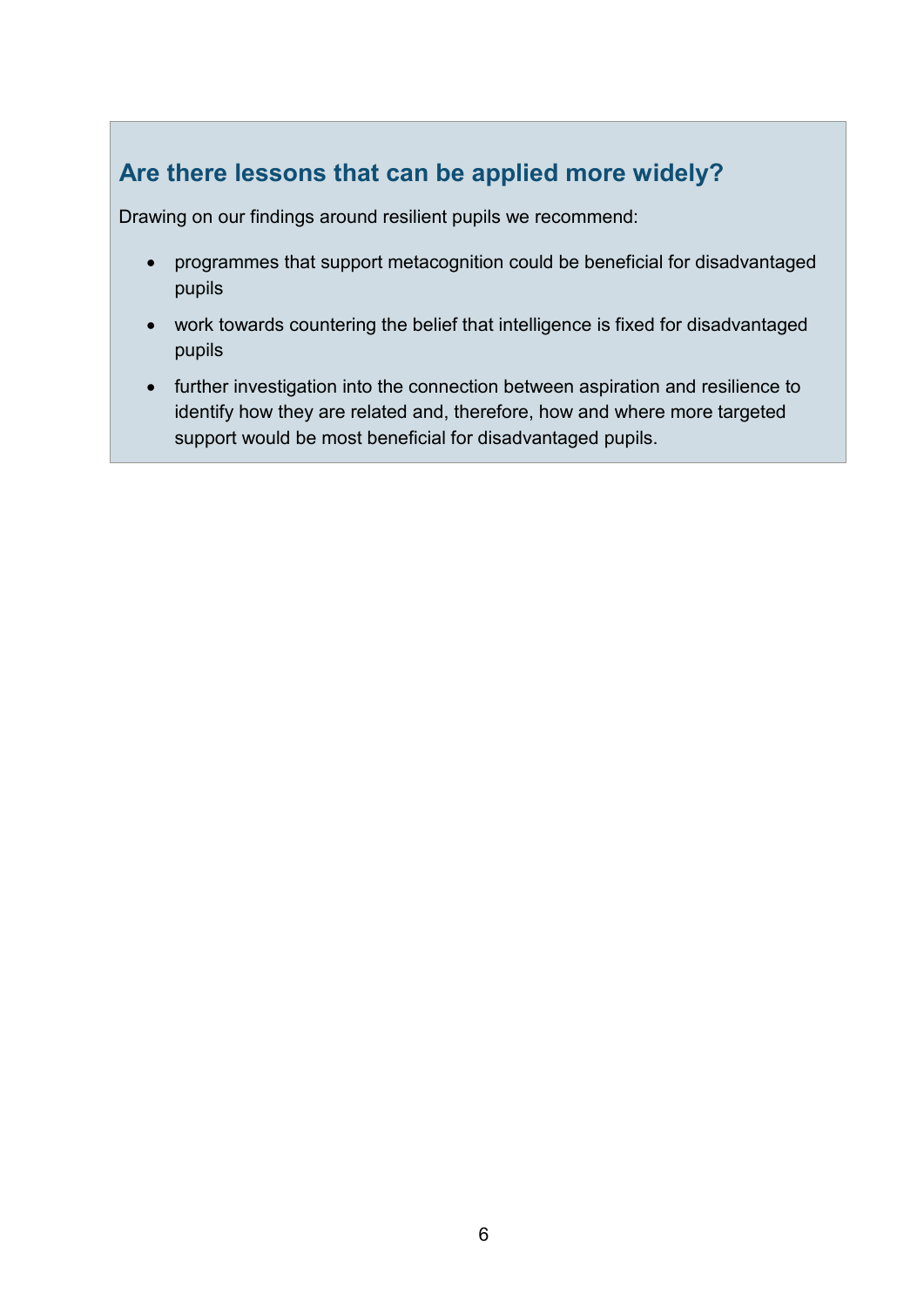## Are there lessons that can be applied more widely?

Drawing on our findings around resilient pupils we recommend:

- programmes that support metacognition could be beneficial for disadvantaged pupils
- work towards countering the belief that intelligence is fixed for disadvantaged pupils
- further investigation into the connection between aspiration and resilience to identify how they are related and, therefore, how and where more targeted support would be most beneficial for disadvantaged pupils.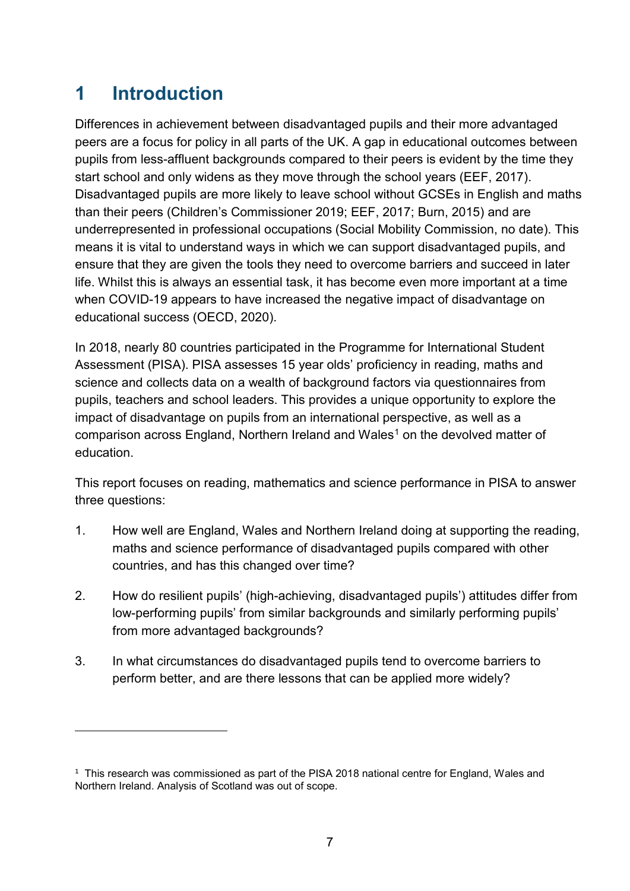# 1 Introduction

Differences in achievement between disadvantaged pupils and their more advantaged peers are a focus for policy in all parts of the UK. A gap in educational outcomes between pupils from less-affluent backgrounds compared to their peers is evident by the time they start school and only widens as they move through the school years (EEF, 2017). Disadvantaged pupils are more likely to leave school without GCSEs in English and maths than their peers (Children's Commissioner 2019; EEF, 2017; Burn, 2015) and are underrepresented in professional occupations (Social Mobility Commission, no date). This means it is vital to understand ways in which we can support disadvantaged pupils, and ensure that they are given the tools they need to overcome barriers and succeed in later life. Whilst this is always an essential task, it has become even more important at a time when COVID-19 appears to have increased the negative impact of disadvantage on educational success (OECD, 2020).

In 2018, nearly 80 countries participated in the Programme for International Student Assessment (PISA). PISA assesses 15 year olds' proficiency in reading, maths and science and collects data on a wealth of background factors via questionnaires from pupils, teachers and school leaders. This provides a unique opportunity to explore the impact of disadvantage on pupils from an international perspective, as well as a comparison across England, Northern Ireland and Wales[1] on the devolved matter of education.

This report focuses on reading, mathematics and science performance in PISA to answer three questions:

1. How well are England, Wales and Northern Ireland doing at supporting the reading, maths and science performance of disadvantaged pupils compared with other countries, and has this changed over time?
2. How do resilient pupils' (high-achieving, disadvantaged pupils') attitudes differ from low-performing pupils' from similar backgrounds and similarly performing pupils' from more advantaged backgrounds?
3. In what circumstances do disadvantaged pupils tend to overcome barriers to perform better, and are there lessons that can be applied more widely?

---

[1] This research was commissioned as part of the PISA 2018 national centre for England, Wales and Northern Ireland. Analysis of Scotland was out of scope.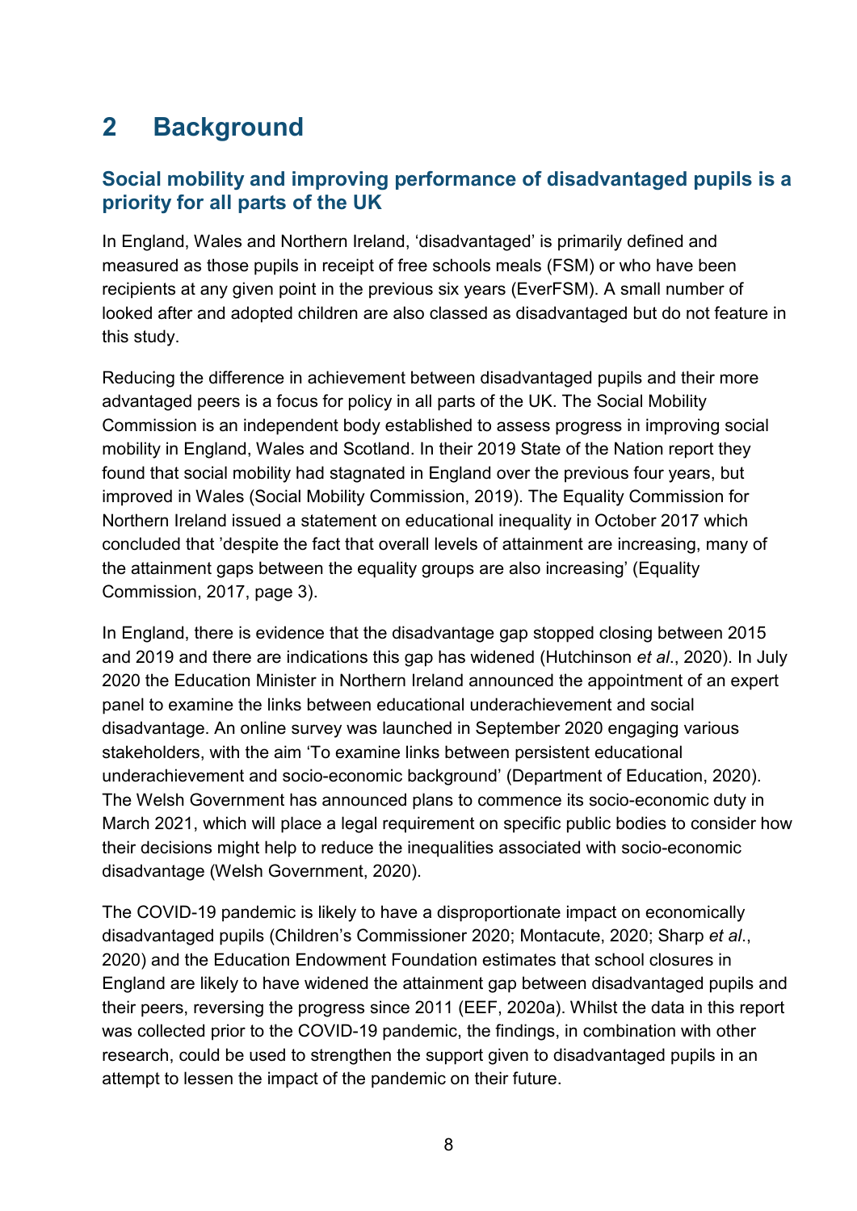# 2 Background

## Social mobility and improving performance of disadvantaged pupils is a priority for all parts of the UK

In England, Wales and Northern Ireland, 'disadvantaged' is primarily defined and measured as those pupils in receipt of free schools meals (FSM) or who have been recipients at any given point in the previous six years (EverFSM). A small number of looked after and adopted children are also classed as disadvantaged but do not feature in this study.

Reducing the difference in achievement between disadvantaged pupils and their more advantaged peers is a focus for policy in all parts of the UK. The Social Mobility Commission is an independent body established to assess progress in improving social mobility in England, Wales and Scotland. In their 2019 State of the Nation report they found that social mobility had stagnated in England over the previous four years, but improved in Wales (Social Mobility Commission, 2019). The Equality Commission for Northern Ireland issued a statement on educational inequality in October 2017 which concluded that 'despite the fact that overall levels of attainment are increasing, many of the attainment gaps between the equality groups are also increasing' (Equality Commission, 2017, page 3).

In England, there is evidence that the disadvantage gap stopped closing between 2015 and 2019 and there are indications this gap has widened (Hutchinson *et al*., 2020). In July 2020 the Education Minister in Northern Ireland announced the appointment of an expert panel to examine the links between educational underachievement and social disadvantage. An online survey was launched in September 2020 engaging various stakeholders, with the aim 'To examine links between persistent educational underachievement and socio-economic background' (Department of Education, 2020). The Welsh Government has announced plans to commence its socio-economic duty in March 2021, which will place a legal requirement on specific public bodies to consider how their decisions might help to reduce the inequalities associated with socio-economic disadvantage (Welsh Government, 2020).

The COVID-19 pandemic is likely to have a disproportionate impact on economically disadvantaged pupils (Children's Commissioner 2020; Montacute, 2020; Sharp *et al*., 2020) and the Education Endowment Foundation estimates that school closures in England are likely to have widened the attainment gap between disadvantaged pupils and their peers, reversing the progress since 2011 (EEF, 2020a). Whilst the data in this report was collected prior to the COVID-19 pandemic, the findings, in combination with other research, could be used to strengthen the support given to disadvantaged pupils in an attempt to lessen the impact of the pandemic on their future.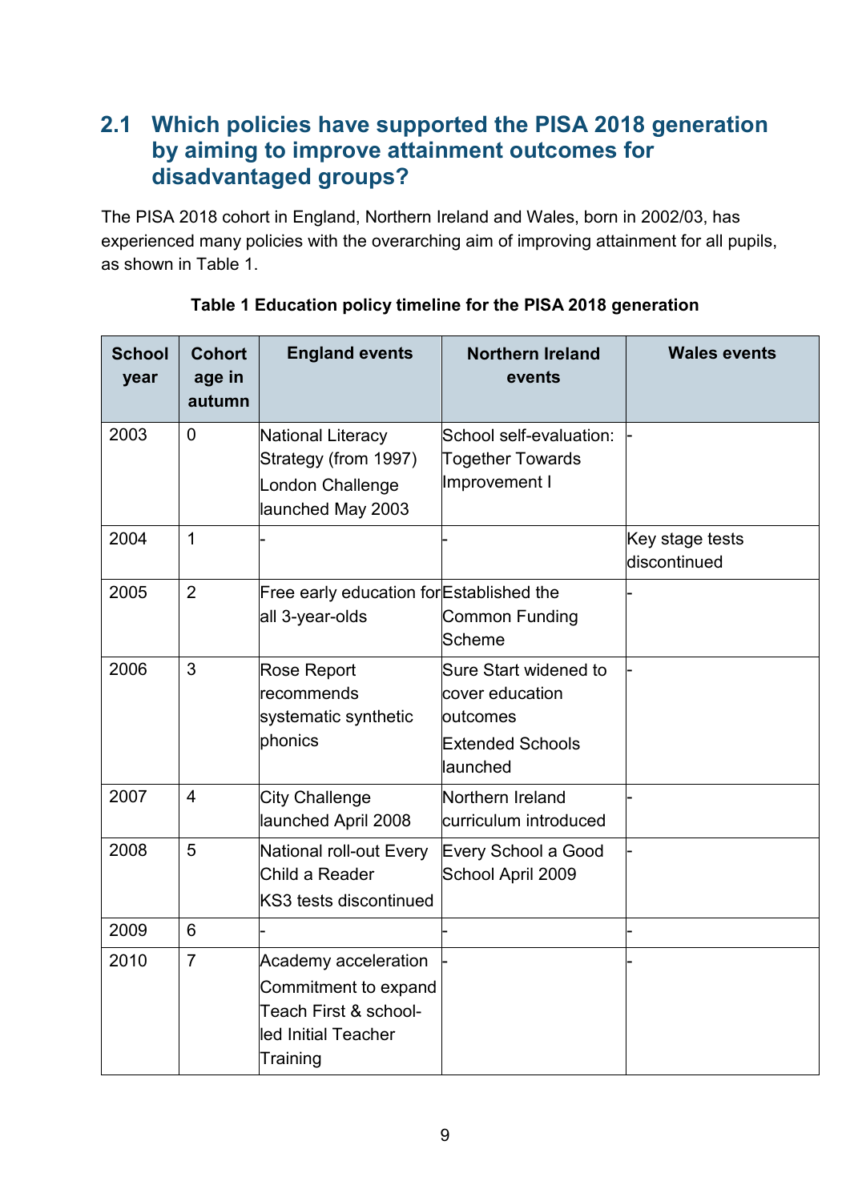## 2.1 Which policies have supported the PISA 2018 generation by aiming to improve attainment outcomes for disadvantaged groups?

The PISA 2018 cohort in England, Northern Ireland and Wales, born in 2002/03, has experienced many policies with the overarching aim of improving attainment for all pupils, as shown in Table 1.

**Table 1 Education policy timeline for the PISA 2018 generation**

| School year | Cohort age in autumn | England events | Northern Ireland events | Wales events |
|---|---|---|---|---|
| 2003 | 0 | National Literacy Strategy (from 1997)<br>London Challenge launched May 2003 | School self-evaluation: Together Towards Improvement I | - |
| 2004 | 1 | - | - | Key stage tests discontinued |
| 2005 | 2 | Free early education for all 3-year-olds | Established the Common Funding Scheme | - |
| 2006 | 3 | Rose Report recommends systematic synthetic phonics | Sure Start widened to cover education outcomes<br>Extended Schools launched | - |
| 2007 | 4 | City Challenge launched April 2008 | Northern Ireland curriculum introduced | - |
| 2008 | 5 | National roll-out Every Child a Reader<br>KS3 tests discontinued | Every School a Good School April 2009 | - |
| 2009 | 6 | - | - | - |
| 2010 | 7 | Academy acceleration<br>Commitment to expand Teach First & school-led Initial Teacher Training | - | - |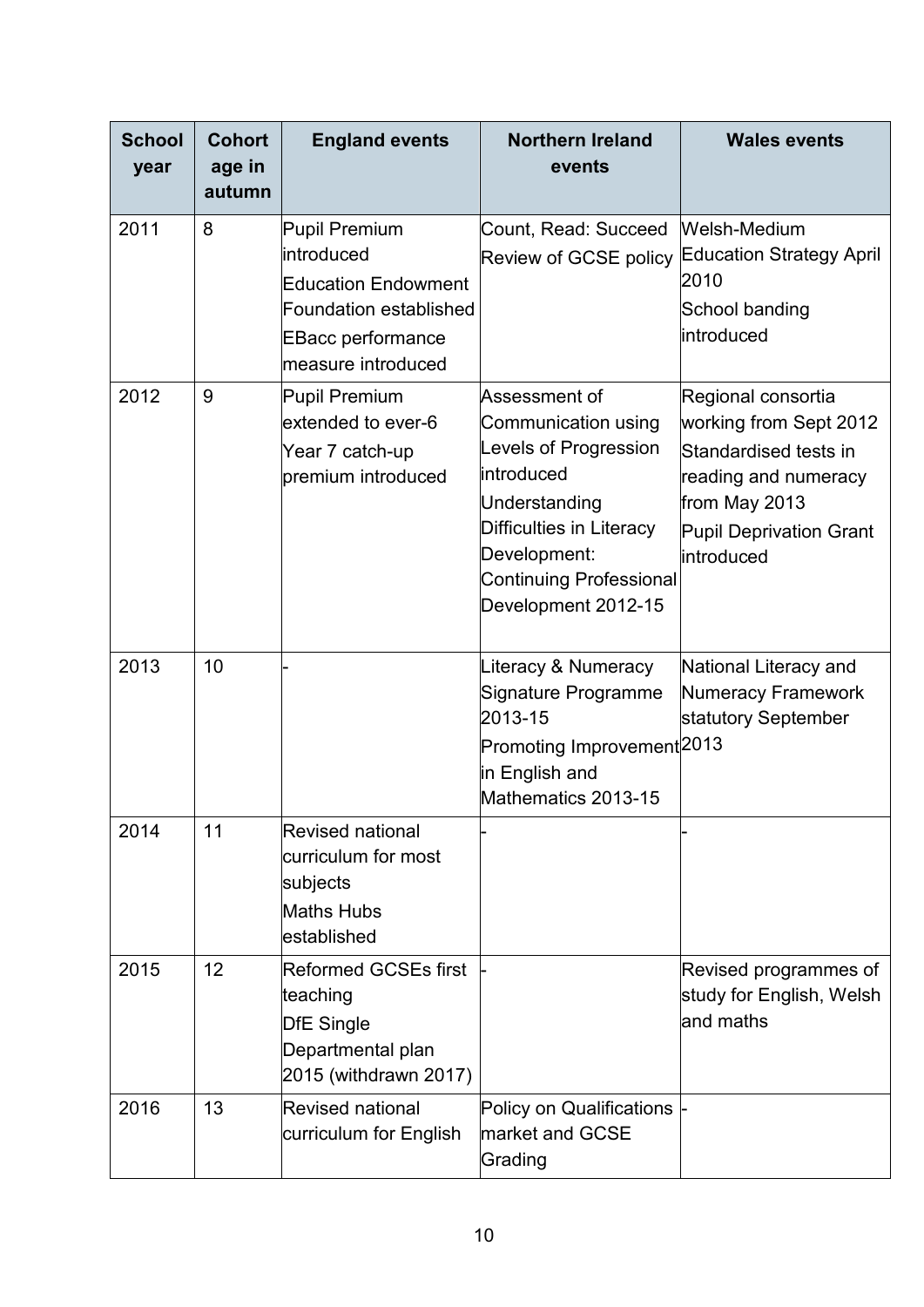| School year | Cohort age in autumn | England events | Northern Ireland events | Wales events |
|---|---|---|---|---|
| 2011 | 8 | Pupil Premium introduced<br>Education Endowment Foundation established<br>EBacc performance measure introduced | Count, Read: Succeed<br>Review of GCSE policy | Welsh-Medium Education Strategy April 2010<br>School banding introduced |
| 2012 | 9 | Pupil Premium extended to ever-6<br>Year 7 catch-up premium introduced | Assessment of Communication using Levels of Progression introduced<br>Understanding Difficulties in Literacy Development: Continuing Professional Development 2012-15 | Regional consortia working from Sept 2012<br>Standardised tests in reading and numeracy from May 2013<br>Pupil Deprivation Grant introduced |
| 2013 | 10 | - | Literacy & Numeracy Signature Programme 2013-15<br>Promoting Improvement in English and Mathematics 2013-15 | National Literacy and Numeracy Framework statutory September 2013 |
| 2014 | 11 | Revised national curriculum for most subjects<br>Maths Hubs established | - | - |
| 2015 | 12 | Reformed GCSEs first teaching<br>DfE Single Departmental plan 2015 (withdrawn 2017) | - | Revised programmes of study for English, Welsh and maths |
| 2016 | 13 | Revised national curriculum for English | Policy on Qualifications market and GCSE Grading | - |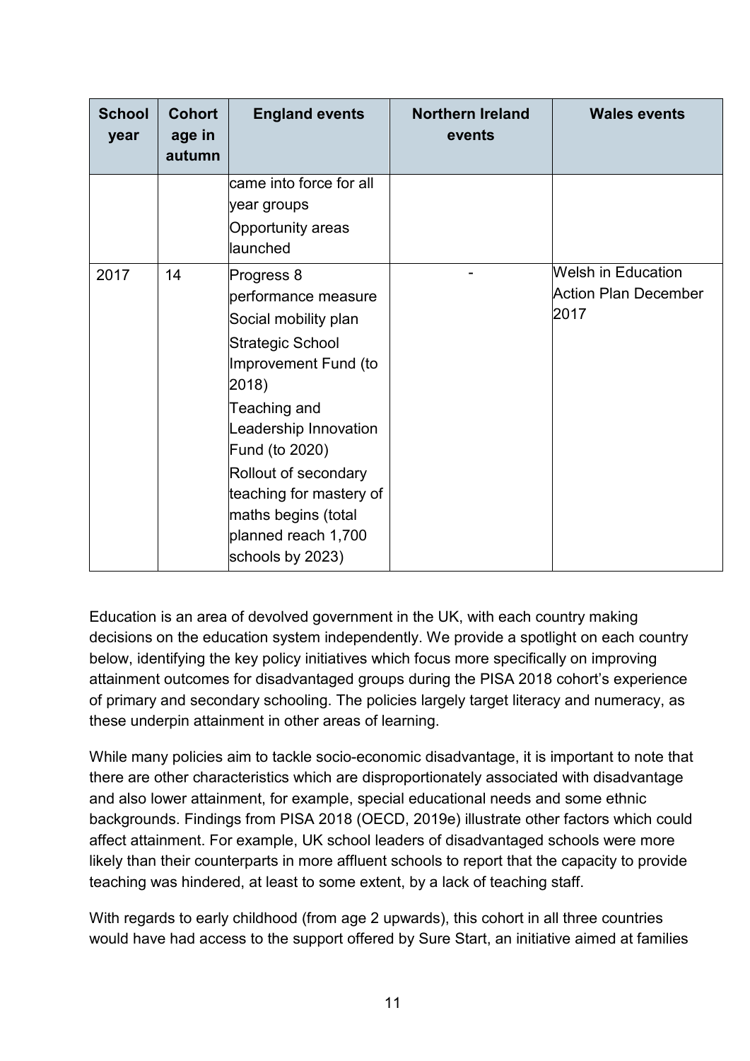| School year | Cohort age in autumn | England events | Northern Ireland events | Wales events |
|---|---|---|---|---|
| | | came into force for all year groups<br>Opportunity areas launched | | |
| 2017 | 14 | Progress 8 performance measure<br>Social mobility plan<br>Strategic School Improvement Fund (to 2018)<br>Teaching and Leadership Innovation Fund (to 2020)<br>Rollout of secondary teaching for mastery of maths begins (total planned reach 1,700 schools by 2023) | - | Welsh in Education Action Plan December 2017 |

Education is an area of devolved government in the UK, with each country making decisions on the education system independently. We provide a spotlight on each country below, identifying the key policy initiatives which focus more specifically on improving attainment outcomes for disadvantaged groups during the PISA 2018 cohort's experience of primary and secondary schooling. The policies largely target literacy and numeracy, as these underpin attainment in other areas of learning.

While many policies aim to tackle socio-economic disadvantage, it is important to note that there are other characteristics which are disproportionately associated with disadvantage and also lower attainment, for example, special educational needs and some ethnic backgrounds. Findings from PISA 2018 (OECD, 2019e) illustrate other factors which could affect attainment. For example, UK school leaders of disadvantaged schools were more likely than their counterparts in more affluent schools to report that the capacity to provide teaching was hindered, at least to some extent, by a lack of teaching staff.

With regards to early childhood (from age 2 upwards), this cohort in all three countries would have had access to the support offered by Sure Start, an initiative aimed at families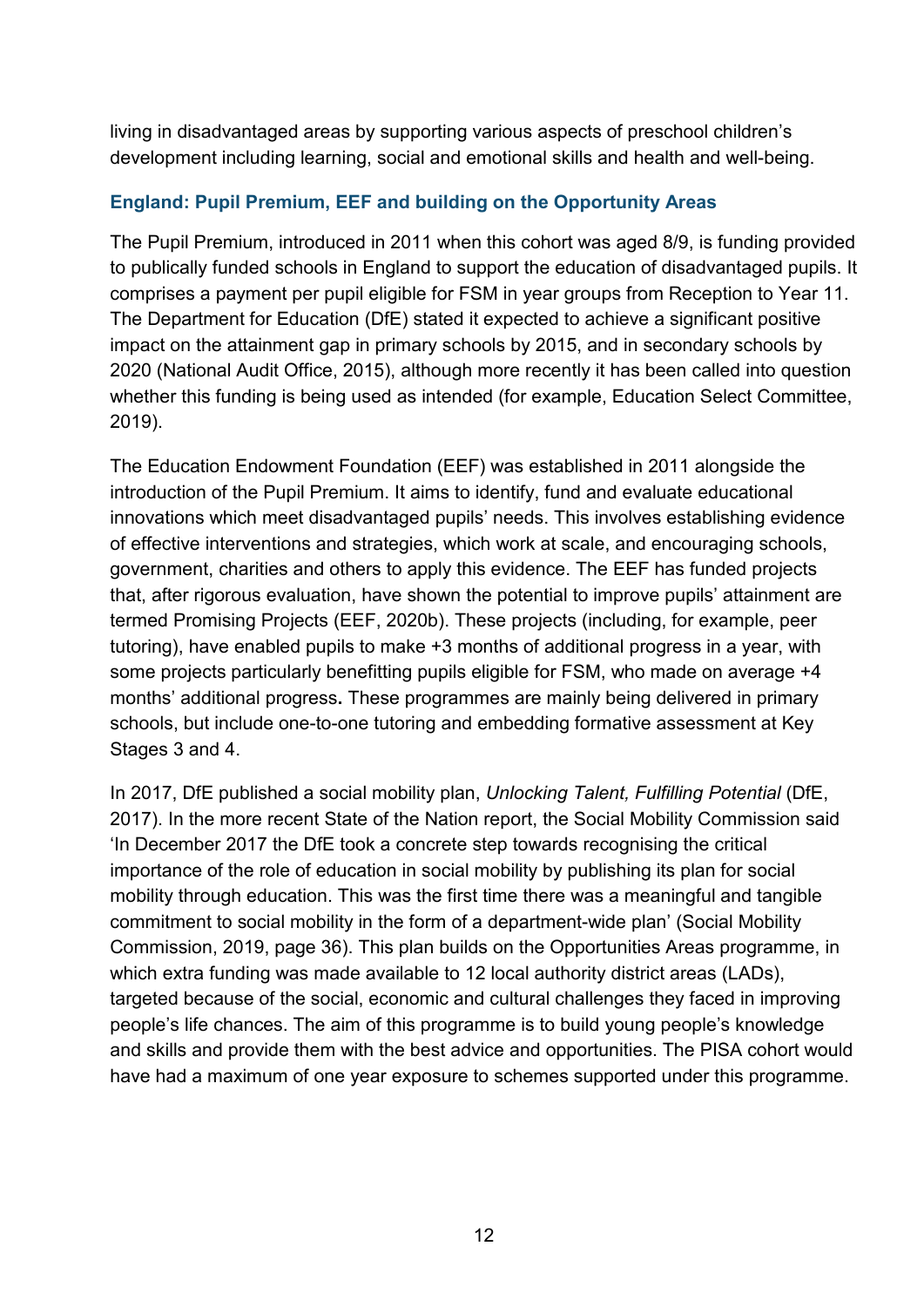living in disadvantaged areas by supporting various aspects of preschool children's development including learning, social and emotional skills and health and well-being.

### England: Pupil Premium, EEF and building on the Opportunity Areas

The Pupil Premium, introduced in 2011 when this cohort was aged 8/9, is funding provided to publically funded schools in England to support the education of disadvantaged pupils. It comprises a payment per pupil eligible for FSM in year groups from Reception to Year 11. The Department for Education (DfE) stated it expected to achieve a significant positive impact on the attainment gap in primary schools by 2015, and in secondary schools by 2020 (National Audit Office, 2015), although more recently it has been called into question whether this funding is being used as intended (for example, Education Select Committee, 2019).

The Education Endowment Foundation (EEF) was established in 2011 alongside the introduction of the Pupil Premium. It aims to identify, fund and evaluate educational innovations which meet disadvantaged pupils' needs. This involves establishing evidence of effective interventions and strategies, which work at scale, and encouraging schools, government, charities and others to apply this evidence. The EEF has funded projects that, after rigorous evaluation, have shown the potential to improve pupils' attainment are termed Promising Projects (EEF, 2020b). These projects (including, for example, peer tutoring), have enabled pupils to make +3 months of additional progress in a year, with some projects particularly benefitting pupils eligible for FSM, who made on average +4 months' additional progress**.** These programmes are mainly being delivered in primary schools, but include one-to-one tutoring and embedding formative assessment at Key Stages 3 and 4.

In 2017, DfE published a social mobility plan, *Unlocking Talent, Fulfilling Potential* (DfE, 2017). In the more recent State of the Nation report, the Social Mobility Commission said 'In December 2017 the DfE took a concrete step towards recognising the critical importance of the role of education in social mobility by publishing its plan for social mobility through education. This was the first time there was a meaningful and tangible commitment to social mobility in the form of a department-wide plan' (Social Mobility Commission, 2019, page 36). This plan builds on the Opportunities Areas programme, in which extra funding was made available to 12 local authority district areas (LADs), targeted because of the social, economic and cultural challenges they faced in improving people's life chances. The aim of this programme is to build young people's knowledge and skills and provide them with the best advice and opportunities. The PISA cohort would have had a maximum of one year exposure to schemes supported under this programme.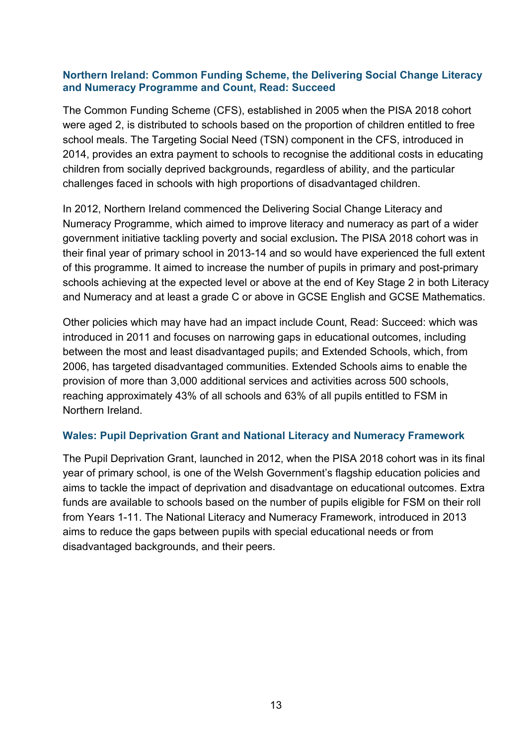### Northern Ireland: Common Funding Scheme, the Delivering Social Change Literacy and Numeracy Programme and Count, Read: Succeed

The Common Funding Scheme (CFS), established in 2005 when the PISA 2018 cohort were aged 2, is distributed to schools based on the proportion of children entitled to free school meals. The Targeting Social Need (TSN) component in the CFS, introduced in 2014, provides an extra payment to schools to recognise the additional costs in educating children from socially deprived backgrounds, regardless of ability, and the particular challenges faced in schools with high proportions of disadvantaged children.

In 2012, Northern Ireland commenced the Delivering Social Change Literacy and Numeracy Programme, which aimed to improve literacy and numeracy as part of a wider government initiative tackling poverty and social exclusion**.** The PISA 2018 cohort was in their final year of primary school in 2013-14 and so would have experienced the full extent of this programme. It aimed to increase the number of pupils in primary and post-primary schools achieving at the expected level or above at the end of Key Stage 2 in both Literacy and Numeracy and at least a grade C or above in GCSE English and GCSE Mathematics.

Other policies which may have had an impact include Count, Read: Succeed: which was introduced in 2011 and focuses on narrowing gaps in educational outcomes, including between the most and least disadvantaged pupils; and Extended Schools, which, from 2006, has targeted disadvantaged communities. Extended Schools aims to enable the provision of more than 3,000 additional services and activities across 500 schools, reaching approximately 43% of all schools and 63% of all pupils entitled to FSM in Northern Ireland.

### Wales: Pupil Deprivation Grant and National Literacy and Numeracy Framework

The Pupil Deprivation Grant, launched in 2012, when the PISA 2018 cohort was in its final year of primary school, is one of the Welsh Government's flagship education policies and aims to tackle the impact of deprivation and disadvantage on educational outcomes. Extra funds are available to schools based on the number of pupils eligible for FSM on their roll from Years 1-11. The National Literacy and Numeracy Framework, introduced in 2013 aims to reduce the gaps between pupils with special educational needs or from disadvantaged backgrounds, and their peers.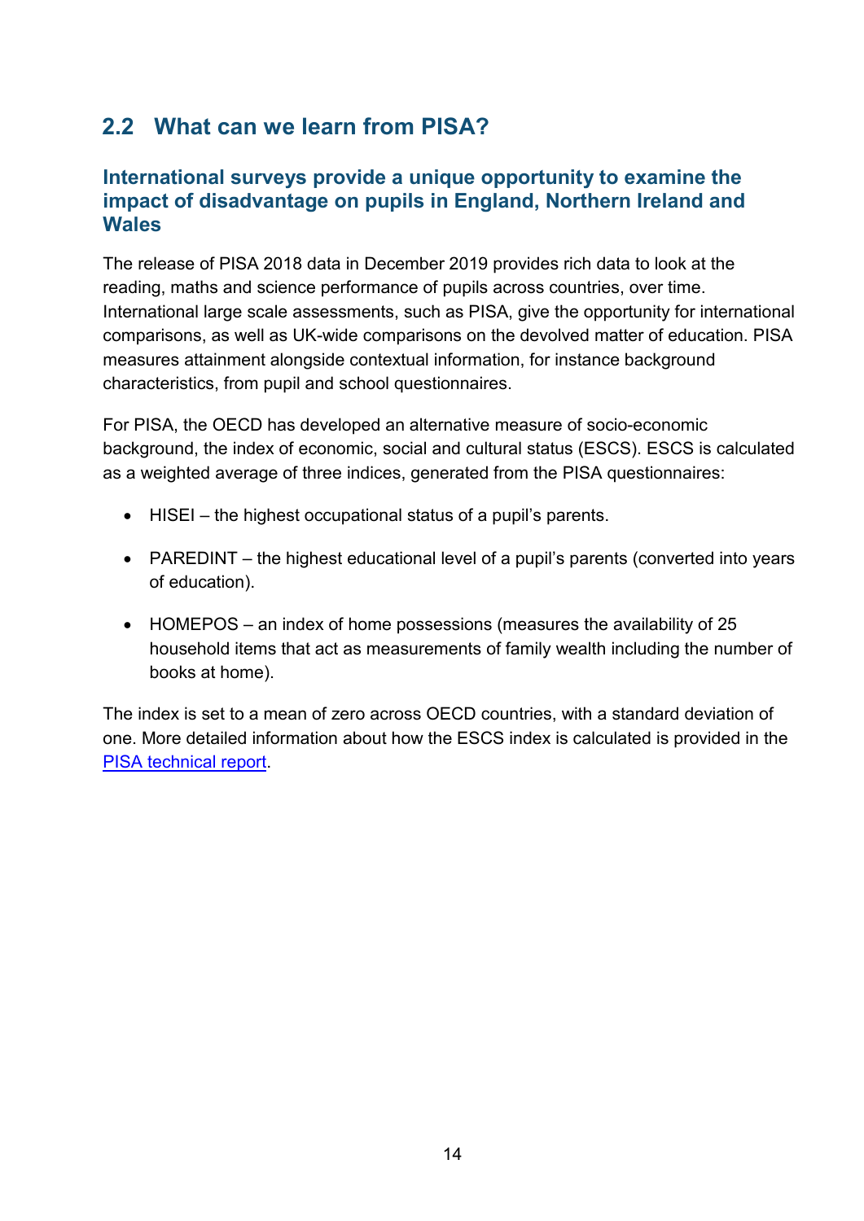## 2.2 What can we learn from PISA?

### International surveys provide a unique opportunity to examine the impact of disadvantage on pupils in England, Northern Ireland and Wales

The release of PISA 2018 data in December 2019 provides rich data to look at the reading, maths and science performance of pupils across countries, over time. International large scale assessments, such as PISA, give the opportunity for international comparisons, as well as UK-wide comparisons on the devolved matter of education. PISA measures attainment alongside contextual information, for instance background characteristics, from pupil and school questionnaires.

For PISA, the OECD has developed an alternative measure of socio-economic background, the index of economic, social and cultural status (ESCS). ESCS is calculated as a weighted average of three indices, generated from the PISA questionnaires:

- HISEI – the highest occupational status of a pupil's parents.
- PAREDINT – the highest educational level of a pupil's parents (converted into years of education).
- HOMEPOS – an index of home possessions (measures the availability of 25 household items that act as measurements of family wealth including the number of books at home).

The index is set to a mean of zero across OECD countries, with a standard deviation of one. More detailed information about how the ESCS index is calculated is provided in the [PISA technical report](PISA technical report).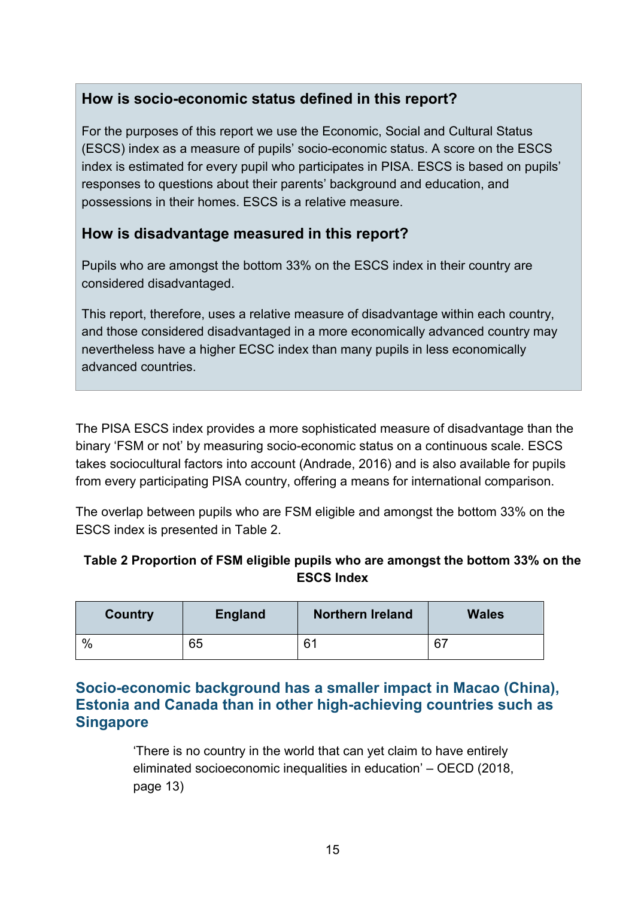### How is socio-economic status defined in this report?

For the purposes of this report we use the Economic, Social and Cultural Status (ESCS) index as a measure of pupils' socio-economic status. A score on the ESCS index is estimated for every pupil who participates in PISA. ESCS is based on pupils' responses to questions about their parents' background and education, and possessions in their homes. ESCS is a relative measure.

### How is disadvantage measured in this report?

Pupils who are amongst the bottom 33% on the ESCS index in their country are considered disadvantaged.

This report, therefore, uses a relative measure of disadvantage within each country, and those considered disadvantaged in a more economically advanced country may nevertheless have a higher ECSC index than many pupils in less economically advanced countries.

The PISA ESCS index provides a more sophisticated measure of disadvantage than the binary 'FSM or not' by measuring socio-economic status on a continuous scale. ESCS takes sociocultural factors into account (Andrade, 2016) and is also available for pupils from every participating PISA country, offering a means for international comparison.

The overlap between pupils who are FSM eligible and amongst the bottom 33% on the ESCS index is presented in Table 2.

**Table 2 Proportion of FSM eligible pupils who are amongst the bottom 33% on the ESCS Index**

| Country | England | Northern Ireland | Wales |
|---|---|---|---|
| % | 65 | 61 | 67 |

## Socio-economic background has a smaller impact in Macao (China), Estonia and Canada than in other high-achieving countries such as Singapore

> 'There is no country in the world that can yet claim to have entirely eliminated socioeconomic inequalities in education' – OECD (2018, page 13)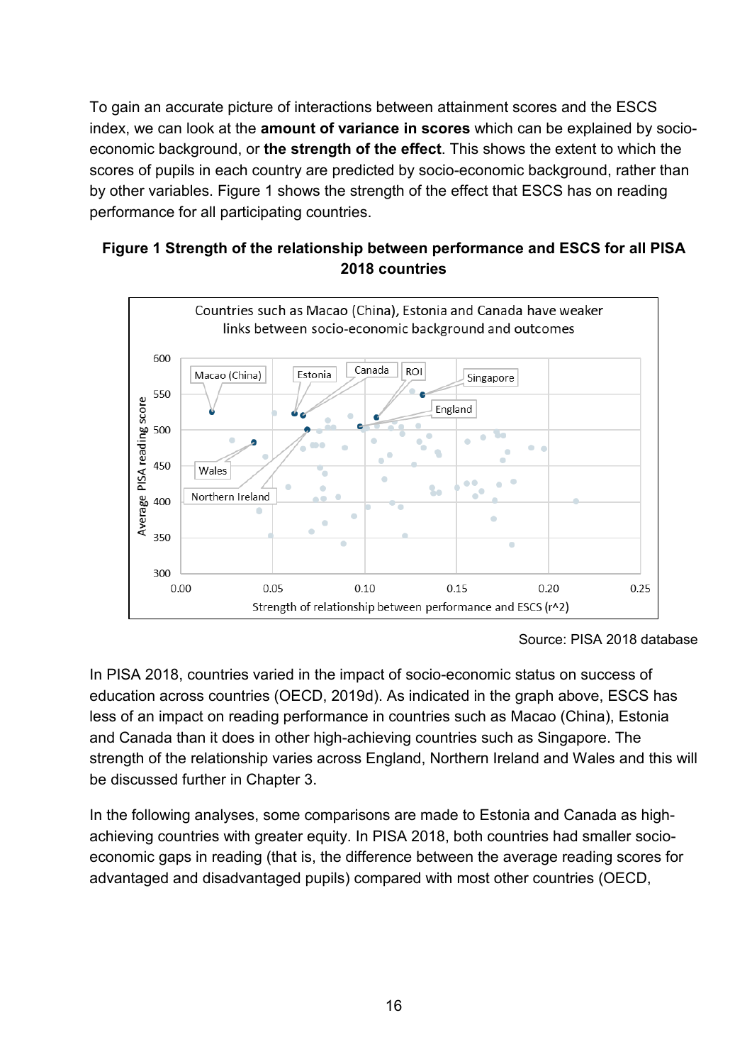To gain an accurate picture of interactions between attainment scores and the ESCS index, we can look at the **amount of variance in scores** which can be explained by socio-economic background, or **the strength of the effect**. This shows the extent to which the scores of pupils in each country are predicted by socio-economic background, rather than by other variables. Figure 1 shows the strength of the effect that ESCS has on reading performance for all participating countries.

**Figure 1 Strength of the relationship between performance and ESCS for all PISA 2018 countries**

Countries such as Macao (China), Estonia and Canada have weaker links between socio-economic background and outcomes

Source: PISA 2018 database

In PISA 2018, countries varied in the impact of socio-economic status on success of education across countries (OECD, 2019d). As indicated in the graph above, ESCS has less of an impact on reading performance in countries such as Macao (China), Estonia and Canada than it does in other high-achieving countries such as Singapore. The strength of the relationship varies across England, Northern Ireland and Wales and this will be discussed further in Chapter 3.

In the following analyses, some comparisons are made to Estonia and Canada as high-achieving countries with greater equity. In PISA 2018, both countries had smaller socio-economic gaps in reading (that is, the difference between the average reading scores for advantaged and disadvantaged pupils) compared with most other countries (OECD,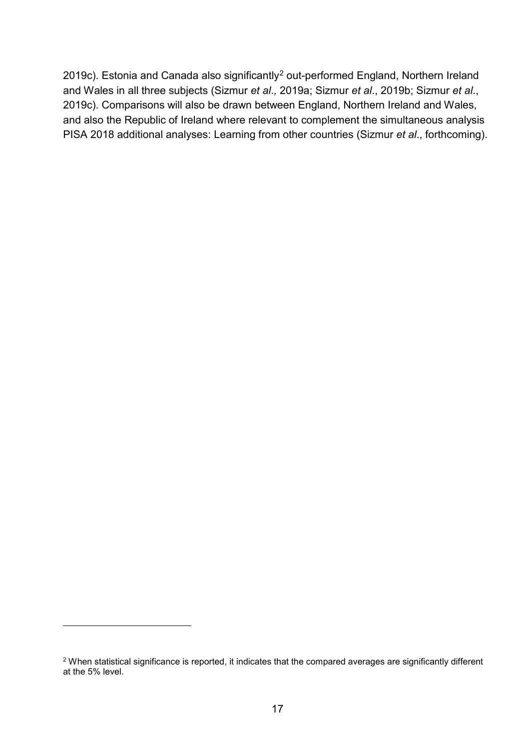2019c). Estonia and Canada also significantly[2] out-performed England, Northern Ireland and Wales in all three subjects (Sizmur *et al.,* 2019a; Sizmur *et al*., 2019b; Sizmur *et al*., 2019c). Comparisons will also be drawn between England, Northern Ireland and Wales, and also the Republic of Ireland where relevant to complement the simultaneous analysis PISA 2018 additional analyses: Learning from other countries (Sizmur *et al*., forthcoming).

---

[2] When statistical significance is reported, it indicates that the compared averages are significantly different at the 5% level.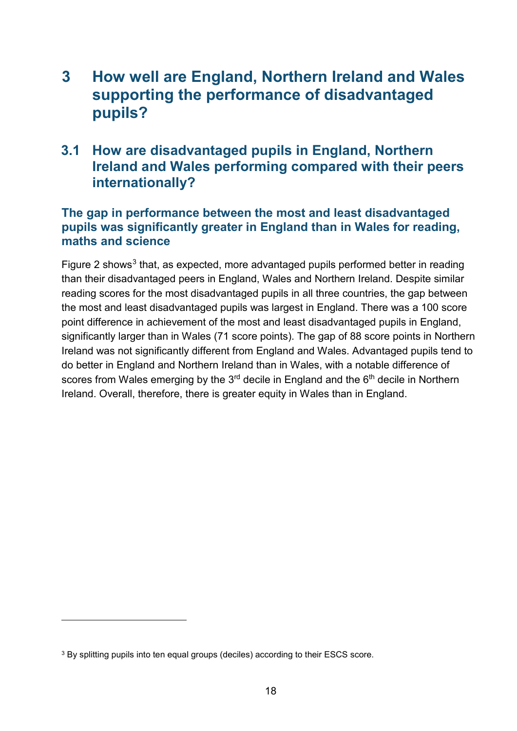# 3 How well are England, Northern Ireland and Wales supporting the performance of disadvantaged pupils?

## 3.1 How are disadvantaged pupils in England, Northern Ireland and Wales performing compared with their peers internationally?

### The gap in performance between the most and least disadvantaged pupils was significantly greater in England than in Wales for reading, maths and science

Figure 2 shows[3] that, as expected, more advantaged pupils performed better in reading than their disadvantaged peers in England, Wales and Northern Ireland. Despite similar reading scores for the most disadvantaged pupils in all three countries, the gap between the most and least disadvantaged pupils was largest in England. There was a 100 score point difference in achievement of the most and least disadvantaged pupils in England, significantly larger than in Wales (71 score points). The gap of 88 score points in Northern Ireland was not significantly different from England and Wales. Advantaged pupils tend to do better in England and Northern Ireland than in Wales, with a notable difference of scores from Wales emerging by the 3rd decile in England and the 6th decile in Northern Ireland. Overall, therefore, there is greater equity in Wales than in England.

---

[3] By splitting pupils into ten equal groups (deciles) according to their ESCS score.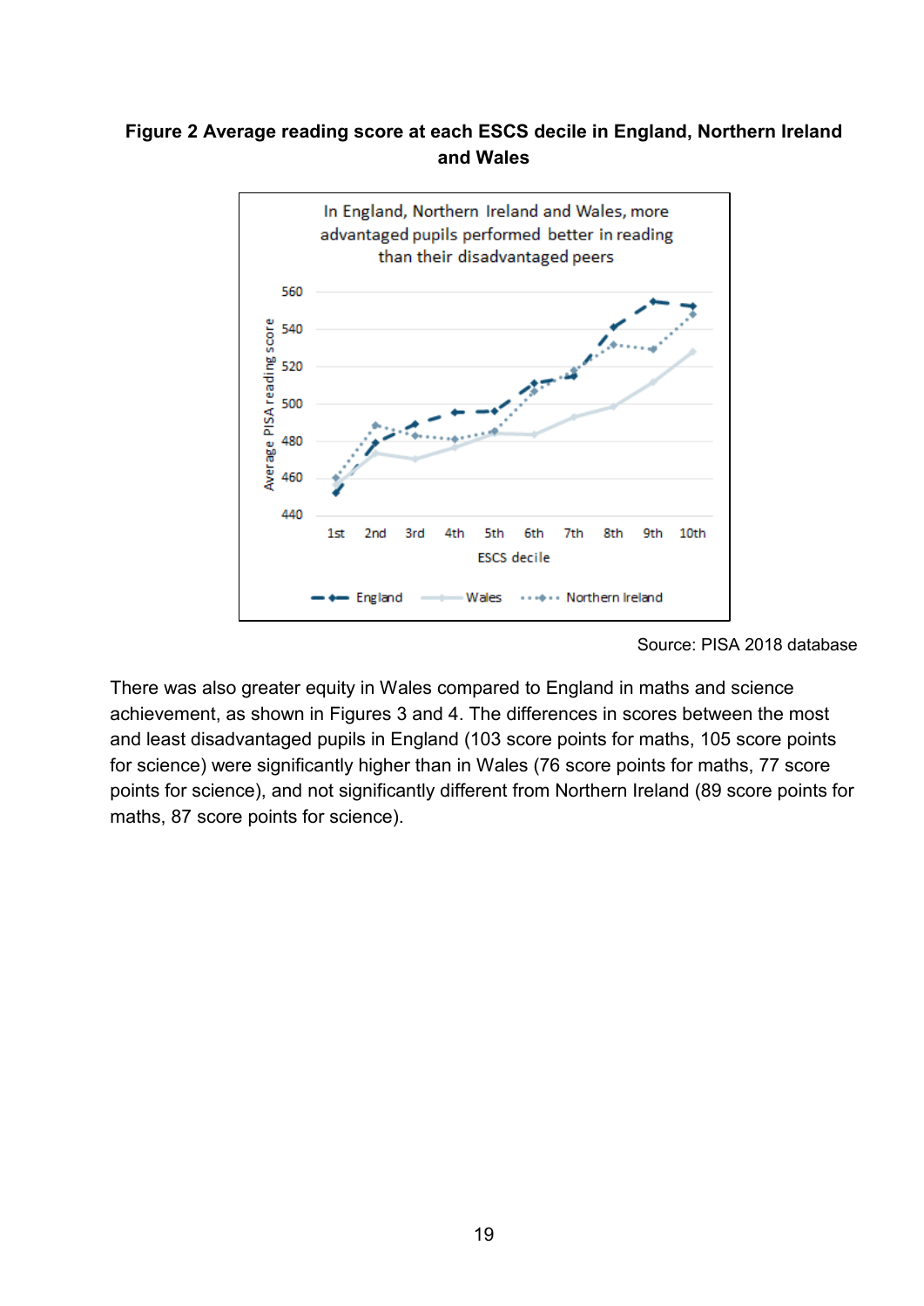**Figure 2 Average reading score at each ESCS decile in England, Northern Ireland and Wales**

In England, Northern Ireland and Wales, more advantaged pupils performed better in reading than their disadvantaged peers

Source: PISA 2018 database

There was also greater equity in Wales compared to England in maths and science achievement, as shown in Figures 3 and 4. The differences in scores between the most and least disadvantaged pupils in England (103 score points for maths, 105 score points for science) were significantly higher than in Wales (76 score points for maths, 77 score points for science), and not significantly different from Northern Ireland (89 score points for maths, 87 score points for science).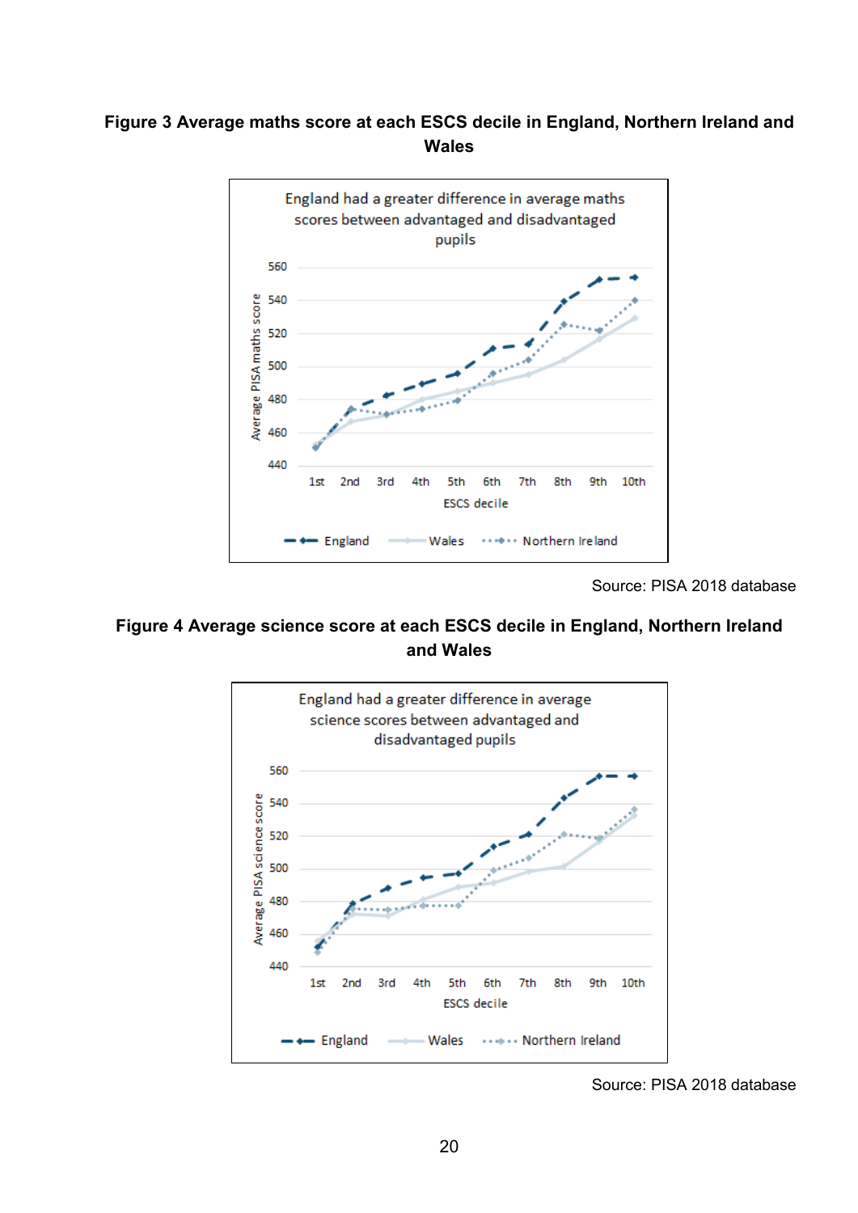**Figure 3 Average maths score at each ESCS decile in England, Northern Ireland and Wales**

England had a greater difference in average maths scores between advantaged and disadvantaged pupils

Source: PISA 2018 database

**Figure 4 Average science score at each ESCS decile in England, Northern Ireland and Wales**

England had a greater difference in average science scores between advantaged and disadvantaged pupils

Source: PISA 2018 database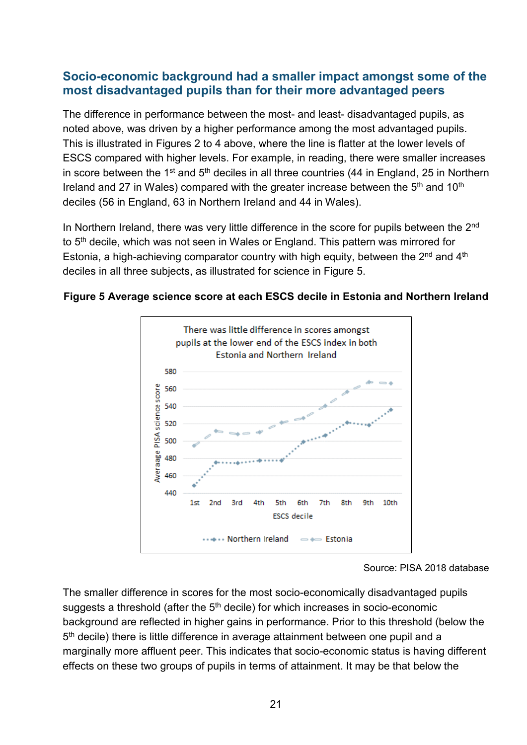## Socio-economic background had a smaller impact amongst some of the most disadvantaged pupils than for their more advantaged peers

The difference in performance between the most- and least- disadvantaged pupils, as noted above, was driven by a higher performance among the most advantaged pupils. This is illustrated in Figures 2 to 4 above, where the line is flatter at the lower levels of ESCS compared with higher levels. For example, in reading, there were smaller increases in score between the 1st and 5th deciles in all three countries (44 in England, 25 in Northern Ireland and 27 in Wales) compared with the greater increase between the 5th and 10th deciles (56 in England, 63 in Northern Ireland and 44 in Wales).

In Northern Ireland, there was very little difference in the score for pupils between the 2nd to 5th decile, which was not seen in Wales or England. This pattern was mirrored for Estonia, a high-achieving comparator country with high equity, between the 2nd and 4th deciles in all three subjects, as illustrated for science in Figure 5.

**Figure 5 Average science score at each ESCS decile in Estonia and Northern Ireland**

There was little difference in scores amongst pupils at the lower end of the ESCS index in both Estonia and Northern Ireland

Source: PISA 2018 database

The smaller difference in scores for the most socio-economically disadvantaged pupils suggests a threshold (after the 5th decile) for which increases in socio-economic background are reflected in higher gains in performance. Prior to this threshold (below the 5th decile) there is little difference in average attainment between one pupil and a marginally more affluent peer. This indicates that socio-economic status is having different effects on these two groups of pupils in terms of attainment. It may be that below the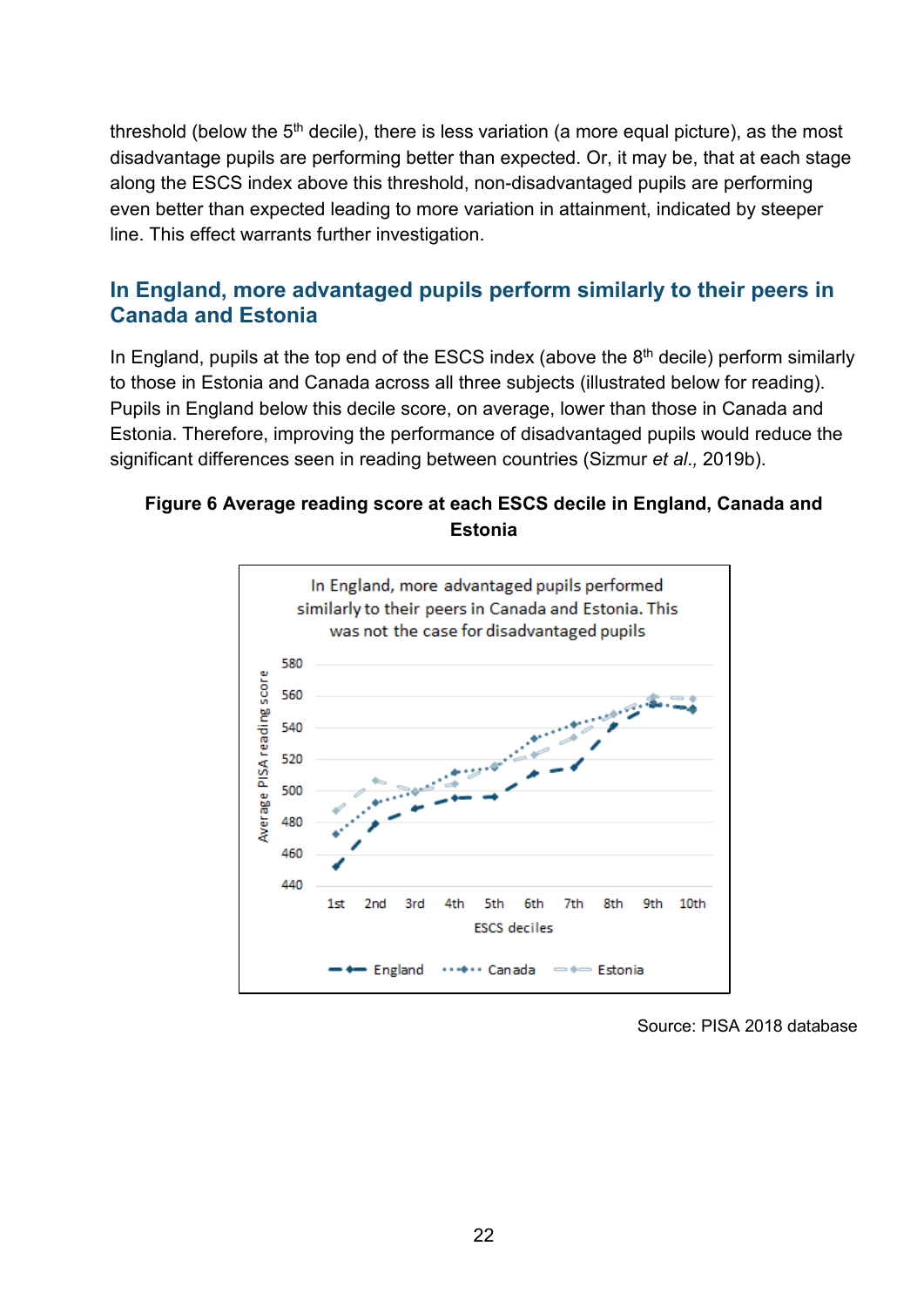threshold (below the 5th decile), there is less variation (a more equal picture), as the most disadvantage pupils are performing better than expected. Or, it may be, that at each stage along the ESCS index above this threshold, non-disadvantaged pupils are performing even better than expected leading to more variation in attainment, indicated by steeper line. This effect warrants further investigation.

## In England, more advantaged pupils perform similarly to their peers in Canada and Estonia

In England, pupils at the top end of the ESCS index (above the 8th decile) perform similarly to those in Estonia and Canada across all three subjects (illustrated below for reading). Pupils in England below this decile score, on average, lower than those in Canada and Estonia. Therefore, improving the performance of disadvantaged pupils would reduce the significant differences seen in reading between countries (Sizmur *et al.,* 2019b).

**Figure 6 Average reading score at each ESCS decile in England, Canada and Estonia**

In England, more advantaged pupils performed similarly to their peers in Canada and Estonia. This was not the case for disadvantaged pupils

Source: PISA 2018 database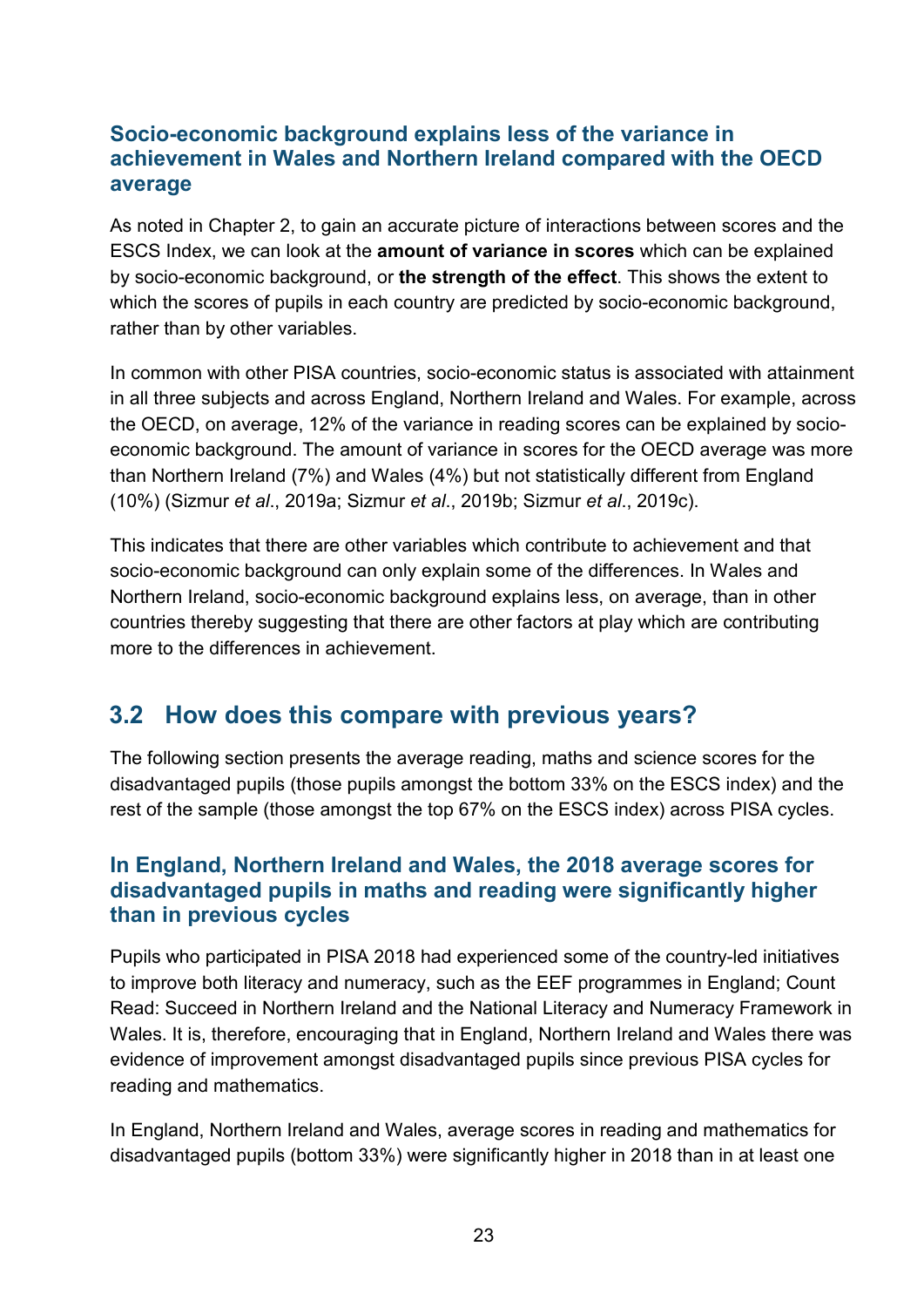### Socio-economic background explains less of the variance in achievement in Wales and Northern Ireland compared with the OECD average

As noted in Chapter 2, to gain an accurate picture of interactions between scores and the ESCS Index, we can look at the **amount of variance in scores** which can be explained by socio-economic background, or **the strength of the effect**. This shows the extent to which the scores of pupils in each country are predicted by socio-economic background, rather than by other variables.

In common with other PISA countries, socio-economic status is associated with attainment in all three subjects and across England, Northern Ireland and Wales. For example, across the OECD, on average, 12% of the variance in reading scores can be explained by socio-economic background. The amount of variance in scores for the OECD average was more than Northern Ireland (7%) and Wales (4%) but not statistically different from England (10%) (Sizmur *et al*., 2019a; Sizmur *et al*., 2019b; Sizmur *et al*., 2019c).

This indicates that there are other variables which contribute to achievement and that socio-economic background can only explain some of the differences. In Wales and Northern Ireland, socio-economic background explains less, on average, than in other countries thereby suggesting that there are other factors at play which are contributing more to the differences in achievement.

## 3.2 How does this compare with previous years?

The following section presents the average reading, maths and science scores for the disadvantaged pupils (those pupils amongst the bottom 33% on the ESCS index) and the rest of the sample (those amongst the top 67% on the ESCS index) across PISA cycles.

### In England, Northern Ireland and Wales, the 2018 average scores for disadvantaged pupils in maths and reading were significantly higher than in previous cycles

Pupils who participated in PISA 2018 had experienced some of the country-led initiatives to improve both literacy and numeracy, such as the EEF programmes in England; Count Read: Succeed in Northern Ireland and the National Literacy and Numeracy Framework in Wales. It is, therefore, encouraging that in England, Northern Ireland and Wales there was evidence of improvement amongst disadvantaged pupils since previous PISA cycles for reading and mathematics.

In England, Northern Ireland and Wales, average scores in reading and mathematics for disadvantaged pupils (bottom 33%) were significantly higher in 2018 than in at least one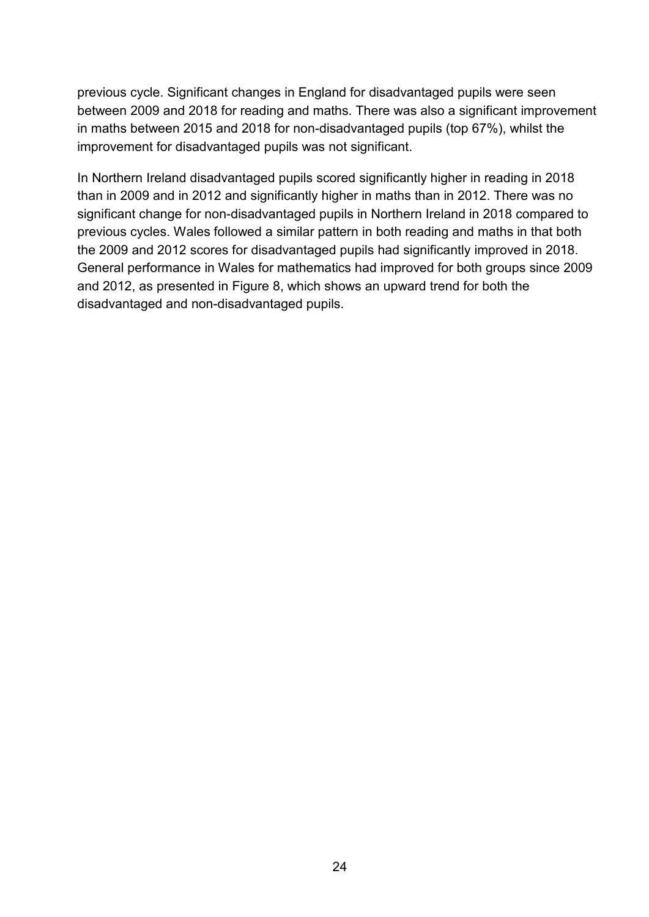previous cycle. Significant changes in England for disadvantaged pupils were seen between 2009 and 2018 for reading and maths. There was also a significant improvement in maths between 2015 and 2018 for non-disadvantaged pupils (top 67%), whilst the improvement for disadvantaged pupils was not significant.

In Northern Ireland disadvantaged pupils scored significantly higher in reading in 2018 than in 2009 and in 2012 and significantly higher in maths than in 2012. There was no significant change for non-disadvantaged pupils in Northern Ireland in 2018 compared to previous cycles. Wales followed a similar pattern in both reading and maths in that both the 2009 and 2012 scores for disadvantaged pupils had significantly improved in 2018. General performance in Wales for mathematics had improved for both groups since 2009 and 2012, as presented in Figure 8, which shows an upward trend for both the disadvantaged and non-disadvantaged pupils.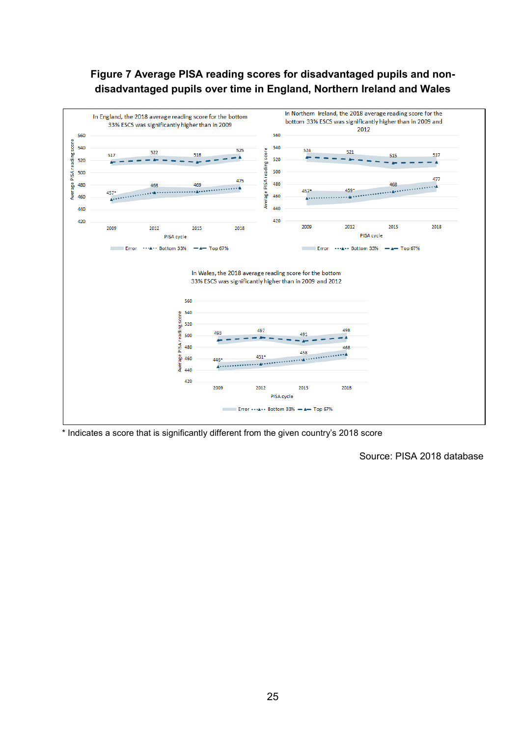**Figure 7 Average PISA reading scores for disadvantaged pupils and non-disadvantaged pupils over time in England, Northern Ireland and Wales**

In England, the 2018 average reading score for the bottom 33% ESCS was significantly higher than in 2009

| PISA cycle | 2009 | 2012 | 2015 | 2018 |
|---|---|---|---|---|
| Top 67% | 517 | 522 | 518 | 525 |
| Bottom 33% | 457* | 468 | 469 | 475 |

In Northern Ireland, the 2018 average reading score for the bottom 33% ESCS was significantly higher than in 2009 and 2012

| PISA cycle | 2009 | 2012 | 2015 | 2018 |
|---|---|---|---|---|
| Top 67% | 524 | 521 | 515 | 517 |
| Bottom 33% | 457* | 459* | 468 | 477 |

In Wales, the 2018 average reading score for the bottom 33% ESCS was significantly higher than in 2009 and 2012

| PISA cycle | 2009 | 2012 | 2015 | 2018 |
|---|---|---|---|---|
| Top 67% | 493 | 497 | 491 | 498 |
| Bottom 33% | 446* | 451* | 458 | 468 |

\* Indicates a score that is significantly different from the given country's 2018 score

Source: PISA 2018 database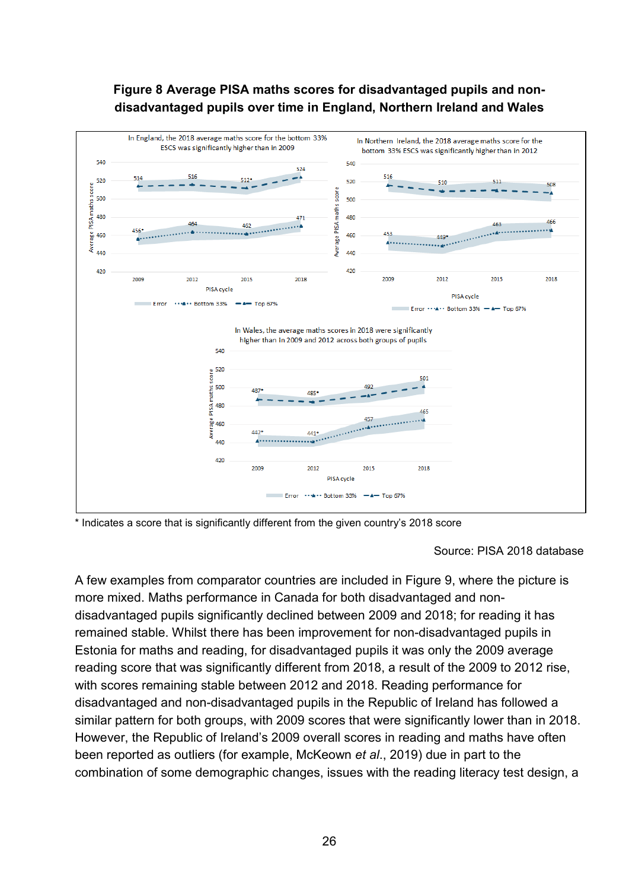**Figure 8 Average PISA maths scores for disadvantaged pupils and non-disadvantaged pupils over time in England, Northern Ireland and Wales**

In England, the 2018 average maths score for the bottom 33% ESCS was significantly higher than in 2009

| PISA cycle | Bottom 33% | Top 67% |
|---|---|---|
| 2009 | 456* | 514 |
| 2012 | 464 | 516 |
| 2015 | 462 | 512* |
| 2018 | 471 | 524 |

In Northern Ireland, the 2018 average maths score for the bottom 33% ESCS was significantly higher than in 2012

| PISA cycle | Bottom 33% | Top 67% |
|---|---|---|
| 2009 | 453 | 516 |
| 2012 | 449* | 510 |
| 2015 | 463 | 511 |
| 2018 | 466 | 508 |

In Wales, the average maths scores in 2018 were significantly higher than in 2009 and 2012 across both groups of pupils

| PISA cycle | Bottom 33% | Top 67% |
|---|---|---|
| 2009 | 442* | 487* |
| 2012 | 441* | 485* |
| 2015 | 457 | 492 |
| 2018 | 465 | 501 |

\* Indicates a score that is significantly different from the given country's 2018 score

Source: PISA 2018 database

A few examples from comparator countries are included in Figure 9, where the picture is more mixed. Maths performance in Canada for both disadvantaged and non-disadvantaged pupils significantly declined between 2009 and 2018; for reading it has remained stable. Whilst there has been improvement for non-disadvantaged pupils in Estonia for maths and reading, for disadvantaged pupils it was only the 2009 average reading score that was significantly different from 2018, a result of the 2009 to 2012 rise, with scores remaining stable between 2012 and 2018. Reading performance for disadvantaged and non-disadvantaged pupils in the Republic of Ireland has followed a similar pattern for both groups, with 2009 scores that were significantly lower than in 2018. However, the Republic of Ireland's 2009 overall scores in reading and maths have often been reported as outliers (for example, McKeown *et al*., 2019) due in part to the combination of some demographic changes, issues with the reading literacy test design, a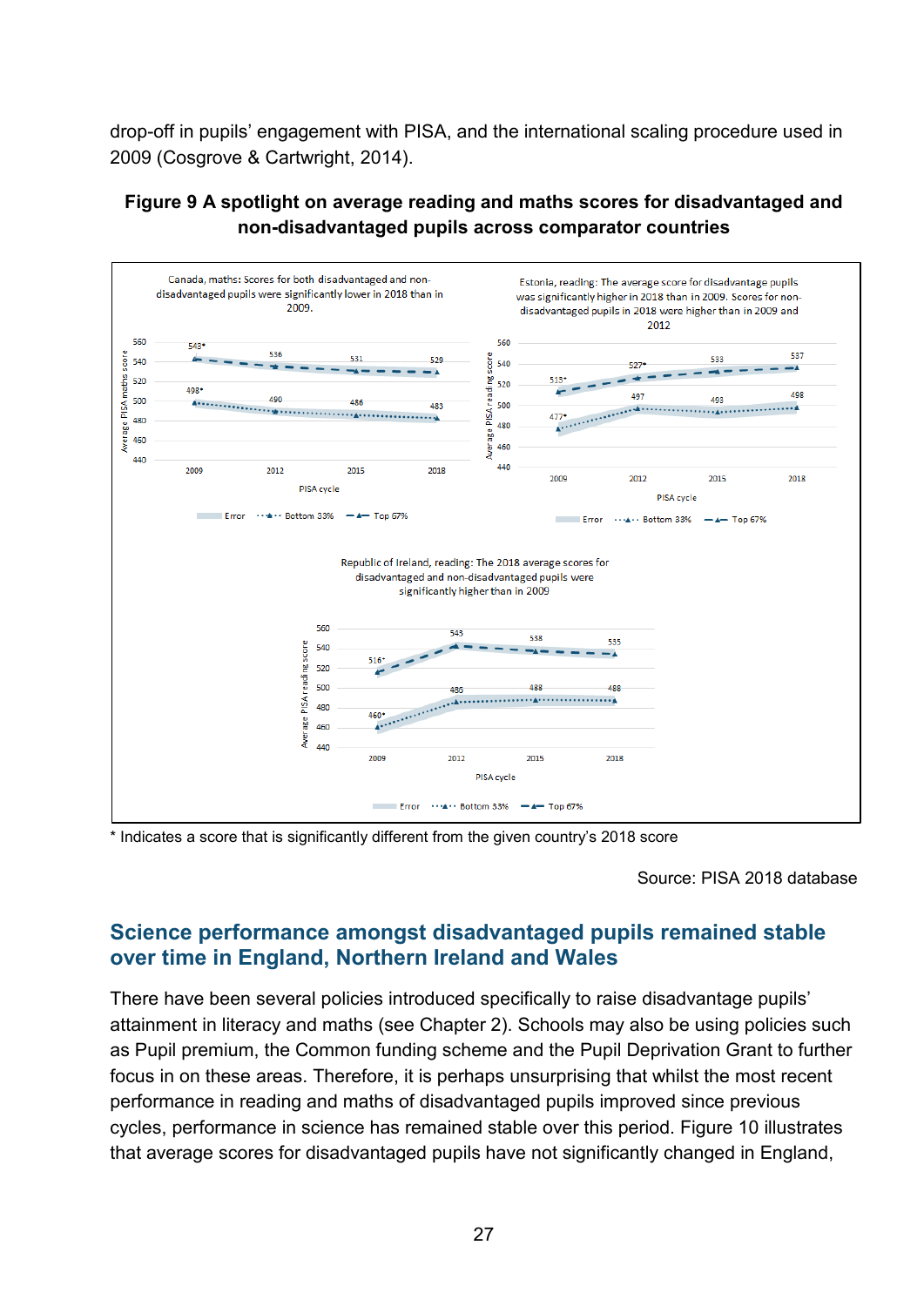drop-off in pupils' engagement with PISA, and the international scaling procedure used in 2009 (Cosgrove & Cartwright, 2014).

**Figure 9 A spotlight on average reading and maths scores for disadvantaged and non-disadvantaged pupils across comparator countries**

Canada, maths: Scores for both disadvantaged and non-disadvantaged pupils were significantly lower in 2018 than in 2009.

| PISA cycle | Bottom 33% | Top 67% |
|---|---|---|
| 2009 | 498* | 543* |
| 2012 | 490 | 536 |
| 2015 | 486 | 531 |
| 2018 | 483 | 529 |

Estonia, reading: The average score for disadvantage pupils was significantly higher in 2018 than in 2009. Scores for non-disadvantaged pupils in 2018 were higher than in 2009 and 2012

| PISA cycle | Bottom 33% | Top 67% |
|---|---|---|
| 2009 | 477* | 515* |
| 2012 | 497 | 527* |
| 2015 | 493 | 533 |
| 2018 | 498 | 537 |

Republic of Ireland, reading: The 2018 average scores for disadvantaged and non-disadvantaged pupils were significantly higher than in 2009

| PISA cycle | Bottom 33% | Top 67% |
|---|---|---|
| 2009 | 460* | 516* |
| 2012 | 486 | 543 |
| 2015 | 488 | 538 |
| 2018 | 488 | 535 |

\* Indicates a score that is significantly different from the given country's 2018 score

Source: PISA 2018 database

## Science performance amongst disadvantaged pupils remained stable over time in England, Northern Ireland and Wales

There have been several policies introduced specifically to raise disadvantage pupils' attainment in literacy and maths (see Chapter 2). Schools may also be using policies such as Pupil premium, the Common funding scheme and the Pupil Deprivation Grant to further focus in on these areas. Therefore, it is perhaps unsurprising that whilst the most recent performance in reading and maths of disadvantaged pupils improved since previous cycles, performance in science has remained stable over this period. Figure 10 illustrates that average scores for disadvantaged pupils have not significantly changed in England,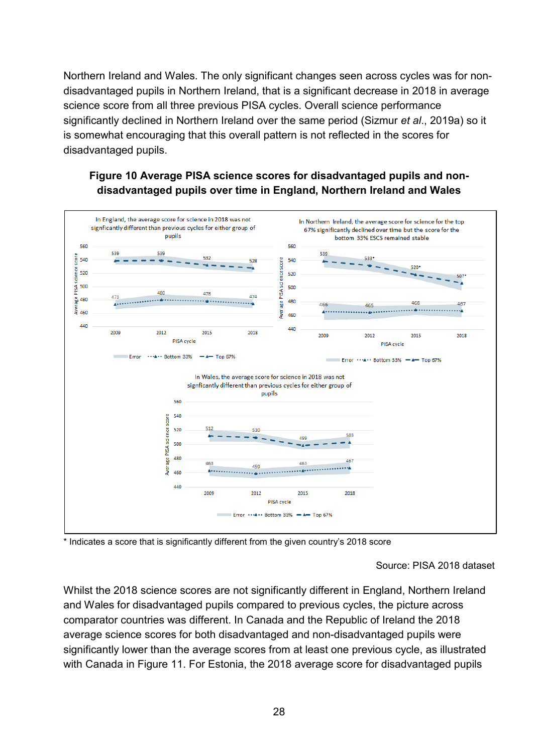Northern Ireland and Wales. The only significant changes seen across cycles was for non-disadvantaged pupils in Northern Ireland, that is a significant decrease in 2018 in average science score from all three previous PISA cycles. Overall science performance significantly declined in Northern Ireland over the same period (Sizmur *et al*., 2019a) so it is somewhat encouraging that this overall pattern is not reflected in the scores for disadvantaged pupils.

**Figure 10 Average PISA science scores for disadvantaged pupils and non-disadvantaged pupils over time in England, Northern Ireland and Wales**

In England, the average score for science in 2018 was not signficantly different than previous cycles for either group of pupils

| PISA cycle | 2009 | 2012 | 2015 | 2018 |
|---|---|---|---|---|
| Top 67% | 539 | 539 | 532 | 528 |
| Bottom 33% | 473 | 480 | 478 | 474 |

In Northern Ireland, the average score for science for the top 67% significantly declined over time but the score for the bottom 33% ESCS remained stable

| PISA cycle | 2009 | 2012 | 2015 | 2018 |
|---|---|---|---|---|
| Top 67% | 539 | 533* | 520* | 507* |
| Bottom 33% | 466 | 465 | 468 | 467 |

In Wales, the average score for science in 2018 was not signficantly different than previous cycles for either group of pupils

| PISA cycle | 2009 | 2012 | 2015 | 2018 |
|---|---|---|---|---|
| Top 67% | 512 | 510 | 499 | 503 |
| Bottom 33% | 463 | 459 | 463 | 467 |

\* Indicates a score that is significantly different from the given country's 2018 score

Source: PISA 2018 dataset

Whilst the 2018 science scores are not significantly different in England, Northern Ireland and Wales for disadvantaged pupils compared to previous cycles, the picture across comparator countries was different. In Canada and the Republic of Ireland the 2018 average science scores for both disadvantaged and non-disadvantaged pupils were significantly lower than the average scores from at least one previous cycle, as illustrated with Canada in Figure 11. For Estonia, the 2018 average score for disadvantaged pupils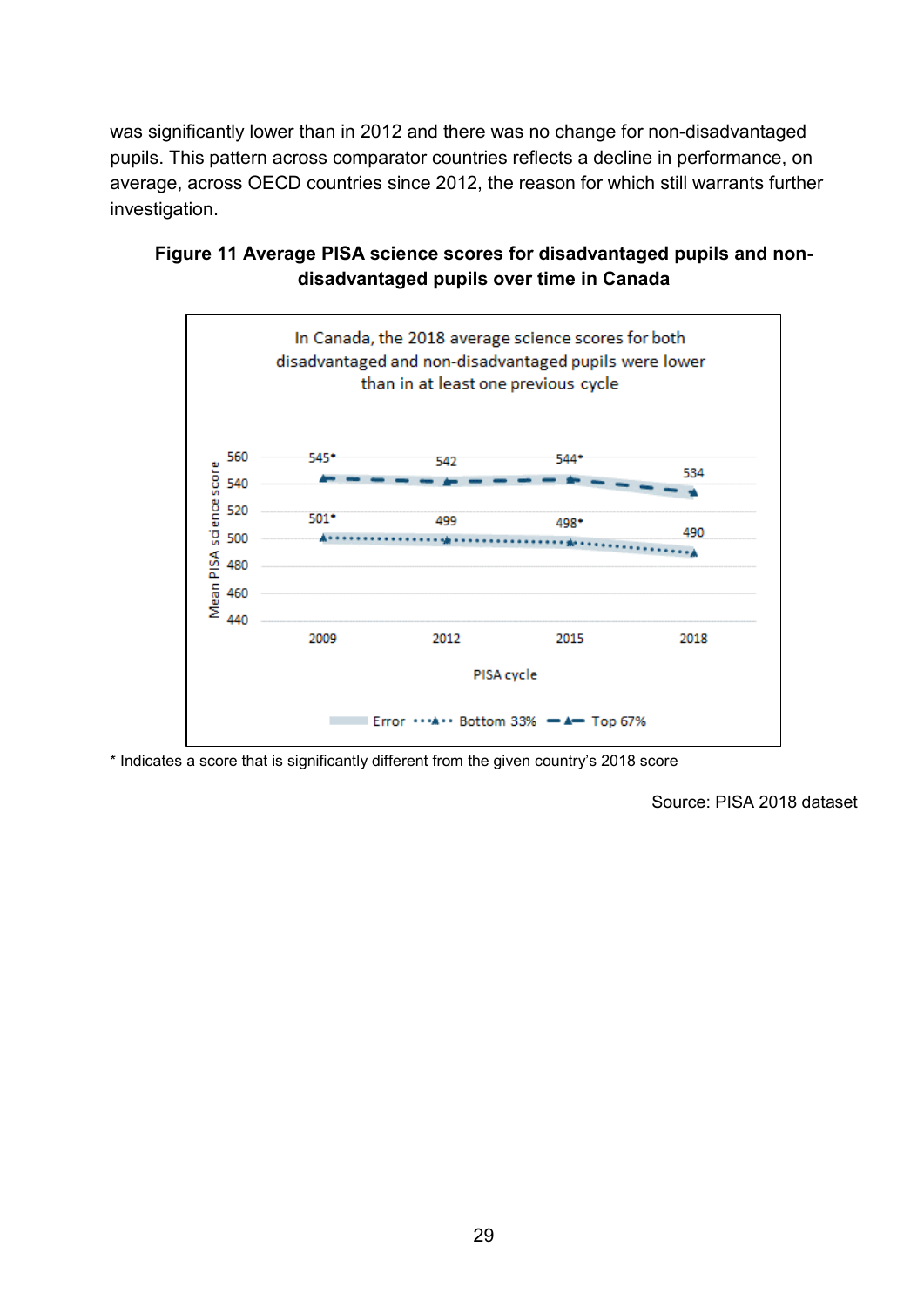was significantly lower than in 2012 and there was no change for non-disadvantaged pupils. This pattern across comparator countries reflects a decline in performance, on average, across OECD countries since 2012, the reason for which still warrants further investigation.

**Figure 11 Average PISA science scores for disadvantaged pupils and non-disadvantaged pupils over time in Canada**

In Canada, the 2018 average science scores for both disadvantaged and non-disadvantaged pupils were lower than in at least one previous cycle

| PISA cycle | Bottom 33% | Top 67% |
|---|---|---|
| 2009 | 501* | 545* |
| 2012 | 499 | 542 |
| 2015 | 498* | 544* |
| 2018 | 490 | 534 |

\* Indicates a score that is significantly different from the given country's 2018 score

Source: PISA 2018 dataset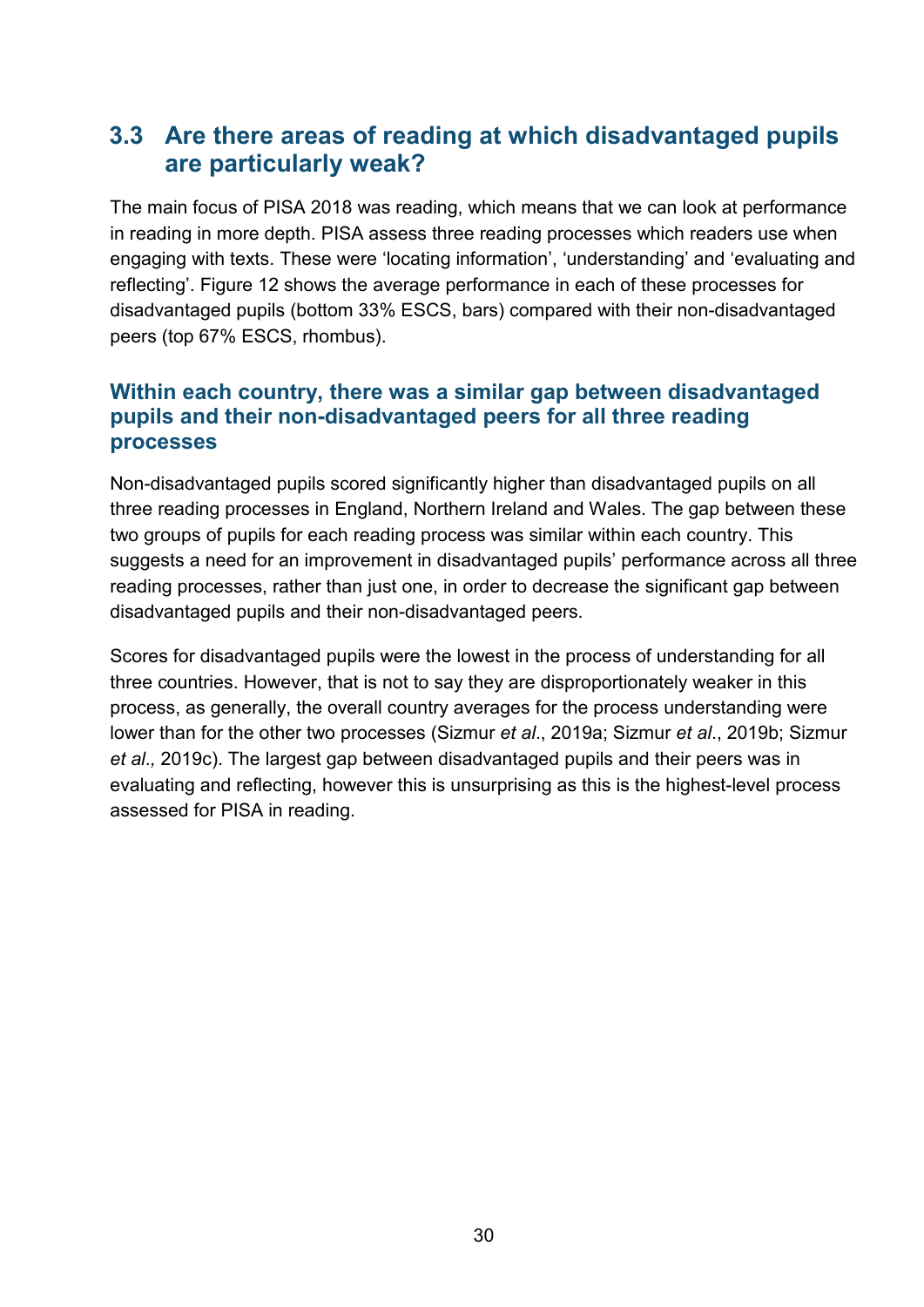## 3.3 Are there areas of reading at which disadvantaged pupils are particularly weak?

The main focus of PISA 2018 was reading, which means that we can look at performance in reading in more depth. PISA assess three reading processes which readers use when engaging with texts. These were 'locating information', 'understanding' and 'evaluating and reflecting'. Figure 12 shows the average performance in each of these processes for disadvantaged pupils (bottom 33% ESCS, bars) compared with their non-disadvantaged peers (top 67% ESCS, rhombus).

### Within each country, there was a similar gap between disadvantaged pupils and their non-disadvantaged peers for all three reading processes

Non-disadvantaged pupils scored significantly higher than disadvantaged pupils on all three reading processes in England, Northern Ireland and Wales. The gap between these two groups of pupils for each reading process was similar within each country. This suggests a need for an improvement in disadvantaged pupils' performance across all three reading processes, rather than just one, in order to decrease the significant gap between disadvantaged pupils and their non-disadvantaged peers.

Scores for disadvantaged pupils were the lowest in the process of understanding for all three countries. However, that is not to say they are disproportionately weaker in this process, as generally, the overall country averages for the process understanding were lower than for the other two processes (Sizmur *et al*., 2019a; Sizmur *et al*., 2019b; Sizmur *et al.,* 2019c). The largest gap between disadvantaged pupils and their peers was in evaluating and reflecting, however this is unsurprising as this is the highest-level process assessed for PISA in reading.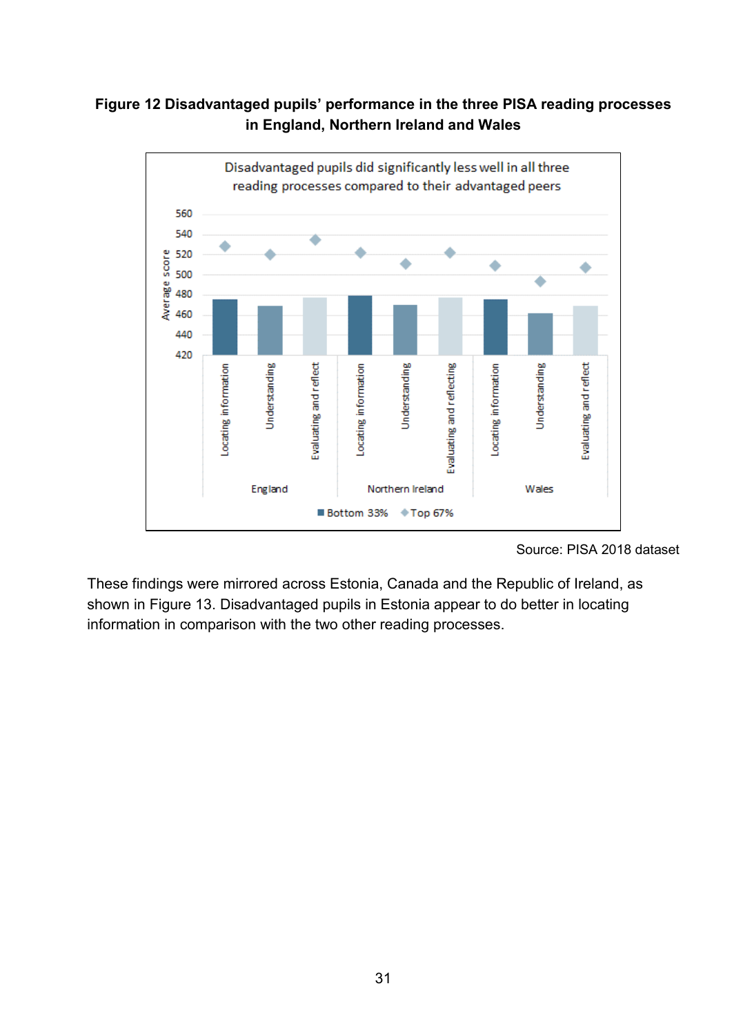**Figure 12 Disadvantaged pupils' performance in the three PISA reading processes in England, Northern Ireland and Wales**

Disadvantaged pupils did significantly less well in all three reading processes compared to their advantaged peers

Source: PISA 2018 dataset

These findings were mirrored across Estonia, Canada and the Republic of Ireland, as shown in Figure 13. Disadvantaged pupils in Estonia appear to do better in locating information in comparison with the two other reading processes.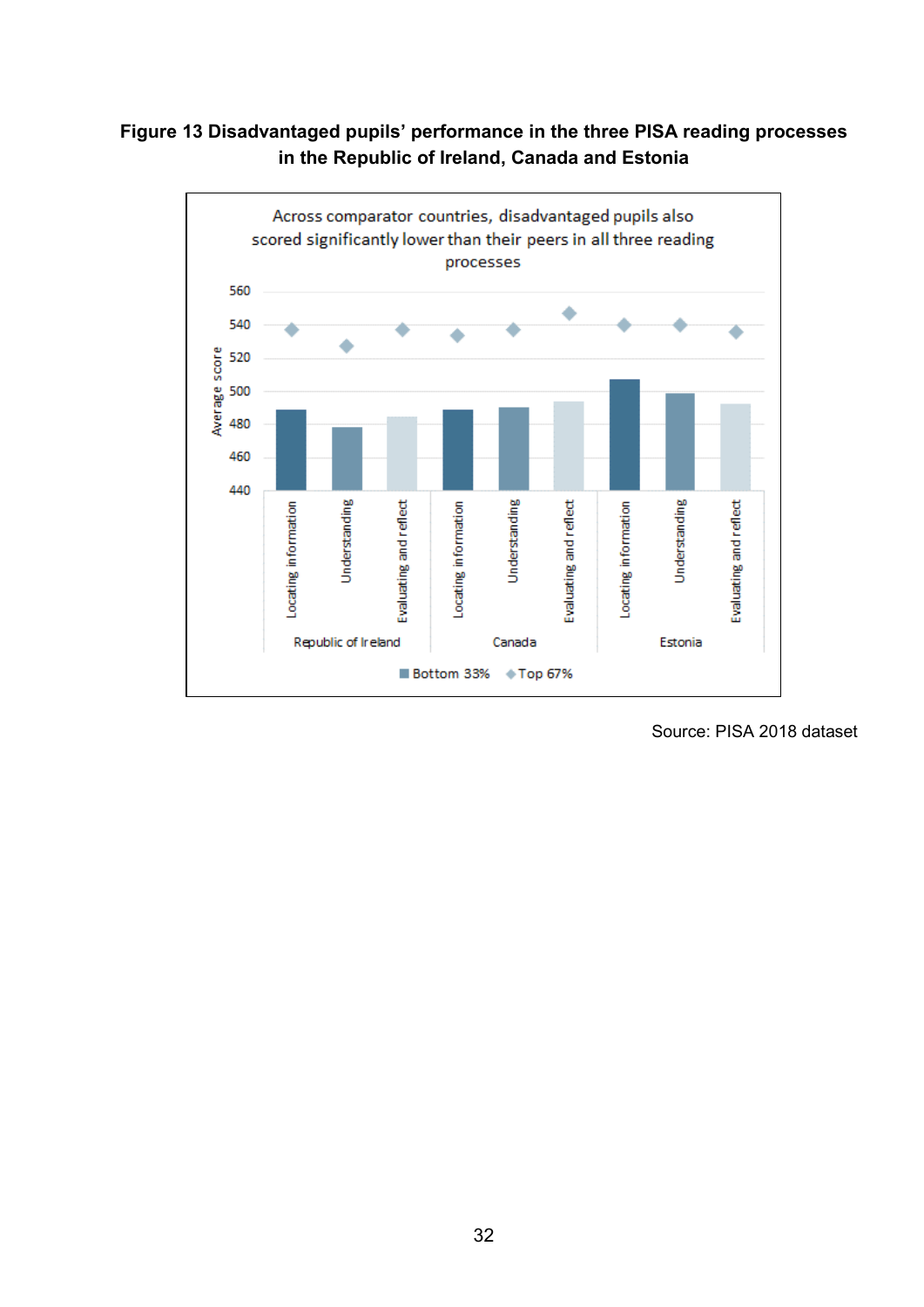**Figure 13 Disadvantaged pupils' performance in the three PISA reading processes in the Republic of Ireland, Canada and Estonia**

Across comparator countries, disadvantaged pupils also scored significantly lower than their peers in all three reading processes

Source: PISA 2018 dataset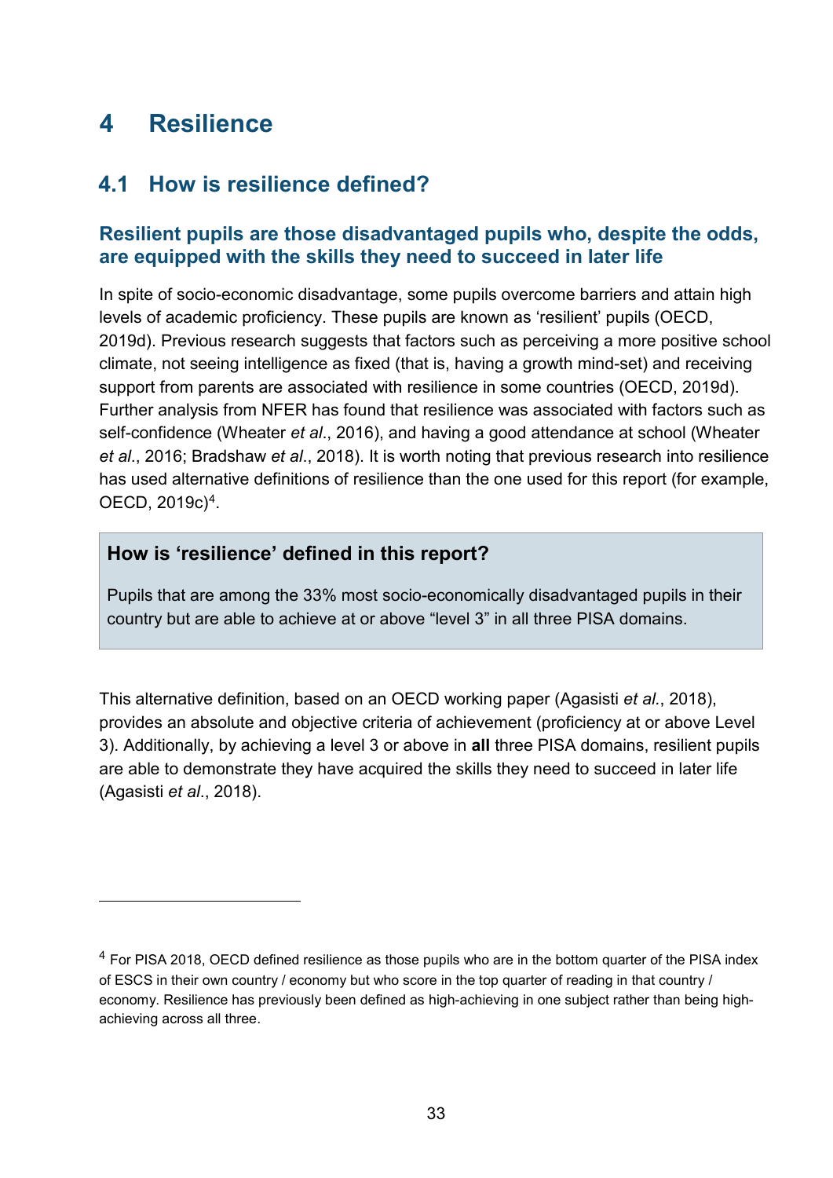# 4 Resilience

## 4.1 How is resilience defined?

### Resilient pupils are those disadvantaged pupils who, despite the odds, are equipped with the skills they need to succeed in later life

In spite of socio-economic disadvantage, some pupils overcome barriers and attain high levels of academic proficiency. These pupils are known as 'resilient' pupils (OECD, 2019d). Previous research suggests that factors such as perceiving a more positive school climate, not seeing intelligence as fixed (that is, having a growth mind-set) and receiving support from parents are associated with resilience in some countries (OECD, 2019d). Further analysis from NFER has found that resilience was associated with factors such as self-confidence (Wheater *et al*., 2016), and having a good attendance at school (Wheater *et al*., 2016; Bradshaw *et al*., 2018). It is worth noting that previous research into resilience has used alternative definitions of resilience than the one used for this report (for example, OECD, 2019c)[4].

> **How is 'resilience' defined in this report?**
>
> Pupils that are among the 33% most socio-economically disadvantaged pupils in their country but are able to achieve at or above "level 3" in all three PISA domains.

This alternative definition, based on an OECD working paper (Agasisti *et al.*, 2018), provides an absolute and objective criteria of achievement (proficiency at or above Level 3). Additionally, by achieving a level 3 or above in **all** three PISA domains, resilient pupils are able to demonstrate they have acquired the skills they need to succeed in later life (Agasisti *et al*., 2018).

---

[4] For PISA 2018, OECD defined resilience as those pupils who are in the bottom quarter of the PISA index of ESCS in their own country / economy but who score in the top quarter of reading in that country / economy. Resilience has previously been defined as high-achieving in one subject rather than being high-achieving across all three.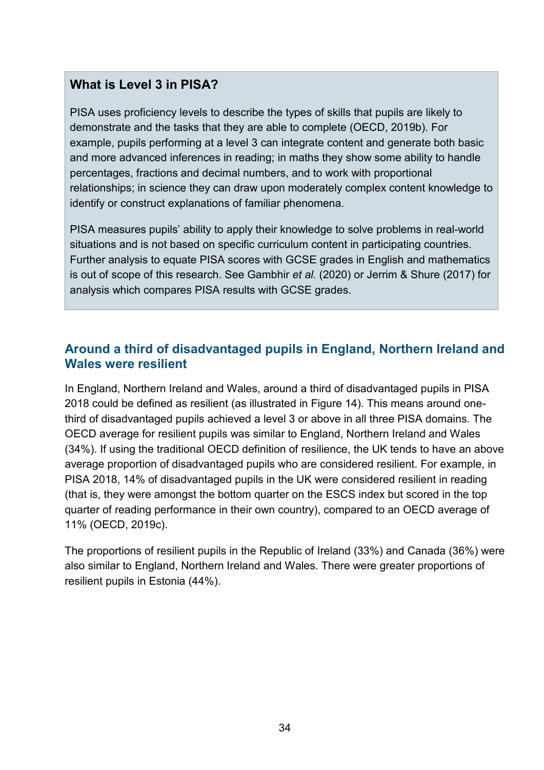### What is Level 3 in PISA?

PISA uses proficiency levels to describe the types of skills that pupils are likely to demonstrate and the tasks that they are able to complete (OECD, 2019b). For example, pupils performing at a level 3 can integrate content and generate both basic and more advanced inferences in reading; in maths they show some ability to handle percentages, fractions and decimal numbers, and to work with proportional relationships; in science they can draw upon moderately complex content knowledge to identify or construct explanations of familiar phenomena.

PISA measures pupils' ability to apply their knowledge to solve problems in real-world situations and is not based on specific curriculum content in participating countries. Further analysis to equate PISA scores with GCSE grades in English and mathematics is out of scope of this research. See Gambhir *et al.* (2020) or Jerrim & Shure (2017) for analysis which compares PISA results with GCSE grades.

## Around a third of disadvantaged pupils in England, Northern Ireland and Wales were resilient

In England, Northern Ireland and Wales, around a third of disadvantaged pupils in PISA 2018 could be defined as resilient (as illustrated in Figure 14). This means around one-third of disadvantaged pupils achieved a level 3 or above in all three PISA domains. The OECD average for resilient pupils was similar to England, Northern Ireland and Wales (34%). If using the traditional OECD definition of resilience, the UK tends to have an above average proportion of disadvantaged pupils who are considered resilient. For example, in PISA 2018, 14% of disadvantaged pupils in the UK were considered resilient in reading (that is, they were amongst the bottom quarter on the ESCS index but scored in the top quarter of reading performance in their own country), compared to an OECD average of 11% (OECD, 2019c).

The proportions of resilient pupils in the Republic of Ireland (33%) and Canada (36%) were also similar to England, Northern Ireland and Wales. There were greater proportions of resilient pupils in Estonia (44%).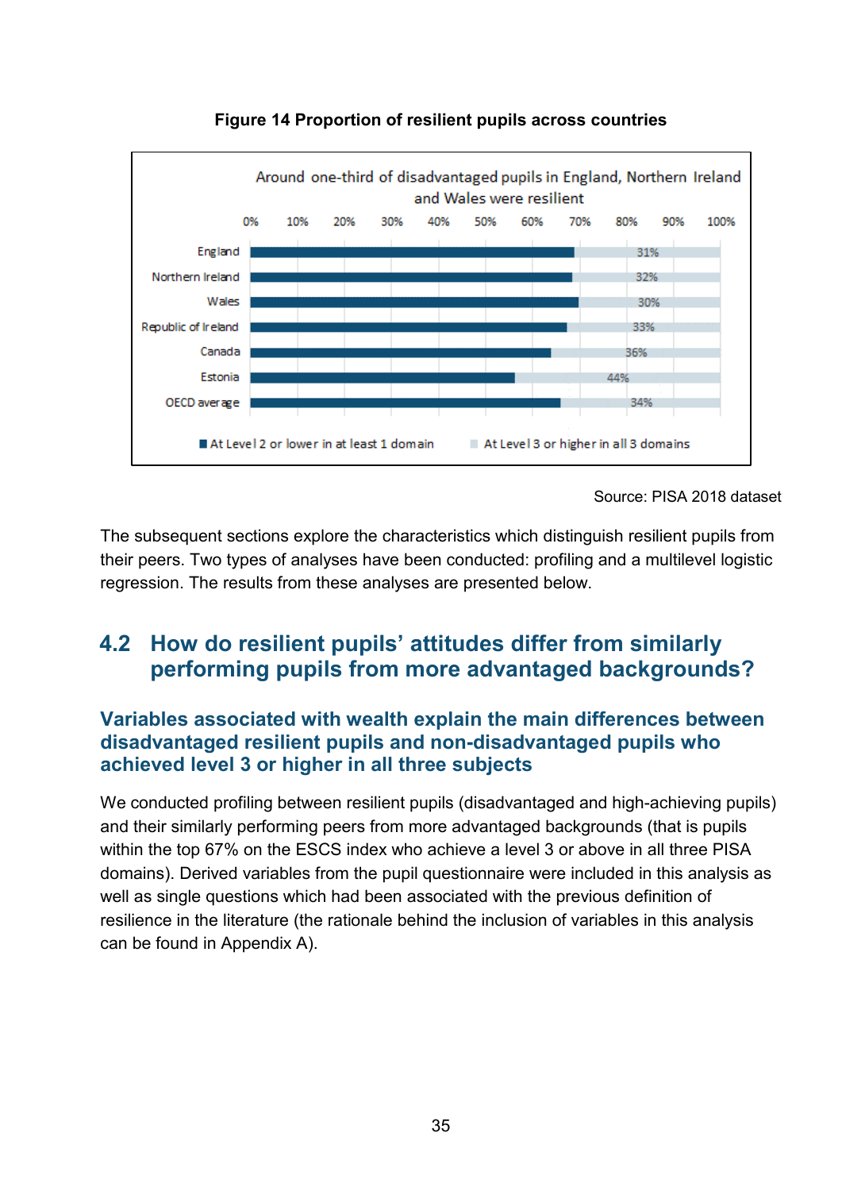**Figure 14 Proportion of resilient pupils across countries**

Around one-third of disadvantaged pupils in England, Northern Ireland and Wales were resilient

| Country | At Level 3 or higher in all 3 domains |
|---|---|
| England | 31% |
| Northern Ireland | 32% |
| Wales | 30% |
| Republic of Ireland | 33% |
| Canada | 36% |
| Estonia | 44% |
| OECD average | 34% |

Legend: At Level 2 or lower in at least 1 domain; At Level 3 or higher in all 3 domains

Source: PISA 2018 dataset

The subsequent sections explore the characteristics which distinguish resilient pupils from their peers. Two types of analyses have been conducted: profiling and a multilevel logistic regression. The results from these analyses are presented below.

## 4.2 How do resilient pupils' attitudes differ from similarly performing pupils from more advantaged backgrounds?

### Variables associated with wealth explain the main differences between disadvantaged resilient pupils and non-disadvantaged pupils who achieved level 3 or higher in all three subjects

We conducted profiling between resilient pupils (disadvantaged and high-achieving pupils) and their similarly performing peers from more advantaged backgrounds (that is pupils within the top 67% on the ESCS index who achieve a level 3 or above in all three PISA domains). Derived variables from the pupil questionnaire were included in this analysis as well as single questions which had been associated with the previous definition of resilience in the literature (the rationale behind the inclusion of variables in this analysis can be found in Appendix A).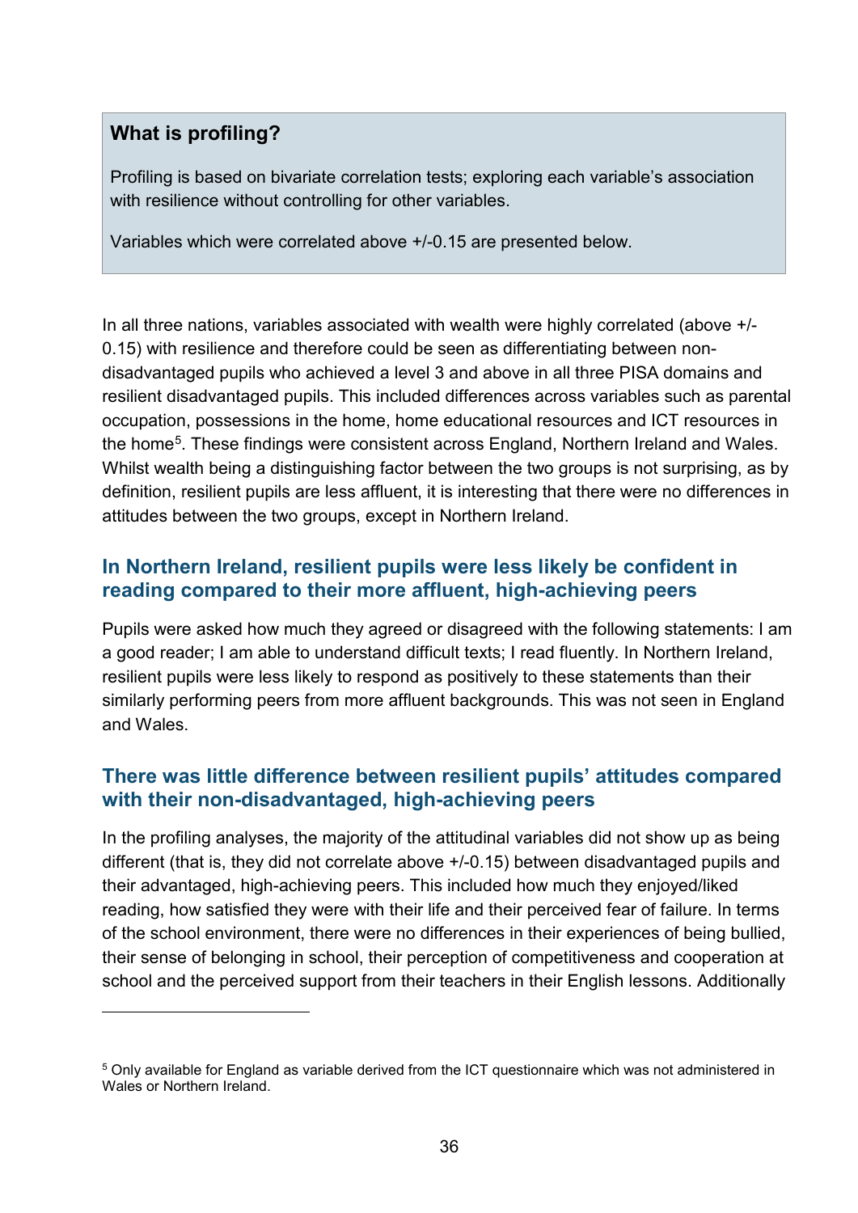### What is profiling?

Profiling is based on bivariate correlation tests; exploring each variable's association with resilience without controlling for other variables.

Variables which were correlated above +/-0.15 are presented below.

In all three nations, variables associated with wealth were highly correlated (above +/-0.15) with resilience and therefore could be seen as differentiating between non-disadvantaged pupils who achieved a level 3 and above in all three PISA domains and resilient disadvantaged pupils. This included differences across variables such as parental occupation, possessions in the home, home educational resources and ICT resources in the home[5]. These findings were consistent across England, Northern Ireland and Wales. Whilst wealth being a distinguishing factor between the two groups is not surprising, as by definition, resilient pupils are less affluent, it is interesting that there were no differences in attitudes between the two groups, except in Northern Ireland.

## In Northern Ireland, resilient pupils were less likely be confident in reading compared to their more affluent, high-achieving peers

Pupils were asked how much they agreed or disagreed with the following statements: I am a good reader; I am able to understand difficult texts; I read fluently. In Northern Ireland, resilient pupils were less likely to respond as positively to these statements than their similarly performing peers from more affluent backgrounds. This was not seen in England and Wales.

## There was little difference between resilient pupils' attitudes compared with their non-disadvantaged, high-achieving peers

In the profiling analyses, the majority of the attitudinal variables did not show up as being different (that is, they did not correlate above +/-0.15) between disadvantaged pupils and their advantaged, high-achieving peers. This included how much they enjoyed/liked reading, how satisfied they were with their life and their perceived fear of failure. In terms of the school environment, there were no differences in their experiences of being bullied, their sense of belonging in school, their perception of competitiveness and cooperation at school and the perceived support from their teachers in their English lessons. Additionally

---

[5] Only available for England as variable derived from the ICT questionnaire which was not administered in Wales or Northern Ireland.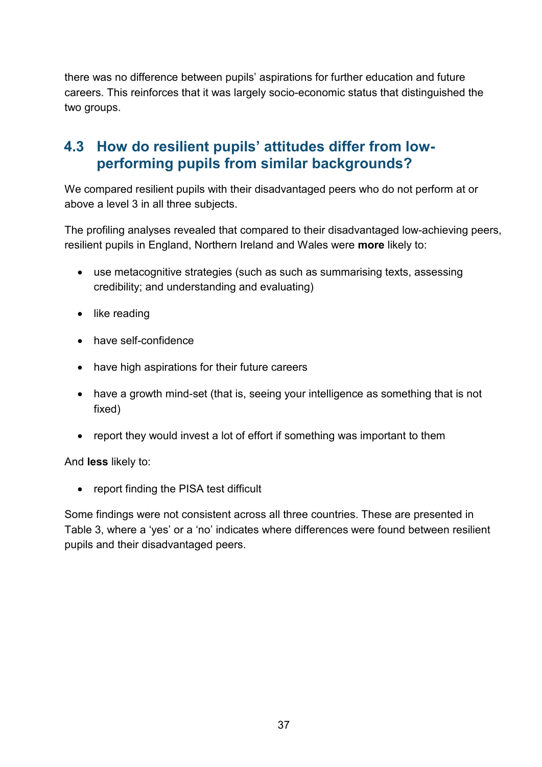there was no difference between pupils' aspirations for further education and future careers. This reinforces that it was largely socio-economic status that distinguished the two groups.

## 4.3 How do resilient pupils' attitudes differ from low-performing pupils from similar backgrounds?

We compared resilient pupils with their disadvantaged peers who do not perform at or above a level 3 in all three subjects.

The profiling analyses revealed that compared to their disadvantaged low-achieving peers, resilient pupils in England, Northern Ireland and Wales were **more** likely to:

- use metacognitive strategies (such as such as summarising texts, assessing credibility; and understanding and evaluating)
- like reading
- have self-confidence
- have high aspirations for their future careers
- have a growth mind-set (that is, seeing your intelligence as something that is not fixed)
- report they would invest a lot of effort if something was important to them

And **less** likely to:

- report finding the PISA test difficult

Some findings were not consistent across all three countries. These are presented in Table 3, where a 'yes' or a 'no' indicates where differences were found between resilient pupils and their disadvantaged peers.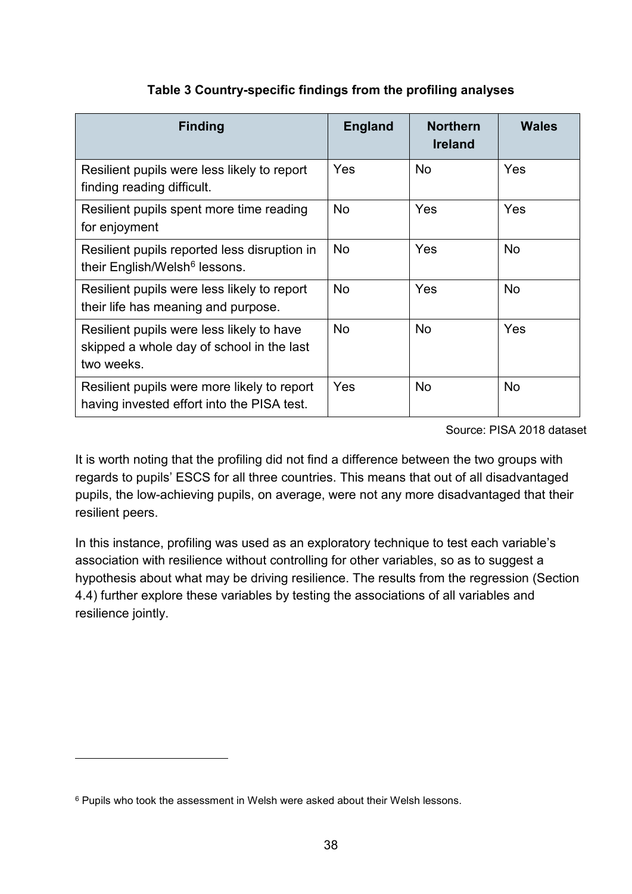**Table 3 Country-specific findings from the profiling analyses**

| Finding | England | Northern Ireland | Wales |
|---|---|---|---|
| Resilient pupils were less likely to report finding reading difficult. | Yes | No | Yes |
| Resilient pupils spent more time reading for enjoyment | No | Yes | Yes |
| Resilient pupils reported less disruption in their English/Welsh[6] lessons. | No | Yes | No |
| Resilient pupils were less likely to report their life has meaning and purpose. | No | Yes | No |
| Resilient pupils were less likely to have skipped a whole day of school in the last two weeks. | No | No | Yes |
| Resilient pupils were more likely to report having invested effort into the PISA test. | Yes | No | No |

Source: PISA 2018 dataset

It is worth noting that the profiling did not find a difference between the two groups with regards to pupils' ESCS for all three countries. This means that out of all disadvantaged pupils, the low-achieving pupils, on average, were not any more disadvantaged that their resilient peers.

In this instance, profiling was used as an exploratory technique to test each variable's association with resilience without controlling for other variables, so as to suggest a hypothesis about what may be driving resilience. The results from the regression (Section 4.4) further explore these variables by testing the associations of all variables and resilience jointly.

[6] Pupils who took the assessment in Welsh were asked about their Welsh lessons.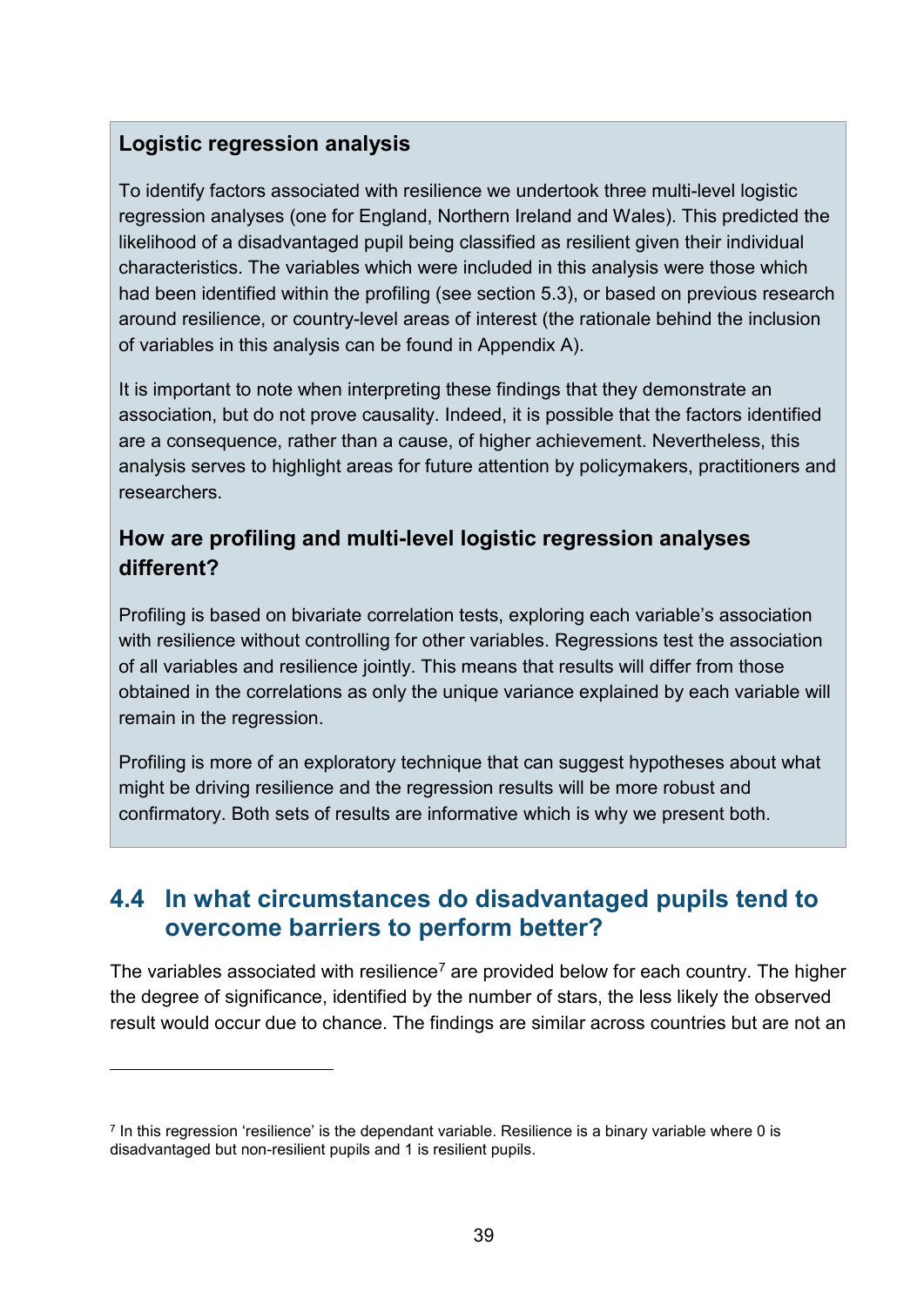### Logistic regression analysis

To identify factors associated with resilience we undertook three multi-level logistic regression analyses (one for England, Northern Ireland and Wales). This predicted the likelihood of a disadvantaged pupil being classified as resilient given their individual characteristics. The variables which were included in this analysis were those which had been identified within the profiling (see section 5.3), or based on previous research around resilience, or country-level areas of interest (the rationale behind the inclusion of variables in this analysis can be found in Appendix A).

It is important to note when interpreting these findings that they demonstrate an association, but do not prove causality. Indeed, it is possible that the factors identified are a consequence, rather than a cause, of higher achievement. Nevertheless, this analysis serves to highlight areas for future attention by policymakers, practitioners and researchers.

### How are profiling and multi-level logistic regression analyses different?

Profiling is based on bivariate correlation tests, exploring each variable's association with resilience without controlling for other variables. Regressions test the association of all variables and resilience jointly. This means that results will differ from those obtained in the correlations as only the unique variance explained by each variable will remain in the regression.

Profiling is more of an exploratory technique that can suggest hypotheses about what might be driving resilience and the regression results will be more robust and confirmatory. Both sets of results are informative which is why we present both.

## 4.4 In what circumstances do disadvantaged pupils tend to overcome barriers to perform better?

The variables associated with resilience[7] are provided below for each country. The higher the degree of significance, identified by the number of stars, the less likely the observed result would occur due to chance. The findings are similar across countries but are not an

[7] In this regression 'resilience' is the dependant variable. Resilience is a binary variable where 0 is disadvantaged but non-resilient pupils and 1 is resilient pupils.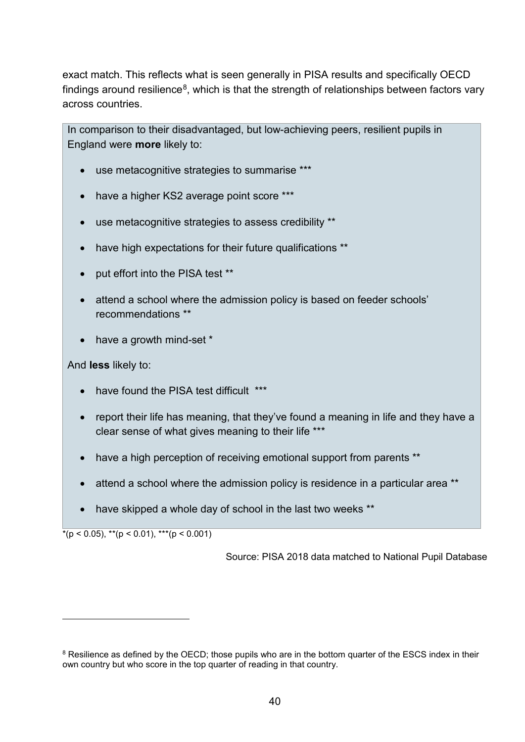exact match. This reflects what is seen generally in PISA results and specifically OECD findings around resilience[8], which is that the strength of relationships between factors vary across countries.

In comparison to their disadvantaged, but low-achieving peers, resilient pupils in England were **more** likely to:

- use metacognitive strategies to summarise ***
- have a higher KS2 average point score ***
- use metacognitive strategies to assess credibility **
- have high expectations for their future qualifications **
- put effort into the PISA test **
- attend a school where the admission policy is based on feeder schools' recommendations **
- have a growth mind-set *

And **less** likely to:

- have found the PISA test difficult ***
- report their life has meaning, that they've found a meaning in life and they have a clear sense of what gives meaning to their life ***
- have a high perception of receiving emotional support from parents **
- attend a school where the admission policy is residence in a particular area **
- have skipped a whole day of school in the last two weeks **

*($p < 0.05$), **($p < 0.01$), ***($p < 0.001$)

Source: PISA 2018 data matched to National Pupil Database

[8] Resilience as defined by the OECD; those pupils who are in the bottom quarter of the ESCS index in their own country but who score in the top quarter of reading in that country.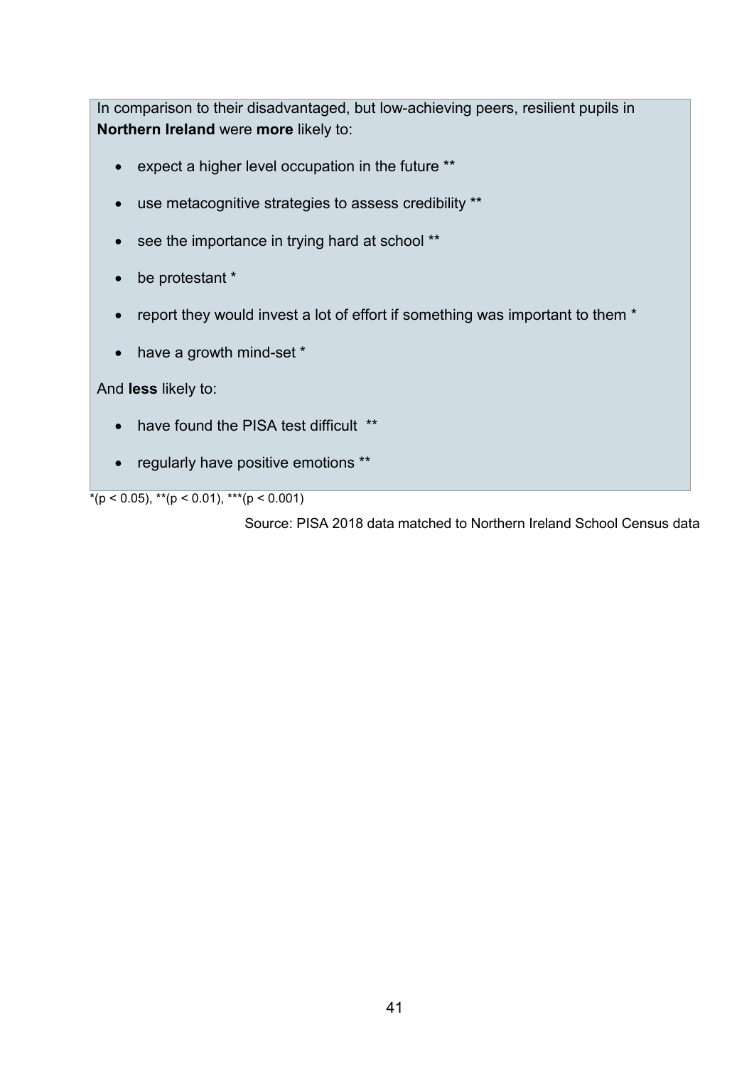In comparison to their disadvantaged, but low-achieving peers, resilient pupils in **Northern Ireland** were **more** likely to:

- expect a higher level occupation in the future **
- use metacognitive strategies to assess credibility **
- see the importance in trying hard at school **
- be protestant *
- report they would invest a lot of effort if something was important to them *
- have a growth mind-set *

And **less** likely to:

- have found the PISA test difficult **
- regularly have positive emotions **

*($p < 0.05$), **($p < 0.01$), ***($p < 0.001$)

Source: PISA 2018 data matched to Northern Ireland School Census data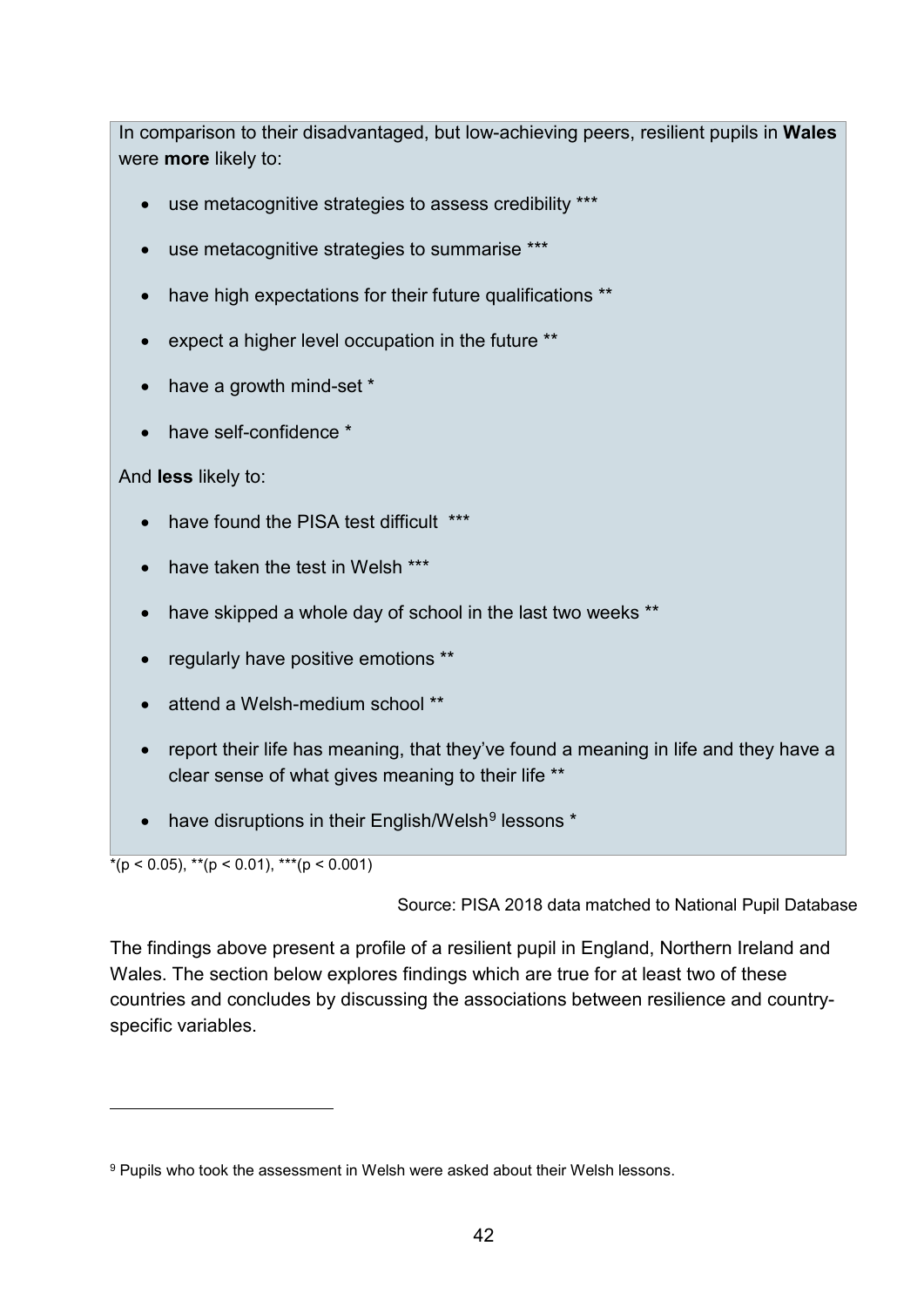In comparison to their disadvantaged, but low-achieving peers, resilient pupils in **Wales** were **more** likely to:

- use metacognitive strategies to assess credibility ***
- use metacognitive strategies to summarise ***
- have high expectations for their future qualifications **
- expect a higher level occupation in the future **
- have a growth mind-set *
- have self-confidence *

And **less** likely to:

- have found the PISA test difficult ***
- have taken the test in Welsh ***
- have skipped a whole day of school in the last two weeks **
- regularly have positive emotions **
- attend a Welsh-medium school **
- report their life has meaning, that they've found a meaning in life and they have a clear sense of what gives meaning to their life **
- have disruptions in their English/Welsh[9] lessons *

*($p < 0.05$), **($p < 0.01$), ***($p < 0.001$)

Source: PISA 2018 data matched to National Pupil Database

The findings above present a profile of a resilient pupil in England, Northern Ireland and Wales. The section below explores findings which are true for at least two of these countries and concludes by discussing the associations between resilience and country-specific variables.

[9] Pupils who took the assessment in Welsh were asked about their Welsh lessons.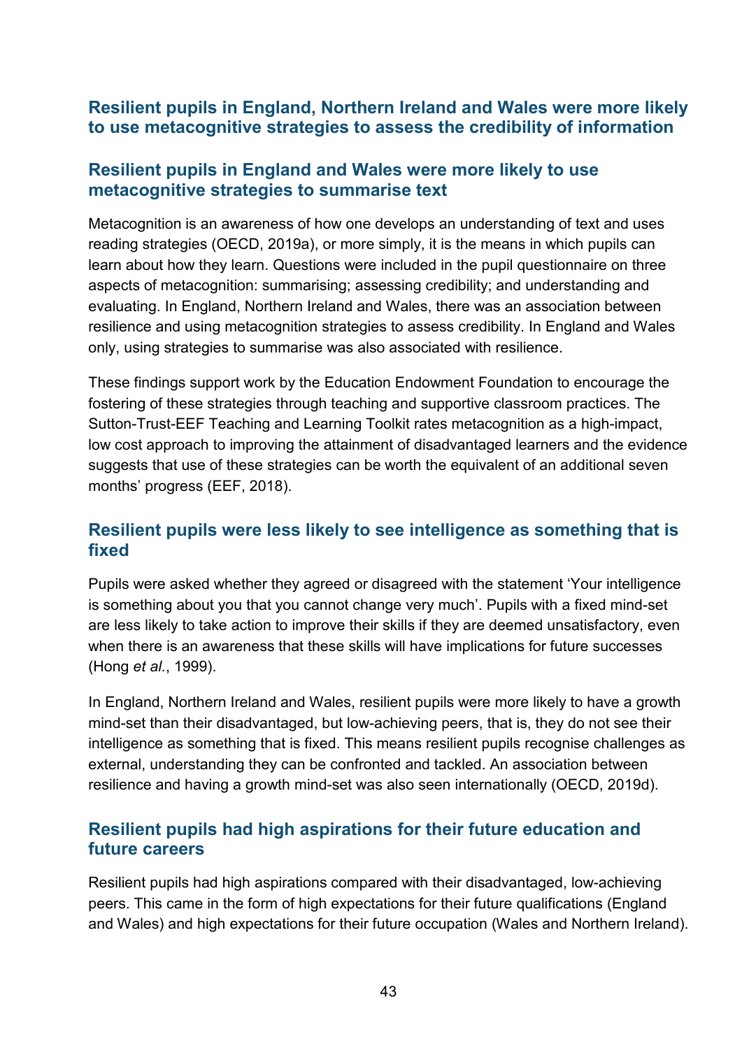### Resilient pupils in England, Northern Ireland and Wales were more likely to use metacognitive strategies to assess the credibility of information

### Resilient pupils in England and Wales were more likely to use metacognitive strategies to summarise text

Metacognition is an awareness of how one develops an understanding of text and uses reading strategies (OECD, 2019a), or more simply, it is the means in which pupils can learn about how they learn. Questions were included in the pupil questionnaire on three aspects of metacognition: summarising; assessing credibility; and understanding and evaluating. In England, Northern Ireland and Wales, there was an association between resilience and using metacognition strategies to assess credibility. In England and Wales only, using strategies to summarise was also associated with resilience.

These findings support work by the Education Endowment Foundation to encourage the fostering of these strategies through teaching and supportive classroom practices. The Sutton-Trust-EEF Teaching and Learning Toolkit rates metacognition as a high-impact, low cost approach to improving the attainment of disadvantaged learners and the evidence suggests that use of these strategies can be worth the equivalent of an additional seven months' progress (EEF, 2018).

### Resilient pupils were less likely to see intelligence as something that is fixed

Pupils were asked whether they agreed or disagreed with the statement 'Your intelligence is something about you that you cannot change very much'. Pupils with a fixed mind-set are less likely to take action to improve their skills if they are deemed unsatisfactory, even when there is an awareness that these skills will have implications for future successes (Hong *et al.*, 1999).

In England, Northern Ireland and Wales, resilient pupils were more likely to have a growth mind-set than their disadvantaged, but low-achieving peers, that is, they do not see their intelligence as something that is fixed. This means resilient pupils recognise challenges as external, understanding they can be confronted and tackled. An association between resilience and having a growth mind-set was also seen internationally (OECD, 2019d).

### Resilient pupils had high aspirations for their future education and future careers

Resilient pupils had high aspirations compared with their disadvantaged, low-achieving peers. This came in the form of high expectations for their future qualifications (England and Wales) and high expectations for their future occupation (Wales and Northern Ireland).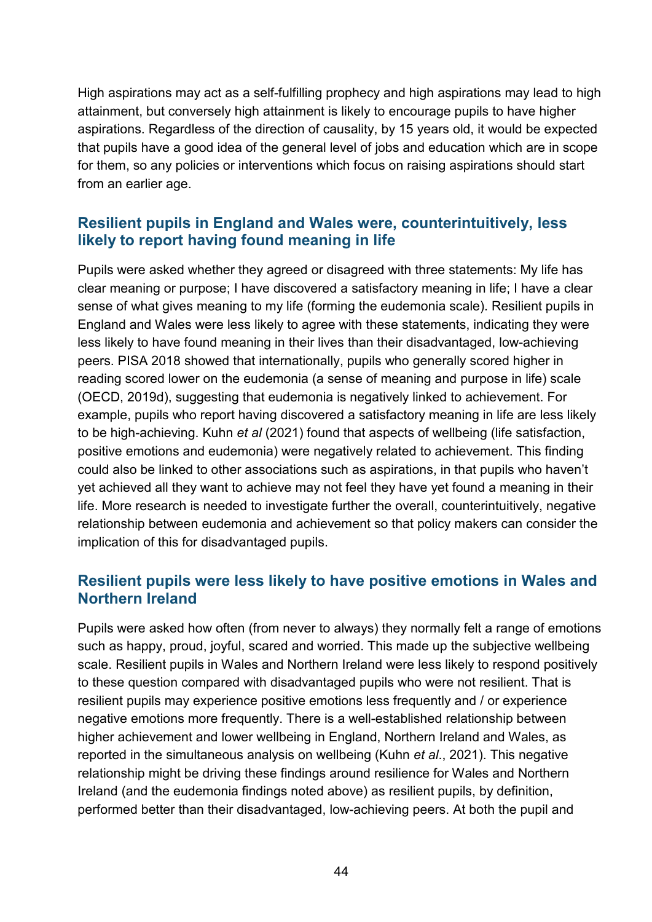High aspirations may act as a self-fulfilling prophecy and high aspirations may lead to high attainment, but conversely high attainment is likely to encourage pupils to have higher aspirations. Regardless of the direction of causality, by 15 years old, it would be expected that pupils have a good idea of the general level of jobs and education which are in scope for them, so any policies or interventions which focus on raising aspirations should start from an earlier age.

## Resilient pupils in England and Wales were, counterintuitively, less likely to report having found meaning in life

Pupils were asked whether they agreed or disagreed with three statements: My life has clear meaning or purpose; I have discovered a satisfactory meaning in life; I have a clear sense of what gives meaning to my life (forming the eudemonia scale). Resilient pupils in England and Wales were less likely to agree with these statements, indicating they were less likely to have found meaning in their lives than their disadvantaged, low-achieving peers. PISA 2018 showed that internationally, pupils who generally scored higher in reading scored lower on the eudemonia (a sense of meaning and purpose in life) scale (OECD, 2019d), suggesting that eudemonia is negatively linked to achievement. For example, pupils who report having discovered a satisfactory meaning in life are less likely to be high-achieving. Kuhn *et al* (2021) found that aspects of wellbeing (life satisfaction, positive emotions and eudemonia) were negatively related to achievement. This finding could also be linked to other associations such as aspirations, in that pupils who haven't yet achieved all they want to achieve may not feel they have yet found a meaning in their life. More research is needed to investigate further the overall, counterintuitively, negative relationship between eudemonia and achievement so that policy makers can consider the implication of this for disadvantaged pupils.

## Resilient pupils were less likely to have positive emotions in Wales and Northern Ireland

Pupils were asked how often (from never to always) they normally felt a range of emotions such as happy, proud, joyful, scared and worried. This made up the subjective wellbeing scale. Resilient pupils in Wales and Northern Ireland were less likely to respond positively to these question compared with disadvantaged pupils who were not resilient. That is resilient pupils may experience positive emotions less frequently and / or experience negative emotions more frequently. There is a well-established relationship between higher achievement and lower wellbeing in England, Northern Ireland and Wales, as reported in the simultaneous analysis on wellbeing (Kuhn *et al*., 2021). This negative relationship might be driving these findings around resilience for Wales and Northern Ireland (and the eudemonia findings noted above) as resilient pupils, by definition, performed better than their disadvantaged, low-achieving peers. At both the pupil and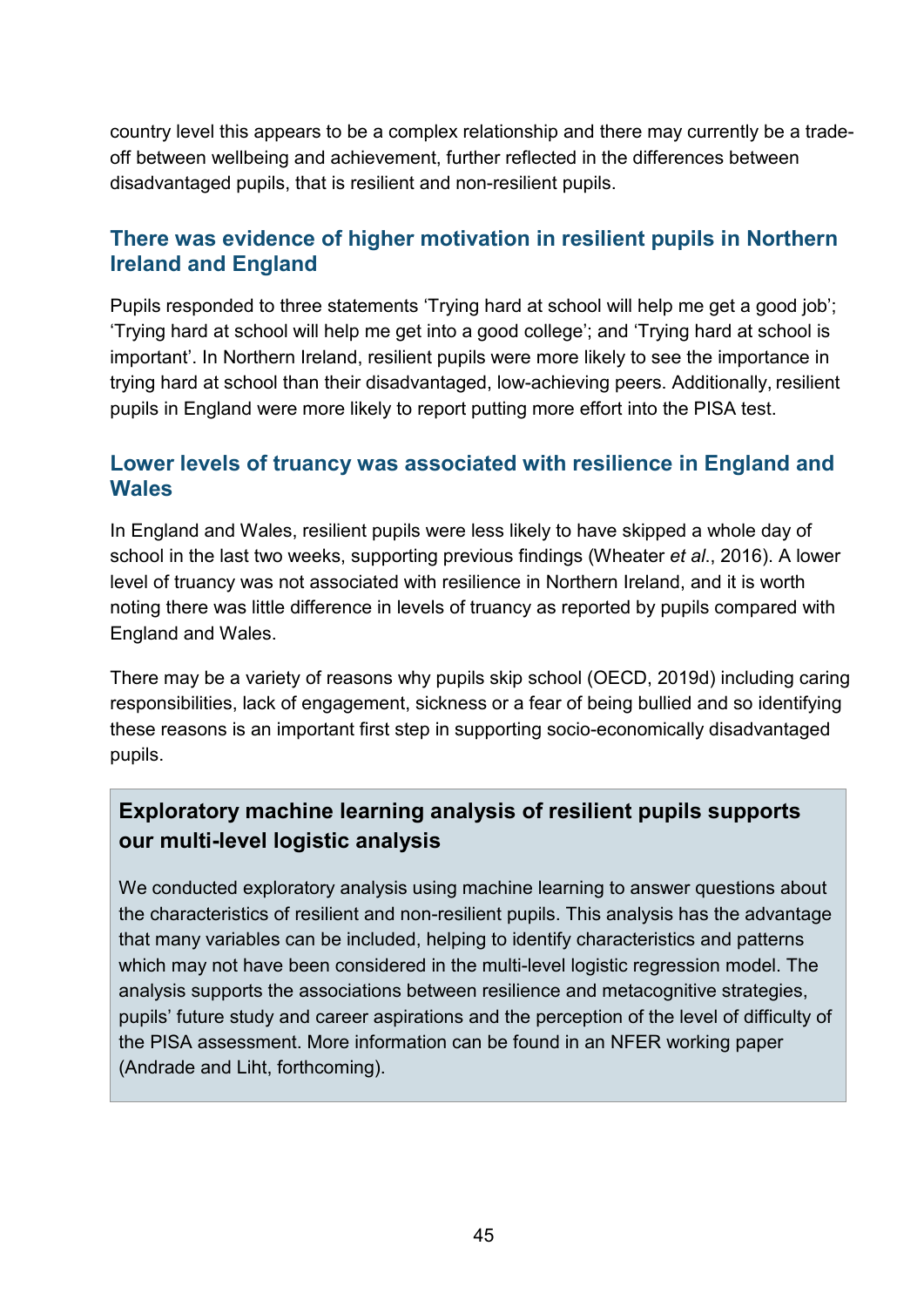country level this appears to be a complex relationship and there may currently be a trade-off between wellbeing and achievement, further reflected in the differences between disadvantaged pupils, that is resilient and non-resilient pupils.

### There was evidence of higher motivation in resilient pupils in Northern Ireland and England

Pupils responded to three statements 'Trying hard at school will help me get a good job'; 'Trying hard at school will help me get into a good college'; and 'Trying hard at school is important'. In Northern Ireland, resilient pupils were more likely to see the importance in trying hard at school than their disadvantaged, low-achieving peers. Additionally, resilient pupils in England were more likely to report putting more effort into the PISA test.

### Lower levels of truancy was associated with resilience in England and Wales

In England and Wales, resilient pupils were less likely to have skipped a whole day of school in the last two weeks, supporting previous findings (Wheater *et al.*, 2016). A lower level of truancy was not associated with resilience in Northern Ireland, and it is worth noting there was little difference in levels of truancy as reported by pupils compared with England and Wales.

There may be a variety of reasons why pupils skip school (OECD, 2019d) including caring responsibilities, lack of engagement, sickness or a fear of being bullied and so identifying these reasons is an important first step in supporting socio-economically disadvantaged pupils.

**Exploratory machine learning analysis of resilient pupils supports our multi-level logistic analysis**

We conducted exploratory analysis using machine learning to answer questions about the characteristics of resilient and non-resilient pupils. This analysis has the advantage that many variables can be included, helping to identify characteristics and patterns which may not have been considered in the multi-level logistic regression model. The analysis supports the associations between resilience and metacognitive strategies, pupils' future study and career aspirations and the perception of the level of difficulty of the PISA assessment. More information can be found in an NFER working paper (Andrade and Liht, forthcoming).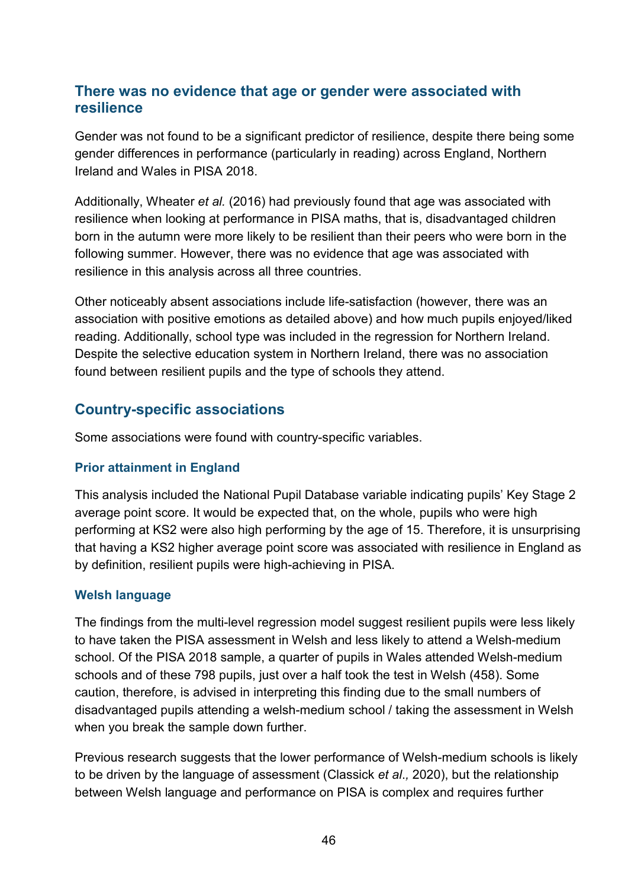## There was no evidence that age or gender were associated with resilience

Gender was not found to be a significant predictor of resilience, despite there being some gender differences in performance (particularly in reading) across England, Northern Ireland and Wales in PISA 2018.

Additionally, Wheater *et al.* (2016) had previously found that age was associated with resilience when looking at performance in PISA maths, that is, disadvantaged children born in the autumn were more likely to be resilient than their peers who were born in the following summer. However, there was no evidence that age was associated with resilience in this analysis across all three countries.

Other noticeably absent associations include life-satisfaction (however, there was an association with positive emotions as detailed above) and how much pupils enjoyed/liked reading. Additionally, school type was included in the regression for Northern Ireland. Despite the selective education system in Northern Ireland, there was no association found between resilient pupils and the type of schools they attend.

## Country-specific associations

Some associations were found with country-specific variables.

### Prior attainment in England

This analysis included the National Pupil Database variable indicating pupils' Key Stage 2 average point score. It would be expected that, on the whole, pupils who were high performing at KS2 were also high performing by the age of 15. Therefore, it is unsurprising that having a KS2 higher average point score was associated with resilience in England as by definition, resilient pupils were high-achieving in PISA.

### Welsh language

The findings from the multi-level regression model suggest resilient pupils were less likely to have taken the PISA assessment in Welsh and less likely to attend a Welsh-medium school. Of the PISA 2018 sample, a quarter of pupils in Wales attended Welsh-medium schools and of these 798 pupils, just over a half took the test in Welsh (458). Some caution, therefore, is advised in interpreting this finding due to the small numbers of disadvantaged pupils attending a welsh-medium school / taking the assessment in Welsh when you break the sample down further.

Previous research suggests that the lower performance of Welsh-medium schools is likely to be driven by the language of assessment (Classick *et al.,* 2020), but the relationship between Welsh language and performance on PISA is complex and requires further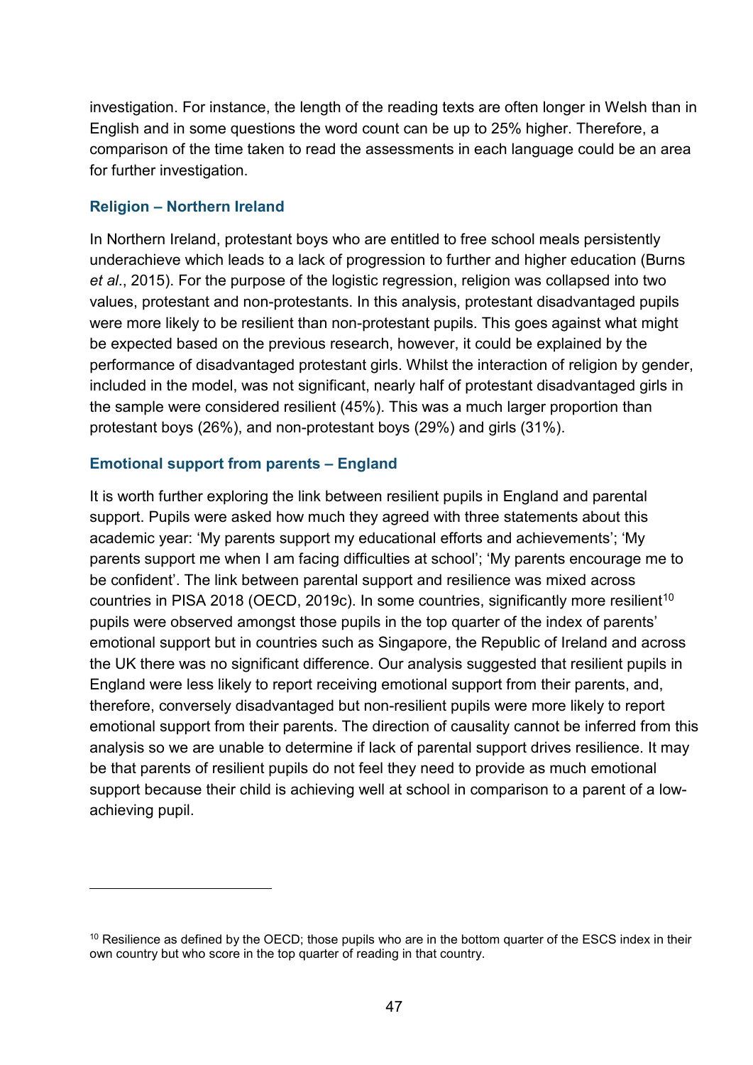investigation. For instance, the length of the reading texts are often longer in Welsh than in English and in some questions the word count can be up to 25% higher. Therefore, a comparison of the time taken to read the assessments in each language could be an area for further investigation.

### Religion – Northern Ireland

In Northern Ireland, protestant boys who are entitled to free school meals persistently underachieve which leads to a lack of progression to further and higher education (Burns *et al*., 2015). For the purpose of the logistic regression, religion was collapsed into two values, protestant and non-protestants. In this analysis, protestant disadvantaged pupils were more likely to be resilient than non-protestant pupils. This goes against what might be expected based on the previous research, however, it could be explained by the performance of disadvantaged protestant girls. Whilst the interaction of religion by gender, included in the model, was not significant, nearly half of protestant disadvantaged girls in the sample were considered resilient (45%). This was a much larger proportion than protestant boys (26%), and non-protestant boys (29%) and girls (31%).

### Emotional support from parents – England

It is worth further exploring the link between resilient pupils in England and parental support. Pupils were asked how much they agreed with three statements about this academic year: 'My parents support my educational efforts and achievements'; 'My parents support me when I am facing difficulties at school'; 'My parents encourage me to be confident'. The link between parental support and resilience was mixed across countries in PISA 2018 (OECD, 2019c). In some countries, significantly more resilient[10] pupils were observed amongst those pupils in the top quarter of the index of parents' emotional support but in countries such as Singapore, the Republic of Ireland and across the UK there was no significant difference. Our analysis suggested that resilient pupils in England were less likely to report receiving emotional support from their parents, and, therefore, conversely disadvantaged but non-resilient pupils were more likely to report emotional support from their parents. The direction of causality cannot be inferred from this analysis so we are unable to determine if lack of parental support drives resilience. It may be that parents of resilient pupils do not feel they need to provide as much emotional support because their child is achieving well at school in comparison to a parent of a low-achieving pupil.

---

[10] Resilience as defined by the OECD; those pupils who are in the bottom quarter of the ESCS index in their own country but who score in the top quarter of reading in that country.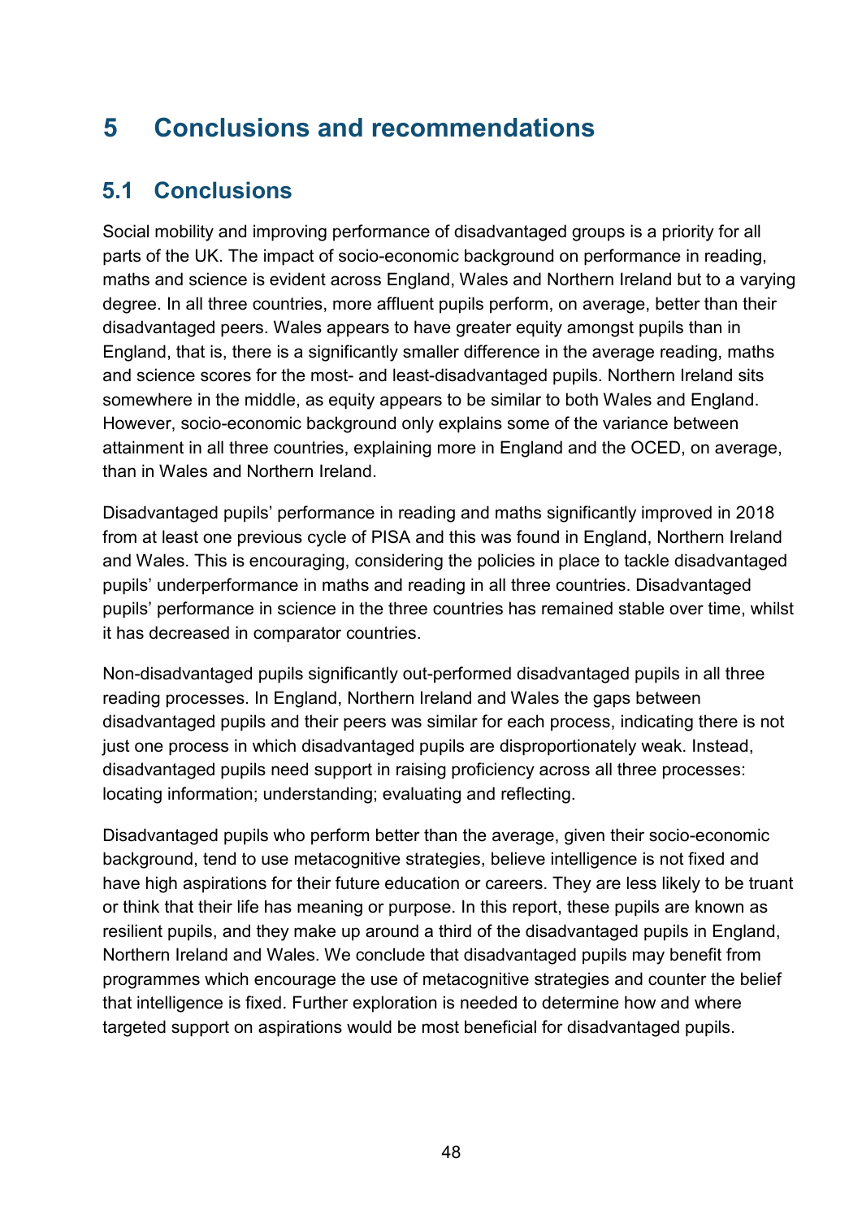# 5 Conclusions and recommendations

## 5.1 Conclusions

Social mobility and improving performance of disadvantaged groups is a priority for all parts of the UK. The impact of socio-economic background on performance in reading, maths and science is evident across England, Wales and Northern Ireland but to a varying degree. In all three countries, more affluent pupils perform, on average, better than their disadvantaged peers. Wales appears to have greater equity amongst pupils than in England, that is, there is a significantly smaller difference in the average reading, maths and science scores for the most- and least-disadvantaged pupils. Northern Ireland sits somewhere in the middle, as equity appears to be similar to both Wales and England. However, socio-economic background only explains some of the variance between attainment in all three countries, explaining more in England and the OCED, on average, than in Wales and Northern Ireland.

Disadvantaged pupils' performance in reading and maths significantly improved in 2018 from at least one previous cycle of PISA and this was found in England, Northern Ireland and Wales. This is encouraging, considering the policies in place to tackle disadvantaged pupils' underperformance in maths and reading in all three countries. Disadvantaged pupils' performance in science in the three countries has remained stable over time, whilst it has decreased in comparator countries.

Non-disadvantaged pupils significantly out-performed disadvantaged pupils in all three reading processes. In England, Northern Ireland and Wales the gaps between disadvantaged pupils and their peers was similar for each process, indicating there is not just one process in which disadvantaged pupils are disproportionately weak. Instead, disadvantaged pupils need support in raising proficiency across all three processes: locating information; understanding; evaluating and reflecting.

Disadvantaged pupils who perform better than the average, given their socio-economic background, tend to use metacognitive strategies, believe intelligence is not fixed and have high aspirations for their future education or careers. They are less likely to be truant or think that their life has meaning or purpose. In this report, these pupils are known as resilient pupils, and they make up around a third of the disadvantaged pupils in England, Northern Ireland and Wales. We conclude that disadvantaged pupils may benefit from programmes which encourage the use of metacognitive strategies and counter the belief that intelligence is fixed. Further exploration is needed to determine how and where targeted support on aspirations would be most beneficial for disadvantaged pupils.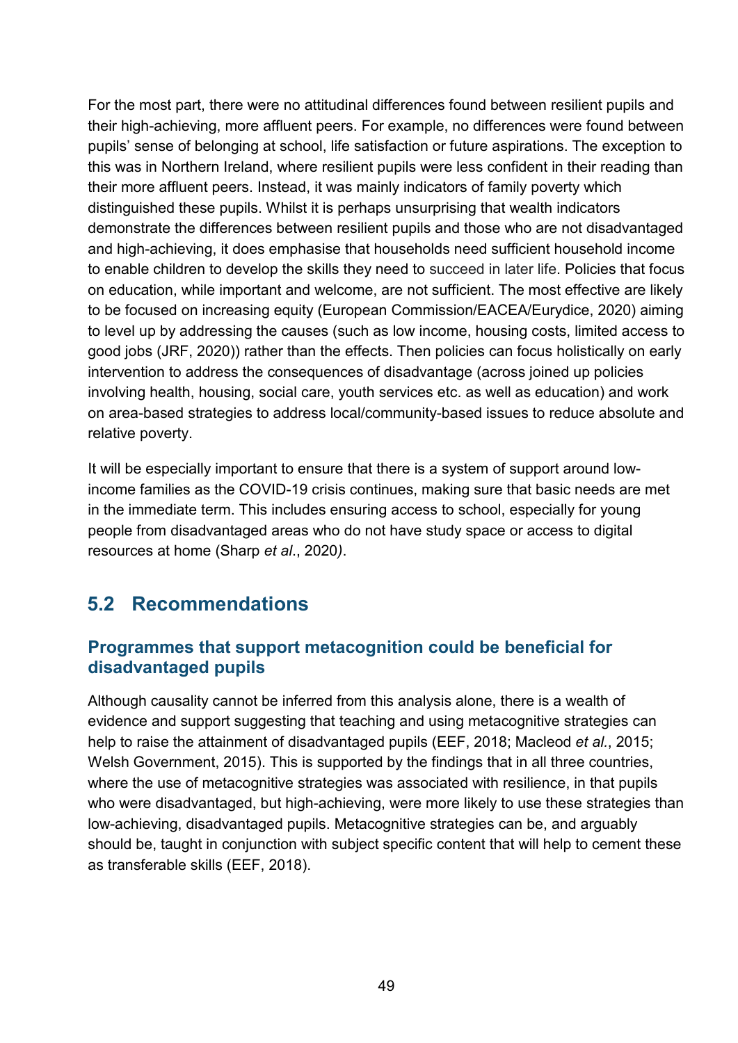For the most part, there were no attitudinal differences found between resilient pupils and their high-achieving, more affluent peers. For example, no differences were found between pupils' sense of belonging at school, life satisfaction or future aspirations. The exception to this was in Northern Ireland, where resilient pupils were less confident in their reading than their more affluent peers. Instead, it was mainly indicators of family poverty which distinguished these pupils. Whilst it is perhaps unsurprising that wealth indicators demonstrate the differences between resilient pupils and those who are not disadvantaged and high-achieving, it does emphasise that households need sufficient household income to enable children to develop the skills they need to succeed in later life. Policies that focus on education, while important and welcome, are not sufficient. The most effective are likely to be focused on increasing equity (European Commission/EACEA/Eurydice, 2020) aiming to level up by addressing the causes (such as low income, housing costs, limited access to good jobs (JRF, 2020)) rather than the effects. Then policies can focus holistically on early intervention to address the consequences of disadvantage (across joined up policies involving health, housing, social care, youth services etc. as well as education) and work on area-based strategies to address local/community-based issues to reduce absolute and relative poverty.

It will be especially important to ensure that there is a system of support around low-income families as the COVID-19 crisis continues, making sure that basic needs are met in the immediate term. This includes ensuring access to school, especially for young people from disadvantaged areas who do not have study space or access to digital resources at home (Sharp *et al*., 2020).

## 5.2 Recommendations

### Programmes that support metacognition could be beneficial for disadvantaged pupils

Although causality cannot be inferred from this analysis alone, there is a wealth of evidence and support suggesting that teaching and using metacognitive strategies can help to raise the attainment of disadvantaged pupils (EEF, 2018; Macleod *et al.*, 2015; Welsh Government, 2015). This is supported by the findings that in all three countries, where the use of metacognitive strategies was associated with resilience, in that pupils who were disadvantaged, but high-achieving, were more likely to use these strategies than low-achieving, disadvantaged pupils. Metacognitive strategies can be, and arguably should be, taught in conjunction with subject specific content that will help to cement these as transferable skills (EEF, 2018).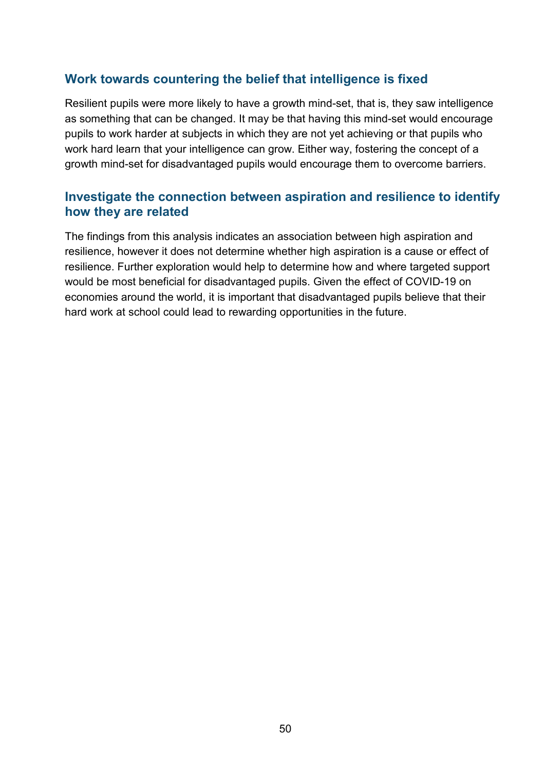### Work towards countering the belief that intelligence is fixed

Resilient pupils were more likely to have a growth mind-set, that is, they saw intelligence as something that can be changed. It may be that having this mind-set would encourage pupils to work harder at subjects in which they are not yet achieving or that pupils who work hard learn that your intelligence can grow. Either way, fostering the concept of a growth mind-set for disadvantaged pupils would encourage them to overcome barriers.

### Investigate the connection between aspiration and resilience to identify how they are related

The findings from this analysis indicates an association between high aspiration and resilience, however it does not determine whether high aspiration is a cause or effect of resilience. Further exploration would help to determine how and where targeted support would be most beneficial for disadvantaged pupils. Given the effect of COVID-19 on economies around the world, it is important that disadvantaged pupils believe that their hard work at school could lead to rewarding opportunities in the future.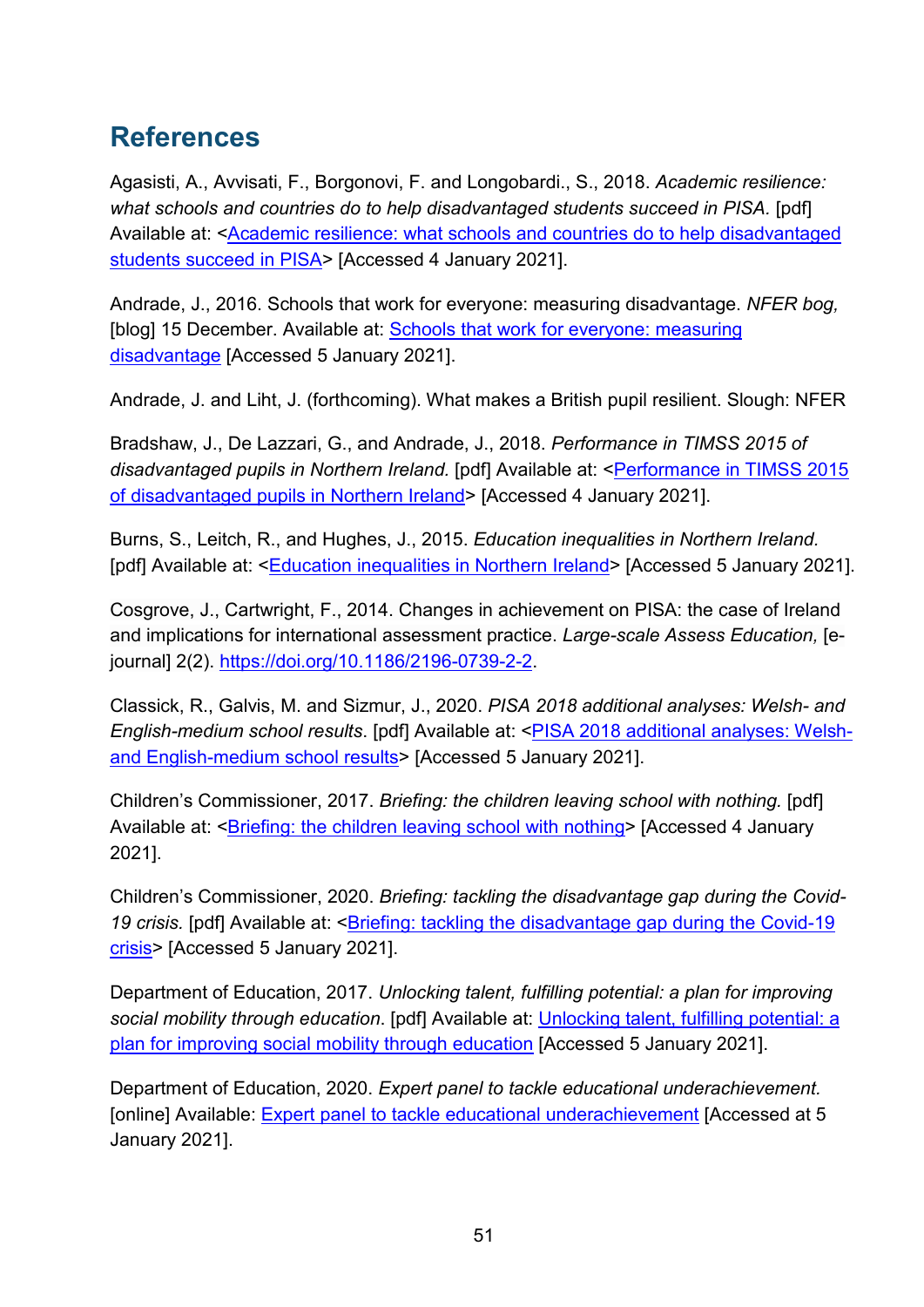## References

Agasisti, A., Avvisati, F., Borgonovi, F. and Longobardi., S., 2018. *Academic resilience: what schools and countries do to help disadvantaged students succeed in PISA.* [pdf] Available at: <[Academic resilience: what schools and countries do to help disadvantaged students succeed in PISA]()> [Accessed 4 January 2021].

Andrade, J., 2016. Schools that work for everyone: measuring disadvantage. *NFER bog,* [blog] 15 December. Available at: [Schools that work for everyone: measuring disadvantage]() [Accessed 5 January 2021].

Andrade, J. and Liht, J. (forthcoming). What makes a British pupil resilient. Slough: NFER

Bradshaw, J., De Lazzari, G., and Andrade, J., 2018. *Performance in TIMSS 2015 of disadvantaged pupils in Northern Ireland.* [pdf] Available at: <[Performance in TIMSS 2015 of disadvantaged pupils in Northern Ireland]()> [Accessed 4 January 2021].

Burns, S., Leitch, R., and Hughes, J., 2015. *Education inequalities in Northern Ireland.* [pdf] Available at: <[Education inequalities in Northern Ireland]()> [Accessed 5 January 2021].

Cosgrove, J., Cartwright, F., 2014. Changes in achievement on PISA: the case of Ireland and implications for international assessment practice. *Large-scale Assess Education,* [e-journal] 2(2). [https://doi.org/10.1186/2196-0739-2-2](https://doi.org/10.1186/2196-0739-2-2).

Classick, R., Galvis, M. and Sizmur, J., 2020. *PISA 2018 additional analyses: Welsh- and English-medium school results*. [pdf] Available at: <[PISA 2018 additional analyses: Welsh- and English-medium school results]()> [Accessed 5 January 2021].

Children's Commissioner, 2017. *Briefing: the children leaving school with nothing.* [pdf] Available at: <[Briefing: the children leaving school with nothing]()> [Accessed 4 January 2021].

Children's Commissioner, 2020. *Briefing: tackling the disadvantage gap during the Covid-19 crisis.* [pdf] Available at: <[Briefing: tackling the disadvantage gap during the Covid-19 crisis]()> [Accessed 5 January 2021].

Department of Education, 2017. *Unlocking talent, fulfilling potential: a plan for improving social mobility through education*. [pdf] Available at: [Unlocking talent, fulfilling potential: a plan for improving social mobility through education]() [Accessed 5 January 2021].

Department of Education, 2020. *Expert panel to tackle educational underachievement.* [online] Available: [Expert panel to tackle educational underachievement]() [Accessed at 5 January 2021].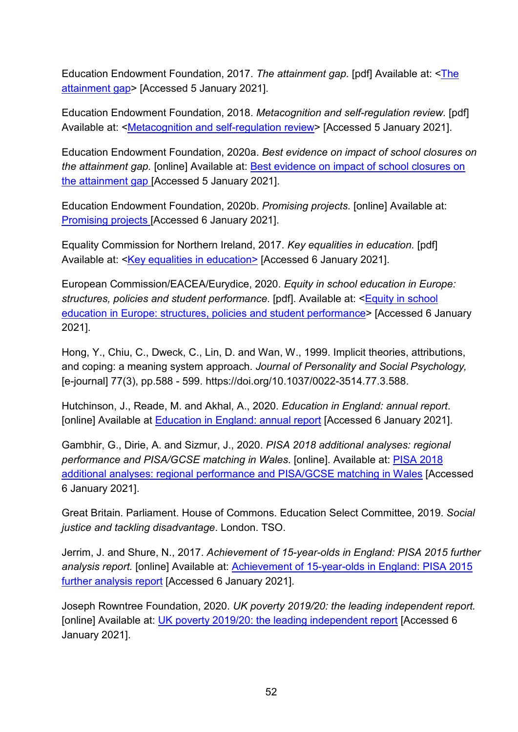Education Endowment Foundation, 2017. *The attainment gap.* [pdf] Available at: <The attainment gap> [Accessed 5 January 2021].

Education Endowment Foundation, 2018. *Metacognition and self-regulation review.* [pdf] Available at: <Metacognition and self-regulation review> [Accessed 5 January 2021].

Education Endowment Foundation, 2020a. *Best evidence on impact of school closures on the attainment gap.* [online] Available at: Best evidence on impact of school closures on the attainment gap [Accessed 5 January 2021].

Education Endowment Foundation, 2020b. *Promising projects.* [online] Available at: Promising projects [Accessed 6 January 2021].

Equality Commission for Northern Ireland, 2017. *Key equalities in education.* [pdf] Available at: <Key equalities in education> [Accessed 6 January 2021].

European Commission/EACEA/Eurydice, 2020. *Equity in school education in Europe: structures, policies and student performance*. [pdf]. Available at: <Equity in school education in Europe: structures, policies and student performance> [Accessed 6 January 2021].

Hong, Y., Chiu, C., Dweck, C., Lin, D. and Wan, W., 1999. Implicit theories, attributions, and coping: a meaning system approach. *Journal of Personality and Social Psychology,* [e-journal] 77(3), pp.588 - 599. https://doi.org/10.1037/0022-3514.77.3.588.

Hutchinson, J., Reade, M. and Akhal, A., 2020. *Education in England: annual report*. [online] Available at Education in England: annual report [Accessed 6 January 2021].

Gambhir, G., Dirie, A. and Sizmur, J., 2020. *PISA 2018 additional analyses: regional performance and PISA/GCSE matching in Wales*. [online]. Available at: PISA 2018 additional analyses: regional performance and PISA/GCSE matching in Wales [Accessed 6 January 2021].

Great Britain. Parliament. House of Commons. Education Select Committee, 2019. *Social justice and tackling disadvantage*. London. TSO.

Jerrim, J. and Shure, N., 2017. *Achievement of 15-year-olds in England: PISA 2015 further analysis report.* [online] Available at: Achievement of 15-year-olds in England: PISA 2015 further analysis report [Accessed 6 January 2021].

Joseph Rowntree Foundation, 2020. *UK poverty 2019/20: the leading independent report.* [online] Available at: UK poverty 2019/20: the leading independent report [Accessed 6 January 2021].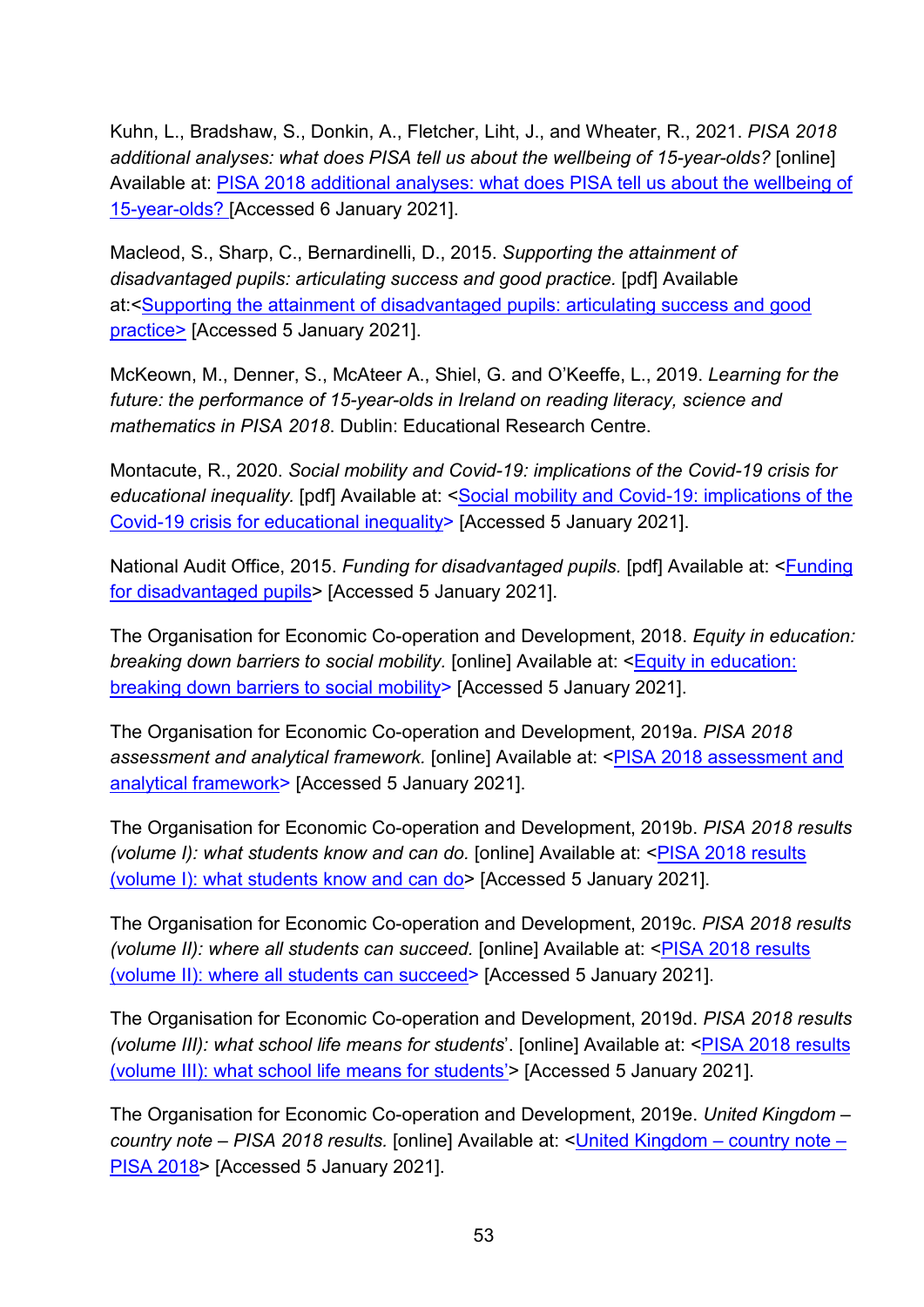Kuhn, L., Bradshaw, S., Donkin, A., Fletcher, Liht, J., and Wheater, R., 2021. *PISA 2018 additional analyses: what does PISA tell us about the wellbeing of 15-year-olds?* [online] Available at: PISA 2018 additional analyses: what does PISA tell us about the wellbeing of 15-year-olds? [Accessed 6 January 2021].

Macleod, S., Sharp, C., Bernardinelli, D., 2015. *Supporting the attainment of disadvantaged pupils: articulating success and good practice.* [pdf] Available at:<Supporting the attainment of disadvantaged pupils: articulating success and good practice> [Accessed 5 January 2021].

McKeown, M., Denner, S., McAteer A., Shiel, G. and O'Keeffe, L., 2019. *Learning for the future: the performance of 15-year-olds in Ireland on reading literacy, science and mathematics in PISA 2018*. Dublin: Educational Research Centre.

Montacute, R., 2020. *Social mobility and Covid-19: implications of the Covid-19 crisis for educational inequality.* [pdf] Available at: <Social mobility and Covid-19: implications of the Covid-19 crisis for educational inequality> [Accessed 5 January 2021].

National Audit Office, 2015. *Funding for disadvantaged pupils.* [pdf] Available at: <Funding for disadvantaged pupils> [Accessed 5 January 2021].

The Organisation for Economic Co-operation and Development, 2018. *Equity in education: breaking down barriers to social mobility.* [online] Available at: <Equity in education: breaking down barriers to social mobility> [Accessed 5 January 2021].

The Organisation for Economic Co-operation and Development, 2019a. *PISA 2018 assessment and analytical framework.* [online] Available at: <PISA 2018 assessment and analytical framework> [Accessed 5 January 2021].

The Organisation for Economic Co-operation and Development, 2019b. *PISA 2018 results (volume I): what students know and can do.* [online] Available at: <PISA 2018 results (volume I): what students know and can do> [Accessed 5 January 2021].

The Organisation for Economic Co-operation and Development, 2019c. *PISA 2018 results (volume II): where all students can succeed.* [online] Available at: <PISA 2018 results (volume II): where all students can succeed> [Accessed 5 January 2021].

The Organisation for Economic Co-operation and Development, 2019d. *PISA 2018 results (volume III): what school life means for students*'. [online] Available at: <PISA 2018 results (volume III): what school life means for students'> [Accessed 5 January 2021].

The Organisation for Economic Co-operation and Development, 2019e. *United Kingdom – country note – PISA 2018 results.* [online] Available at: <United Kingdom – country note – PISA 2018> [Accessed 5 January 2021].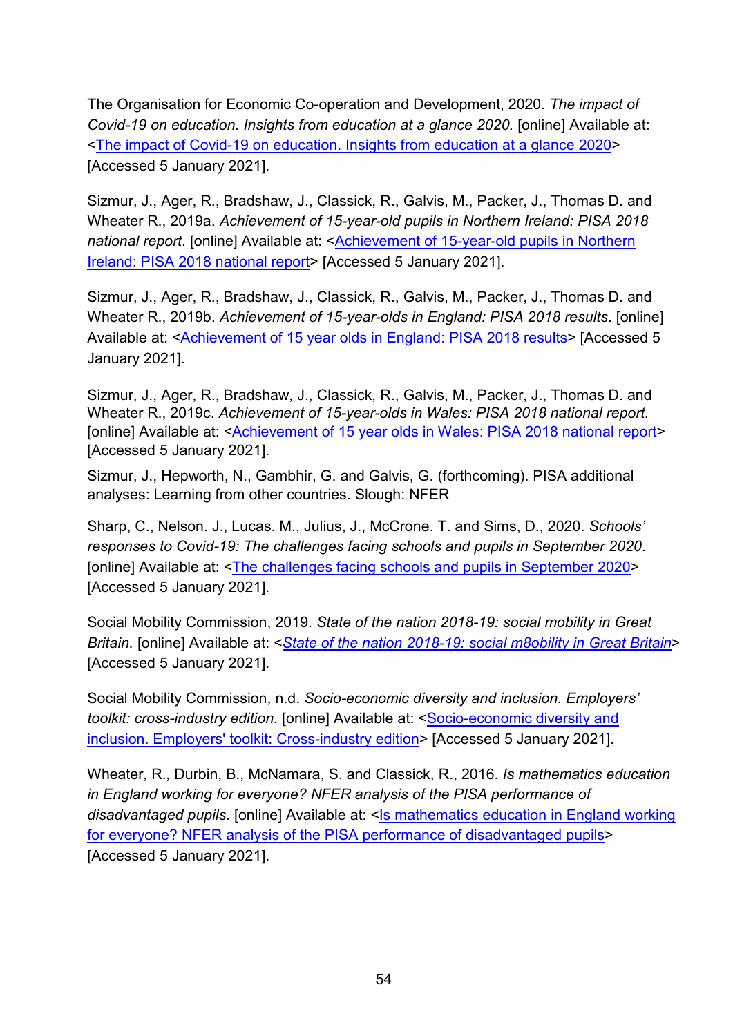The Organisation for Economic Co-operation and Development, 2020. *The impact of Covid-19 on education. Insights from education at a glance 2020.* [online] Available at: <The impact of Covid-19 on education. Insights from education at a glance 2020> [Accessed 5 January 2021].

Sizmur, J., Ager, R., Bradshaw, J., Classick, R., Galvis, M., Packer, J., Thomas D. and Wheater R., 2019a. *Achievement of 15-year-old pupils in Northern Ireland: PISA 2018 national report*. [online] Available at: <Achievement of 15-year-old pupils in Northern Ireland: PISA 2018 national report> [Accessed 5 January 2021].

Sizmur, J., Ager, R., Bradshaw, J., Classick, R., Galvis, M., Packer, J., Thomas D. and Wheater R., 2019b. *Achievement of 15-year-olds in England: PISA 2018 results*. [online] Available at: <Achievement of 15 year olds in England: PISA 2018 results> [Accessed 5 January 2021].

Sizmur, J., Ager, R., Bradshaw, J., Classick, R., Galvis, M., Packer, J., Thomas D. and Wheater R., 2019c. *Achievement of 15-year-olds in Wales: PISA 2018 national report.* [online] Available at: <Achievement of 15 year olds in Wales: PISA 2018 national report> [Accessed 5 January 2021].

Sizmur, J., Hepworth, N., Gambhir, G. and Galvis, G. (forthcoming). PISA additional analyses: Learning from other countries. Slough: NFER

Sharp, C., Nelson. J., Lucas. M., Julius, J., McCrone. T. and Sims, D., 2020. *Schools' responses to Covid-19: The challenges facing schools and pupils in September 2020*. [online] Available at: <The challenges facing schools and pupils in September 2020> [Accessed 5 January 2021].

Social Mobility Commission, 2019. *State of the nation 2018-19: social mobility in Great Britain.* [online] Available at: <*State of the nation 2018-19: social m8obility in Great Britain*> [Accessed 5 January 2021].

Social Mobility Commission, n.d. *Socio-economic diversity and inclusion. Employers' toolkit: cross-industry edition.* [online] Available at: <Socio-economic diversity and inclusion. Employers' toolkit: Cross-industry edition> [Accessed 5 January 2021].

Wheater, R., Durbin, B., McNamara, S. and Classick, R., 2016. *Is mathematics education in England working for everyone? NFER analysis of the PISA performance of disadvantaged pupils.* [online] Available at: <Is mathematics education in England working for everyone? NFER analysis of the PISA performance of disadvantaged pupils> [Accessed 5 January 2021].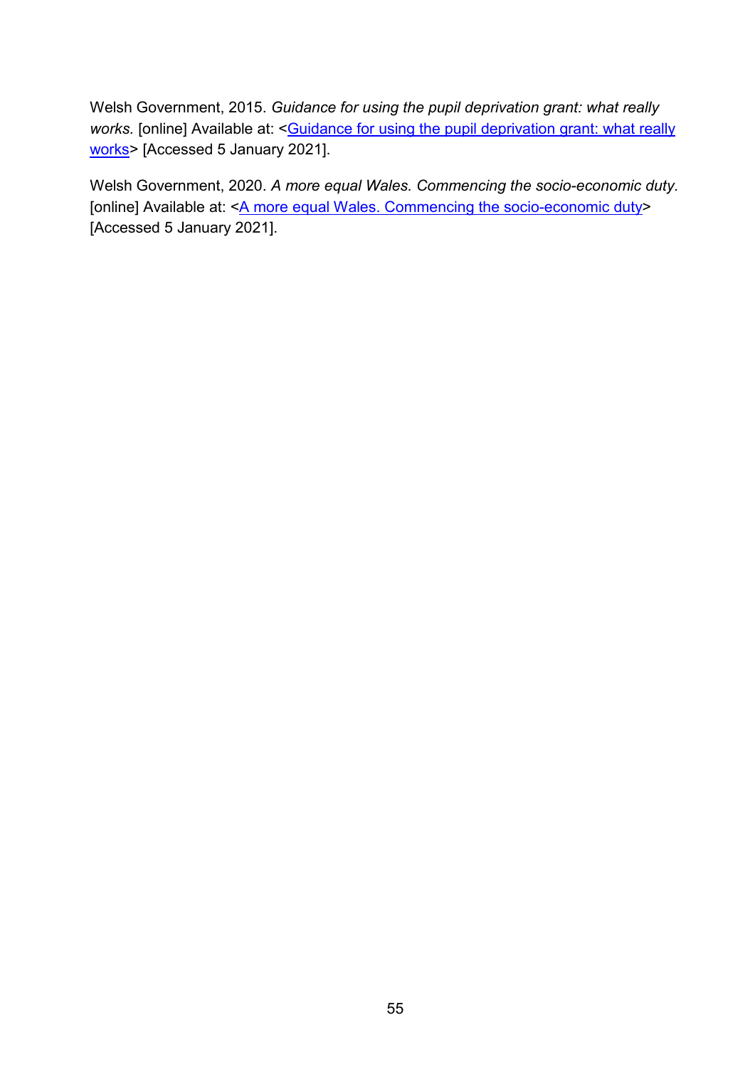Welsh Government, 2015. *Guidance for using the pupil deprivation grant: what really works.* [online] Available at: <Guidance for using the pupil deprivation grant: what really works> [Accessed 5 January 2021].

Welsh Government, 2020. *A more equal Wales. Commencing the socio-economic duty.* [online] Available at: <A more equal Wales. Commencing the socio-economic duty> [Accessed 5 January 2021].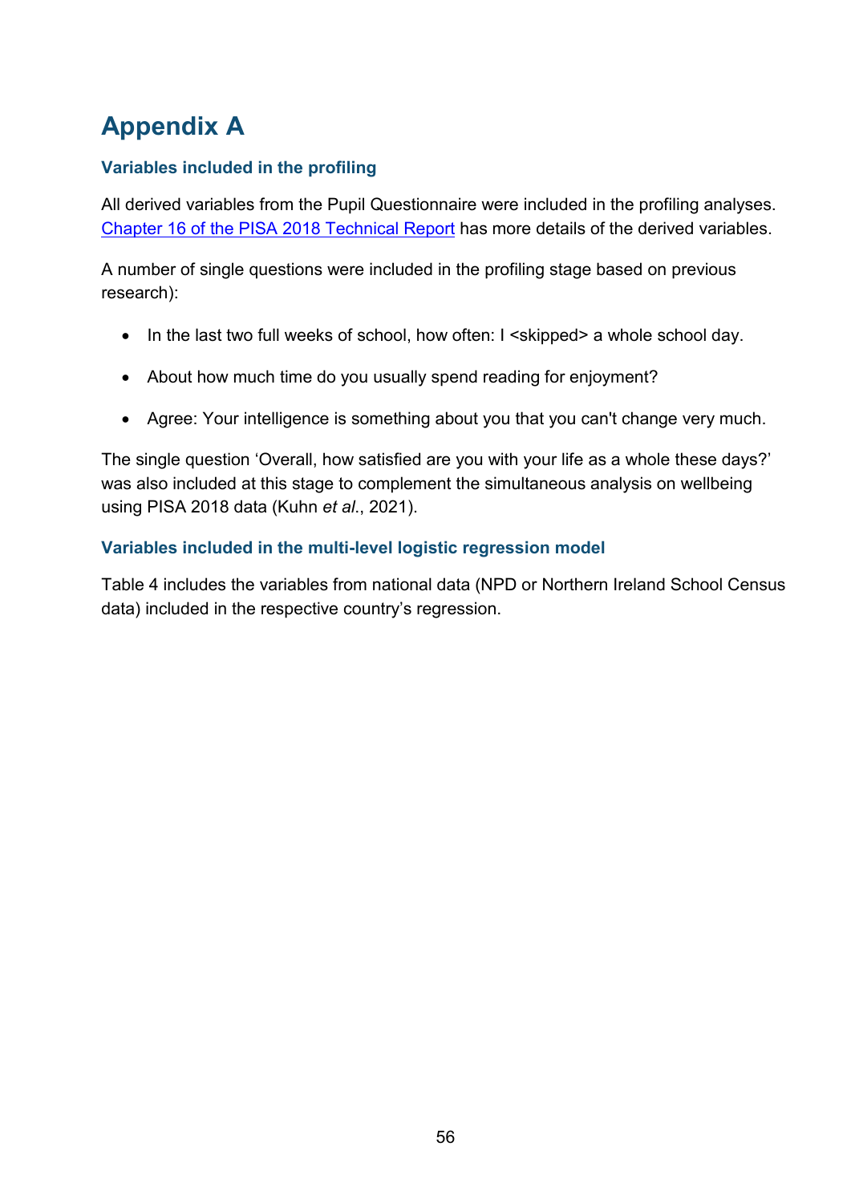# Appendix A

### Variables included in the profiling

All derived variables from the Pupil Questionnaire were included in the profiling analyses. [Chapter 16 of the PISA 2018 Technical Report](#) has more details of the derived variables.

A number of single questions were included in the profiling stage based on previous research):

- In the last two full weeks of school, how often: I <skipped> a whole school day.
- About how much time do you usually spend reading for enjoyment?
- Agree: Your intelligence is something about you that you can't change very much.

The single question 'Overall, how satisfied are you with your life as a whole these days?' was also included at this stage to complement the simultaneous analysis on wellbeing using PISA 2018 data (Kuhn *et al*., 2021).

### Variables included in the multi-level logistic regression model

Table 4 includes the variables from national data (NPD or Northern Ireland School Census data) included in the respective country's regression.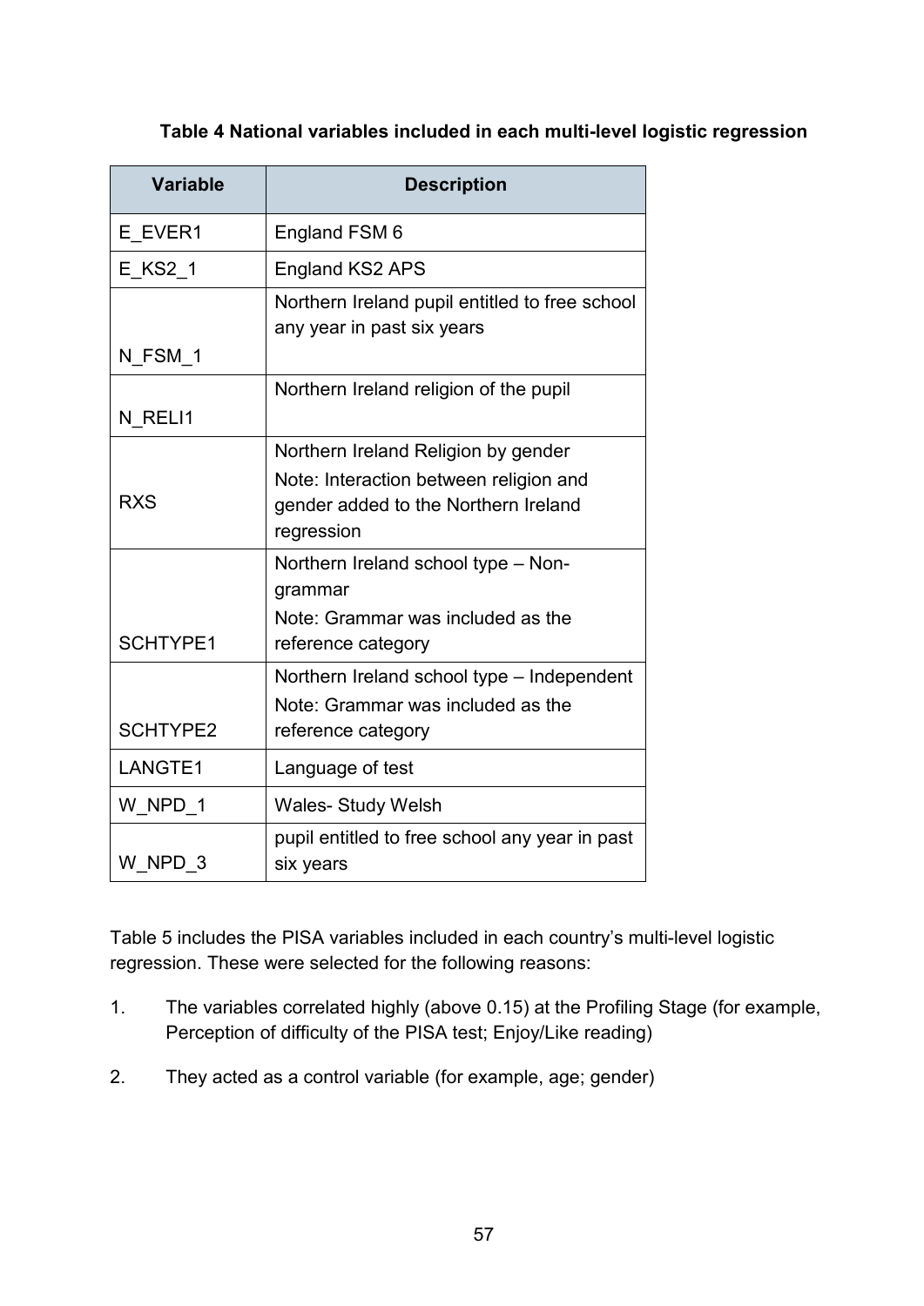**Table 4 National variables included in each multi-level logistic regression**

| Variable | Description |
|---|---|
| E_EVER1 | England FSM 6 |
| E_KS2_1 | England KS2 APS |
| N_FSM_1 | Northern Ireland pupil entitled to free school any year in past six years |
| N_RELI1 | Northern Ireland religion of the pupil |
| RXS | Northern Ireland Religion by gender<br>Note: Interaction between religion and gender added to the Northern Ireland regression |
| SCHTYPE1 | Northern Ireland school type – Non-grammar<br>Note: Grammar was included as the reference category |
| SCHTYPE2 | Northern Ireland school type – Independent<br>Note: Grammar was included as the reference category |
| LANGTE1 | Language of test |
| W_NPD_1 | Wales- Study Welsh |
| W_NPD_3 | pupil entitled to free school any year in past six years |

Table 5 includes the PISA variables included in each country's multi-level logistic regression. These were selected for the following reasons:

1. The variables correlated highly (above 0.15) at the Profiling Stage (for example, Perception of difficulty of the PISA test; Enjoy/Like reading)
2. They acted as a control variable (for example, age; gender)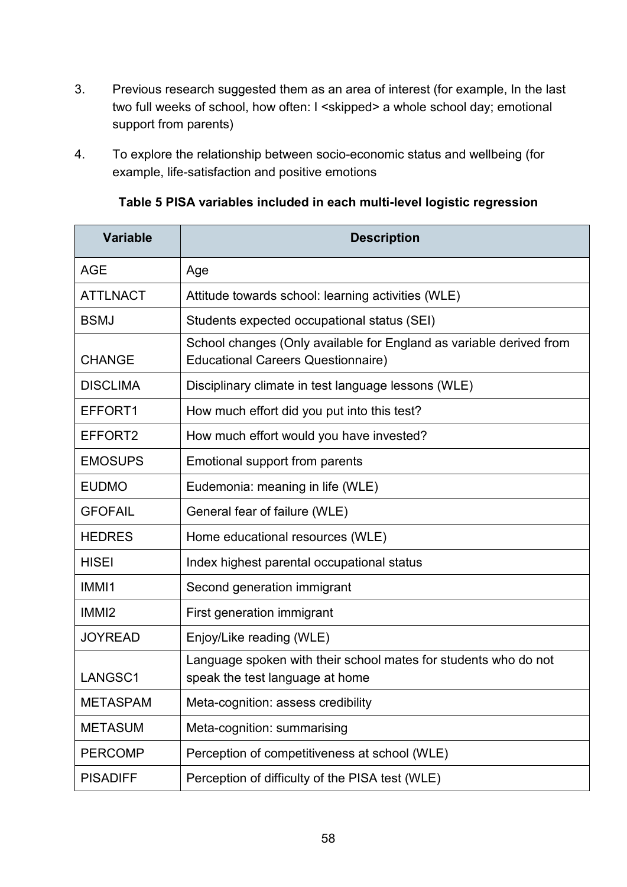3. Previous research suggested them as an area of interest (for example, In the last two full weeks of school, how often: I <skipped> a whole school day; emotional support from parents)

4. To explore the relationship between socio-economic status and wellbeing (for example, life-satisfaction and positive emotions

**Table 5 PISA variables included in each multi-level logistic regression**

| Variable | Description |
| --- | --- |
| AGE | Age |
| ATTLNACT | Attitude towards school: learning activities (WLE) |
| BSMJ | Students expected occupational status (SEI) |
| CHANGE | School changes (Only available for England as variable derived from Educational Careers Questionnaire) |
| DISCLIMA | Disciplinary climate in test language lessons (WLE) |
| EFFORT1 | How much effort did you put into this test? |
| EFFORT2 | How much effort would you have invested? |
| EMOSUPS | Emotional support from parents |
| EUDMO | Eudemonia: meaning in life (WLE) |
| GFOFAIL | General fear of failure (WLE) |
| HEDRES | Home educational resources (WLE) |
| HISEI | Index highest parental occupational status |
| IMMI1 | Second generation immigrant |
| IMMI2 | First generation immigrant |
| JOYREAD | Enjoy/Like reading (WLE) |
| LANGSC1 | Language spoken with their school mates for students who do not speak the test language at home |
| METASPAM | Meta-cognition: assess credibility |
| METASUM | Meta-cognition: summarising |
| PERCOMP | Perception of competitiveness at school (WLE) |
| PISADIFF | Perception of difficulty of the PISA test (WLE) |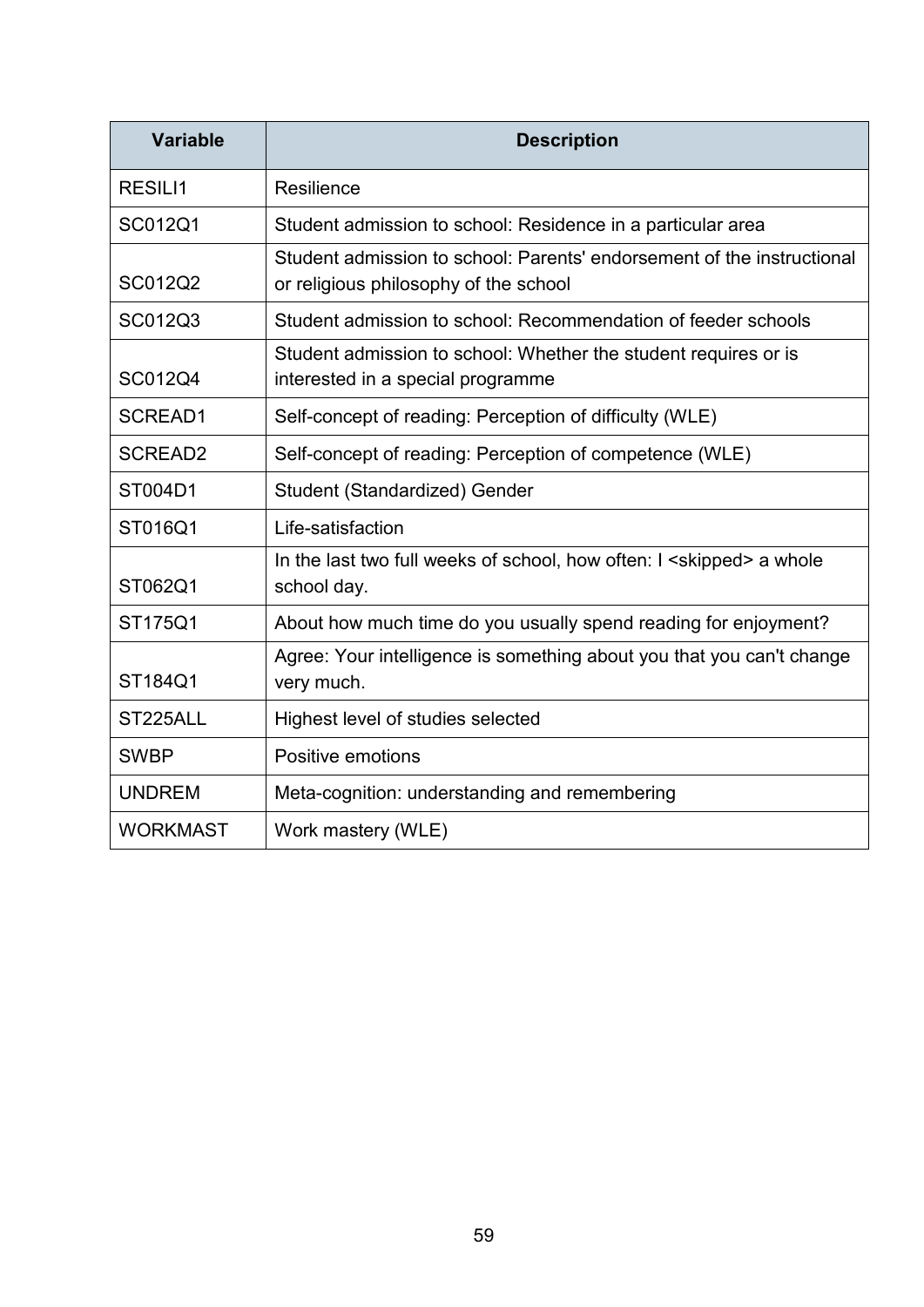| Variable | Description |
|---|---|
| RESILI1 | Resilience |
| SC012Q1 | Student admission to school: Residence in a particular area |
| SC012Q2 | Student admission to school: Parents' endorsement of the instructional or religious philosophy of the school |
| SC012Q3 | Student admission to school: Recommendation of feeder schools |
| SC012Q4 | Student admission to school: Whether the student requires or is interested in a special programme |
| SCREAD1 | Self-concept of reading: Perception of difficulty (WLE) |
| SCREAD2 | Self-concept of reading: Perception of competence (WLE) |
| ST004D1 | Student (Standardized) Gender |
| ST016Q1 | Life-satisfaction |
| ST062Q1 | In the last two full weeks of school, how often: I <skipped> a whole school day. |
| ST175Q1 | About how much time do you usually spend reading for enjoyment? |
| ST184Q1 | Agree: Your intelligence is something about you that you can't change very much. |
| ST225ALL | Highest level of studies selected |
| SWBP | Positive emotions |
| UNDREM | Meta-cognition: understanding and remembering |
| WORKMAST | Work mastery (WLE) |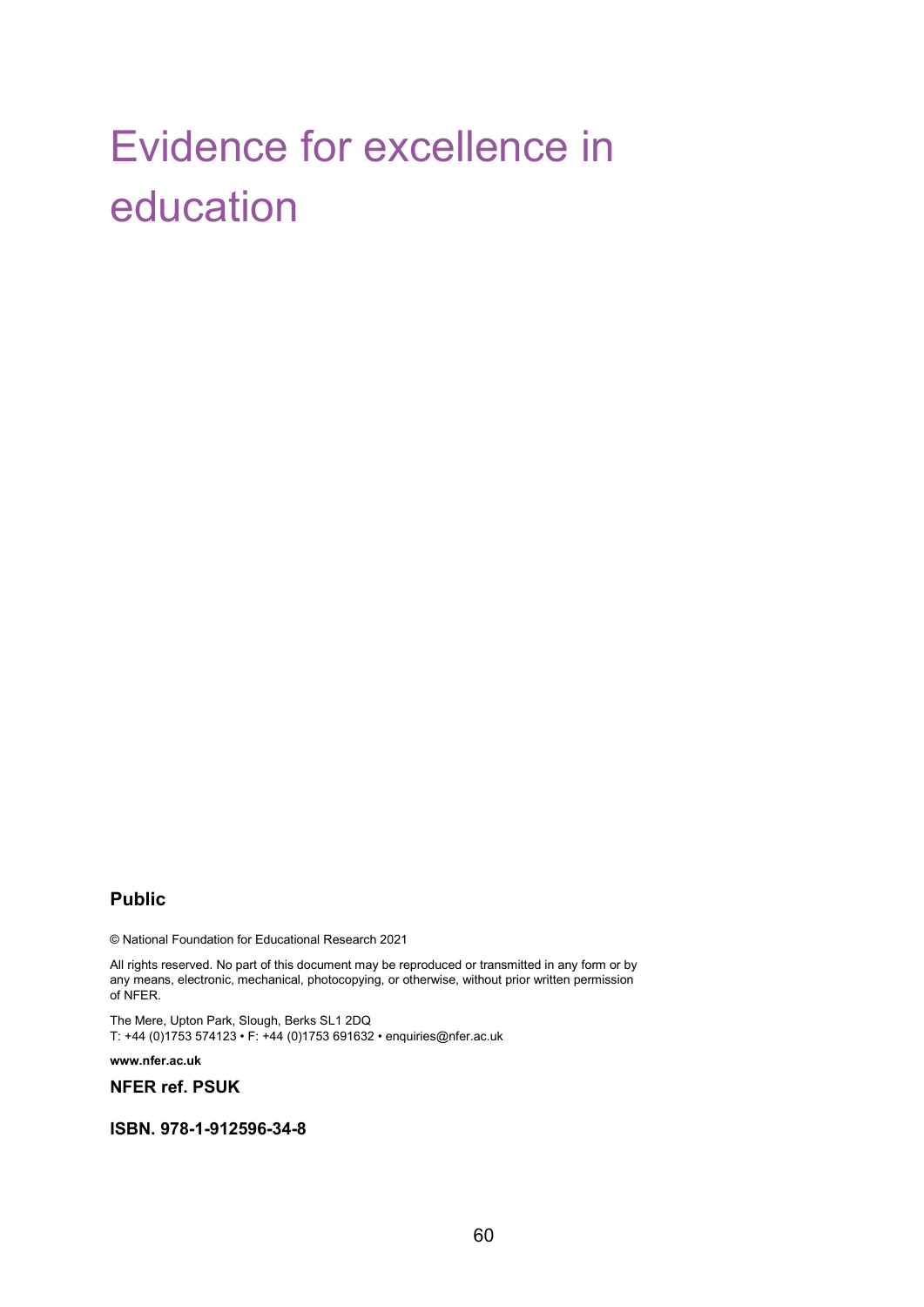# Evidence for excellence in education

**Public**

© National Foundation for Educational Research 2021

All rights reserved. No part of this document may be reproduced or transmitted in any form or by any means, electronic, mechanical, photocopying, or otherwise, without prior written permission of NFER.

The Mere, Upton Park, Slough, Berks SL1 2DQ
T: +44 (0)1753 574123 • F: +44 (0)1753 691632 • enquiries@nfer.ac.uk

**www.nfer.ac.uk**

**NFER ref. PSUK**

**ISBN. 978-1-912596-34-8**